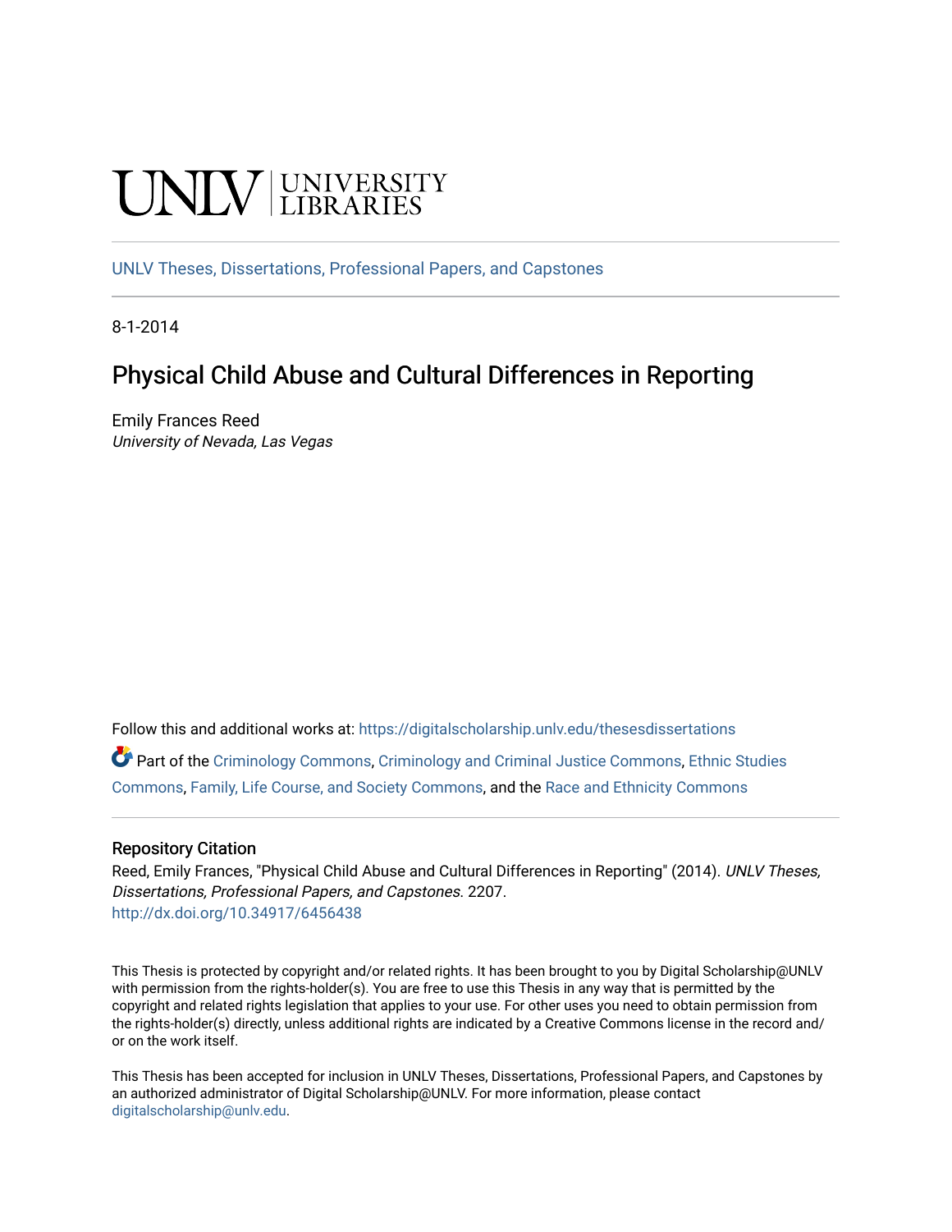UNLV | UNIVERSITY LIBRARIES

UNLV Theses, Dissertations, Professional Papers, and Capstones

8-1-2014

# Physical Child Abuse and Cultural Differences in Reporting

Emily Frances Reed
*University of Nevada, Las Vegas*

Follow this and additional works at: https://digitalscholarship.unlv.edu/thesesdissertations

Part of the Criminology Commons, Criminology and Criminal Justice Commons, Ethnic Studies Commons, Family, Life Course, and Society Commons, and the Race and Ethnicity Commons

### Repository Citation

Reed, Emily Frances, "Physical Child Abuse and Cultural Differences in Reporting" (2014). *UNLV Theses, Dissertations, Professional Papers, and Capstones*. 2207.
http://dx.doi.org/10.34917/6456438

This Thesis is protected by copyright and/or related rights. It has been brought to you by Digital Scholarship@UNLV with permission from the rights-holder(s). You are free to use this Thesis in any way that is permitted by the copyright and related rights legislation that applies to your use. For other uses you need to obtain permission from the rights-holder(s) directly, unless additional rights are indicated by a Creative Commons license in the record and/or on the work itself.

This Thesis has been accepted for inclusion in UNLV Theses, Dissertations, Professional Papers, and Capstones by an authorized administrator of Digital Scholarship@UNLV. For more information, please contact digitalscholarship@unlv.edu.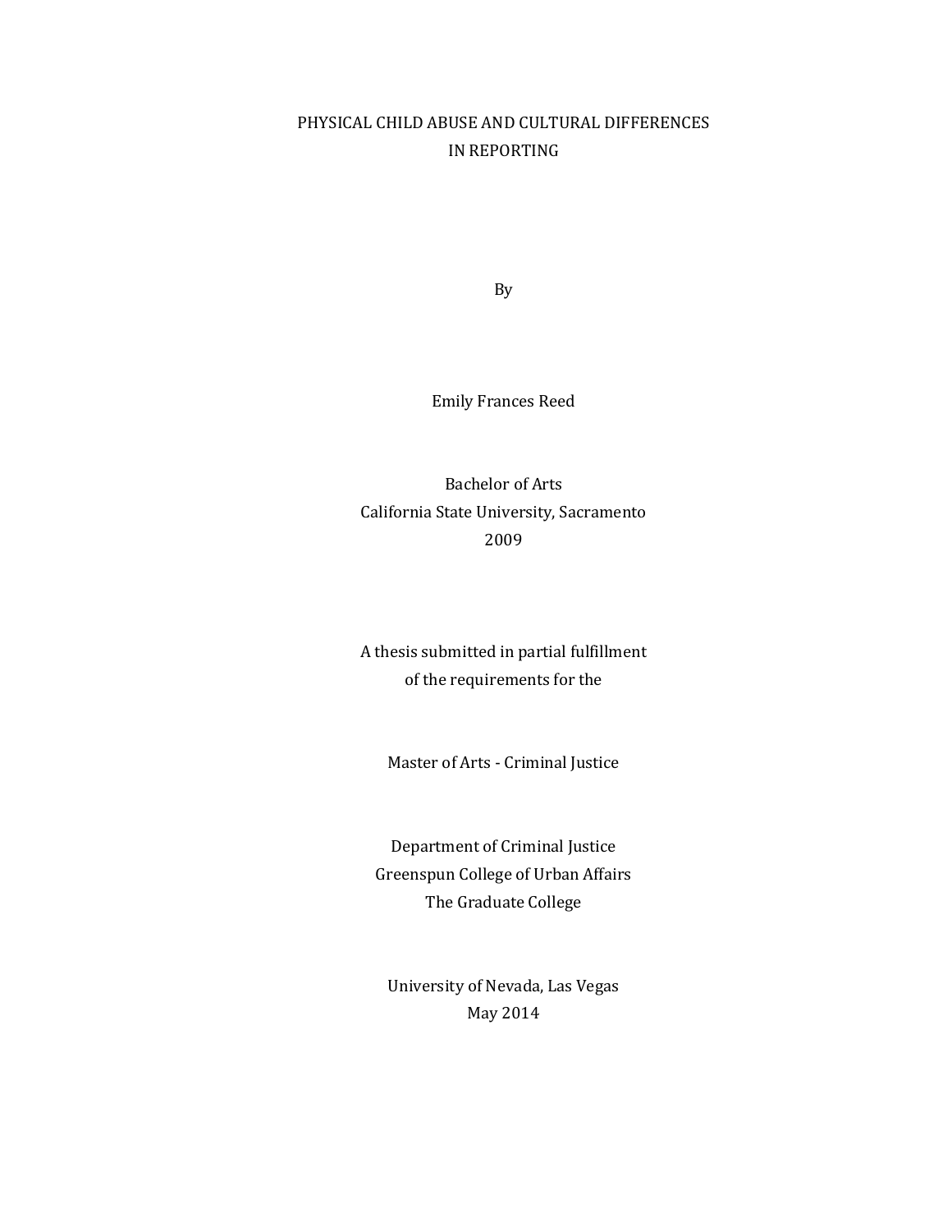# PHYSICAL CHILD ABUSE AND CULTURAL DIFFERENCES IN REPORTING

By

Emily Frances Reed

Bachelor of Arts
California State University, Sacramento
2009

A thesis submitted in partial fulfillment
of the requirements for the

Master of Arts - Criminal Justice

Department of Criminal Justice
Greenspun College of Urban Affairs
The Graduate College

University of Nevada, Las Vegas
May 2014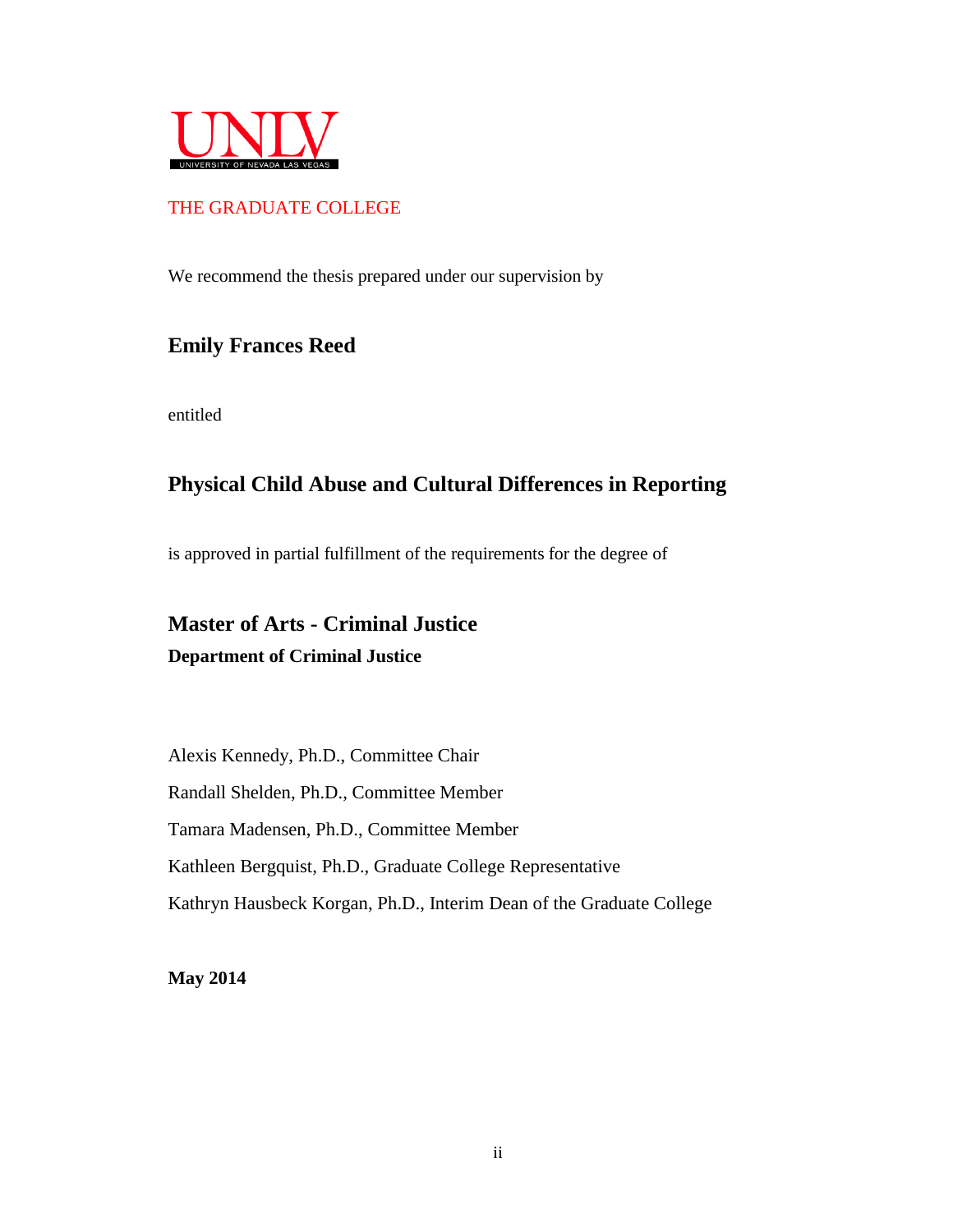UNLV

UNIVERSITY OF NEVADA LAS VEGAS

THE GRADUATE COLLEGE

We recommend the thesis prepared under our supervision by

**Emily Frances Reed**

entitled

**Physical Child Abuse and Cultural Differences in Reporting**

is approved in partial fulfillment of the requirements for the degree of

**Master of Arts - Criminal Justice**
**Department of Criminal Justice**

Alexis Kennedy, Ph.D., Committee Chair

Randall Shelden, Ph.D., Committee Member

Tamara Madensen, Ph.D., Committee Member

Kathleen Bergquist, Ph.D., Graduate College Representative

Kathryn Hausbeck Korgan, Ph.D., Interim Dean of the Graduate College

**May 2014**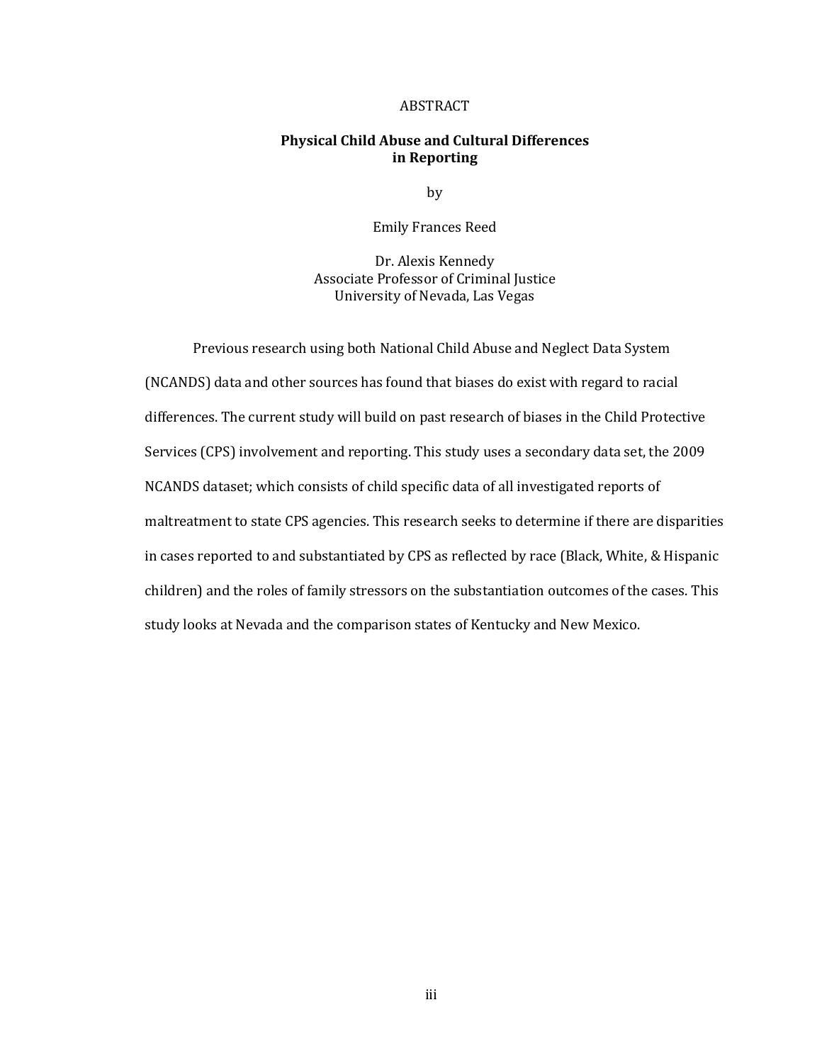# ABSTRACT

## Physical Child Abuse and Cultural Differences in Reporting

by

Emily Frances Reed

Dr. Alexis Kennedy
Associate Professor of Criminal Justice
University of Nevada, Las Vegas

Previous research using both National Child Abuse and Neglect Data System (NCANDS) data and other sources has found that biases do exist with regard to racial differences. The current study will build on past research of biases in the Child Protective Services (CPS) involvement and reporting. This study uses a secondary data set, the 2009 NCANDS dataset; which consists of child specific data of all investigated reports of maltreatment to state CPS agencies. This research seeks to determine if there are disparities in cases reported to and substantiated by CPS as reflected by race (Black, White, & Hispanic children) and the roles of family stressors on the substantiation outcomes of the cases. This study looks at Nevada and the comparison states of Kentucky and New Mexico.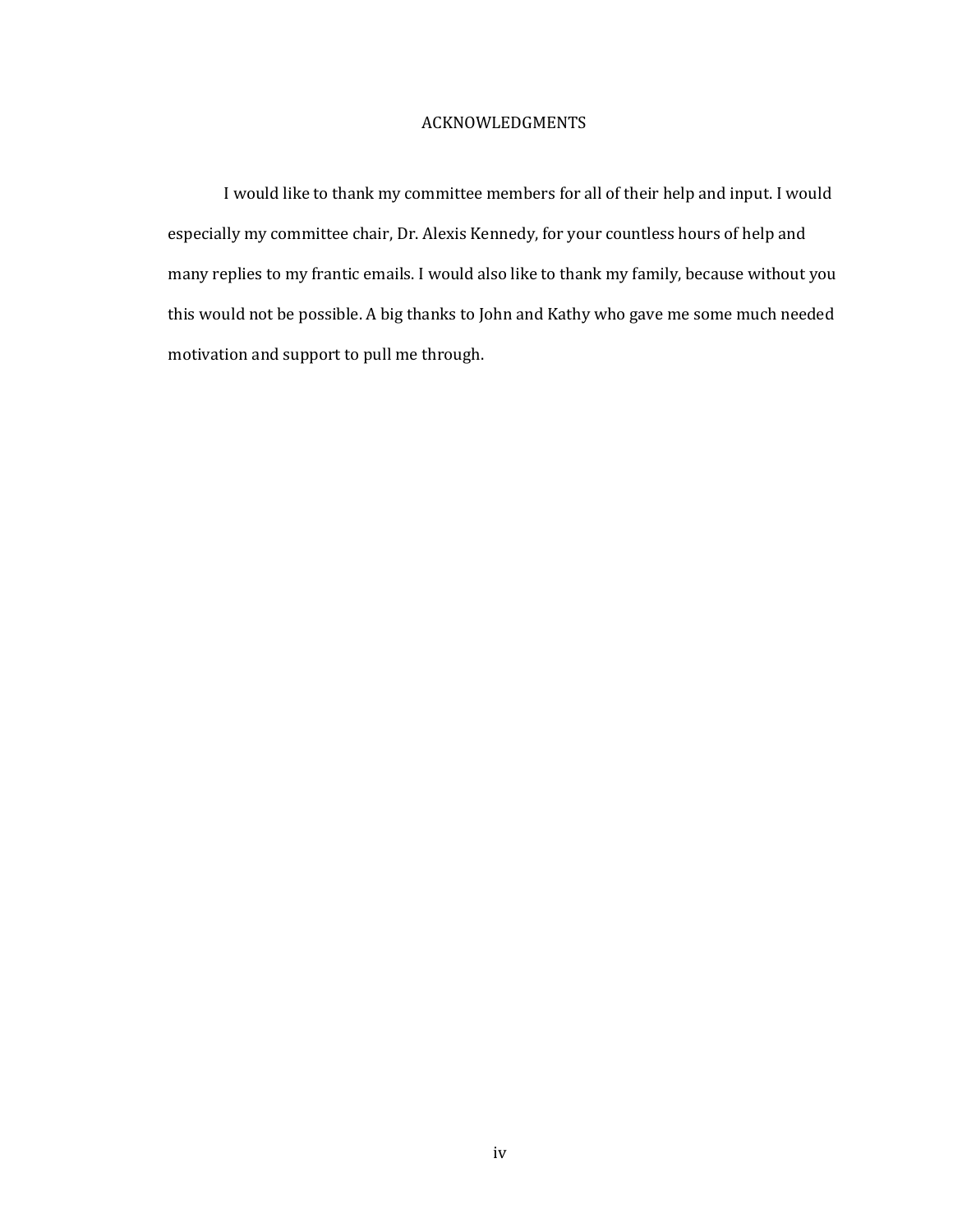# ACKNOWLEDGMENTS

I would like to thank my committee members for all of their help and input. I would especially my committee chair, Dr. Alexis Kennedy, for your countless hours of help and many replies to my frantic emails. I would also like to thank my family, because without you this would not be possible. A big thanks to John and Kathy who gave me some much needed motivation and support to pull me through.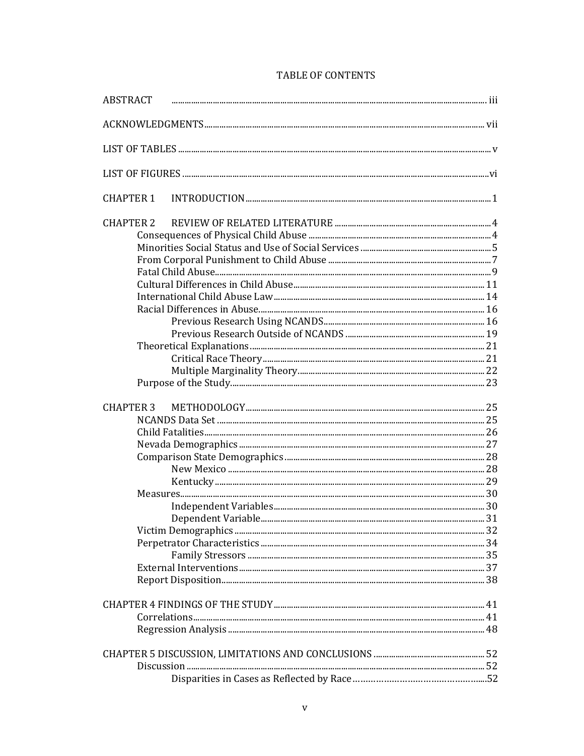# TABLE OF CONTENTS

ABSTRACT ..... iii

ACKNOWLEDGMENTS ..... vii

LIST OF TABLES ..... v

LIST OF FIGURES ..... vi

CHAPTER 1 INTRODUCTION ..... 1

CHAPTER 2 REVIEW OF RELATED LITERATURE ..... 4
- Consequences of Physical Child Abuse ..... 4
- Minorities Social Status and Use of Social Services ..... 5
- From Corporal Punishment to Child Abuse ..... 7
- Fatal Child Abuse ..... 9
- Cultural Differences in Child Abuse ..... 11
- International Child Abuse Law ..... 14
- Racial Differences in Abuse ..... 16
  - Previous Research Using NCANDS ..... 16
  - Previous Research Outside of NCANDS ..... 19
- Theoretical Explanations ..... 21
  - Critical Race Theory ..... 21
  - Multiple Marginality Theory ..... 22
- Purpose of the Study ..... 23

CHAPTER 3 METHODOLOGY ..... 25
- NCANDS Data Set ..... 25
- Child Fatalities ..... 26
- Nevada Demographics ..... 27
- Comparison State Demographics ..... 28
  - New Mexico ..... 28
  - Kentucky ..... 29
- Measures ..... 30
  - Independent Variables ..... 30
  - Dependent Variable ..... 31
- Victim Demographics ..... 32
- Perpetrator Characteristics ..... 34
  - Family Stressors ..... 35
- External Interventions ..... 37
- Report Disposition ..... 38

CHAPTER 4 FINDINGS OF THE STUDY ..... 41
- Correlations ..... 41
- Regression Analysis ..... 48

CHAPTER 5 DISCUSSION, LIMITATIONS AND CONCLUSIONS ..... 52
- Discussion ..... 52
  - Disparities in Cases as Reflected by Race ..... 52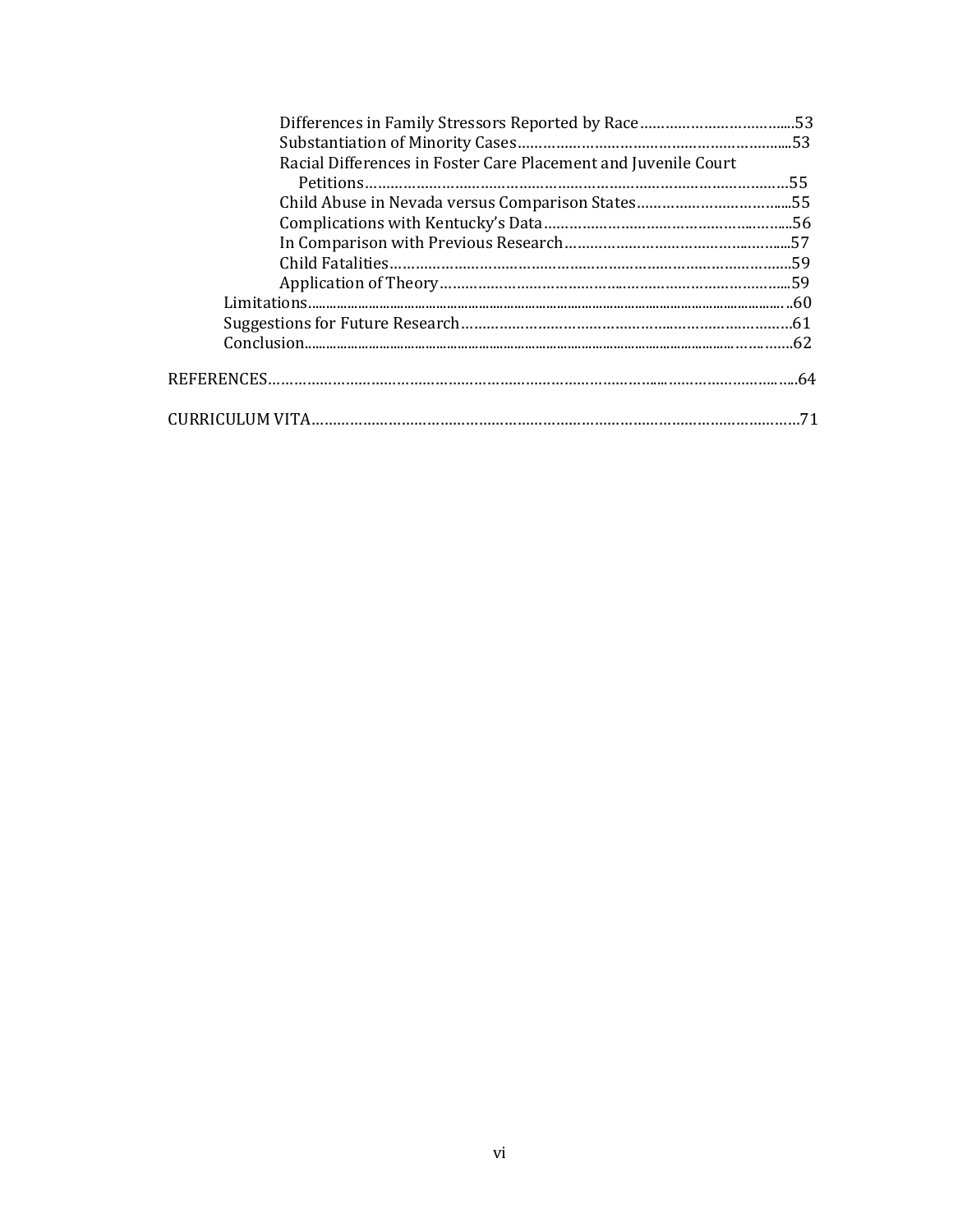Differences in Family Stressors Reported by Race ....................................53
Substantiation of Minority Cases ....................................................................53
Racial Differences in Foster Care Placement and Juvenile Court Petitions ................................................................................................55
Child Abuse in Nevada versus Comparison States ....................................55
Complications with Kentucky's Data ...........................................................56
In Comparison with Previous Research ......................................................57
Child Fatalities ....................................................................................................59
Application of Theory ........................................................................................59
Limitations ...................................................................................................................60
Suggestions for Future Research ..........................................................................61
Conclusion ..................................................................................................................62

REFERENCES .........................................................................................................................64

CURRICULUM VITA ................................................................................................................71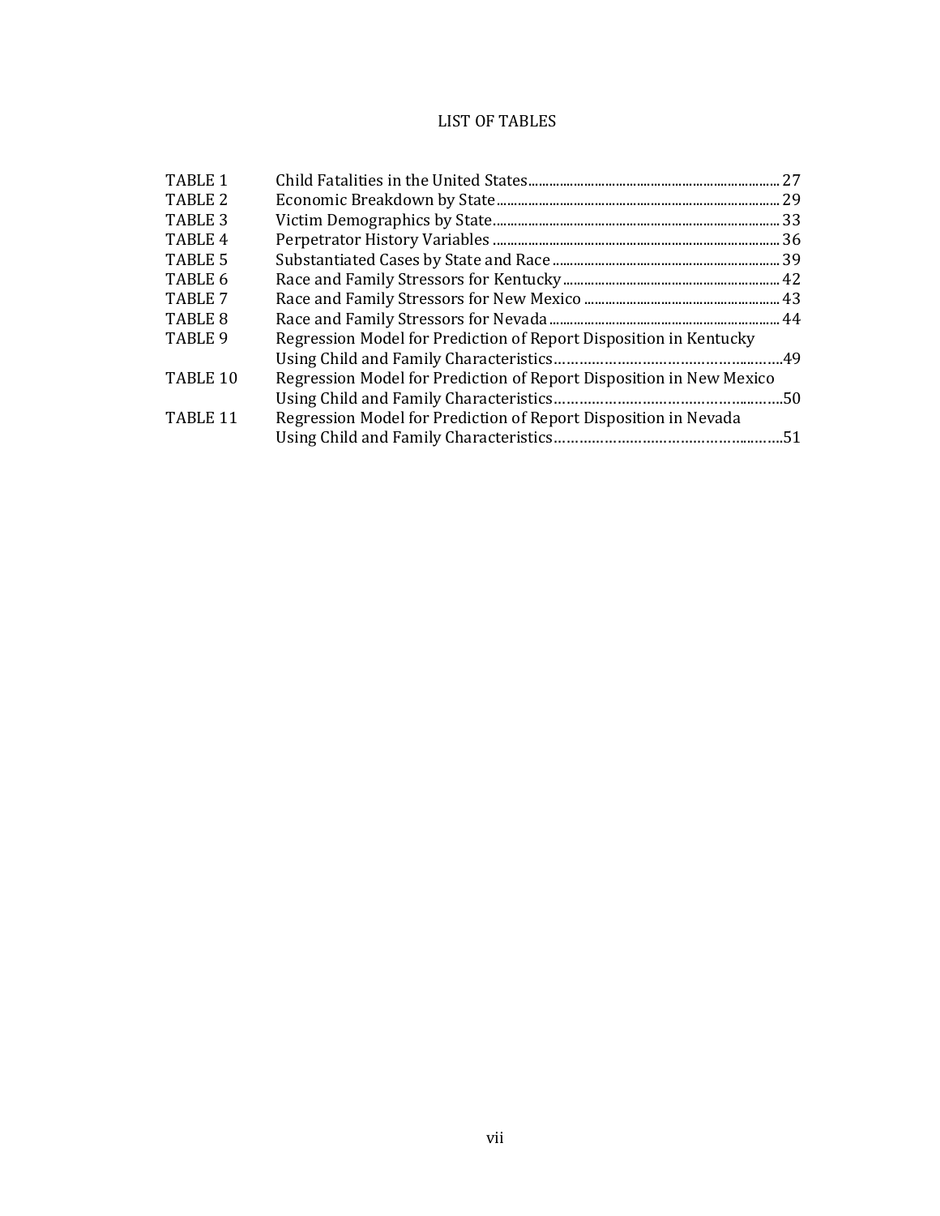# LIST OF TABLES

| | | |
|---|---|---|
| TABLE 1 | Child Fatalities in the United States | 27 |
| TABLE 2 | Economic Breakdown by State | 29 |
| TABLE 3 | Victim Demographics by State | 33 |
| TABLE 4 | Perpetrator History Variables | 36 |
| TABLE 5 | Substantiated Cases by State and Race | 39 |
| TABLE 6 | Race and Family Stressors for Kentucky | 42 |
| TABLE 7 | Race and Family Stressors for New Mexico | 43 |
| TABLE 8 | Race and Family Stressors for Nevada | 44 |
| TABLE 9 | Regression Model for Prediction of Report Disposition in Kentucky Using Child and Family Characteristics | 49 |
| TABLE 10 | Regression Model for Prediction of Report Disposition in New Mexico Using Child and Family Characteristics | 50 |
| TABLE 11 | Regression Model for Prediction of Report Disposition in Nevada Using Child and Family Characteristics | 51 |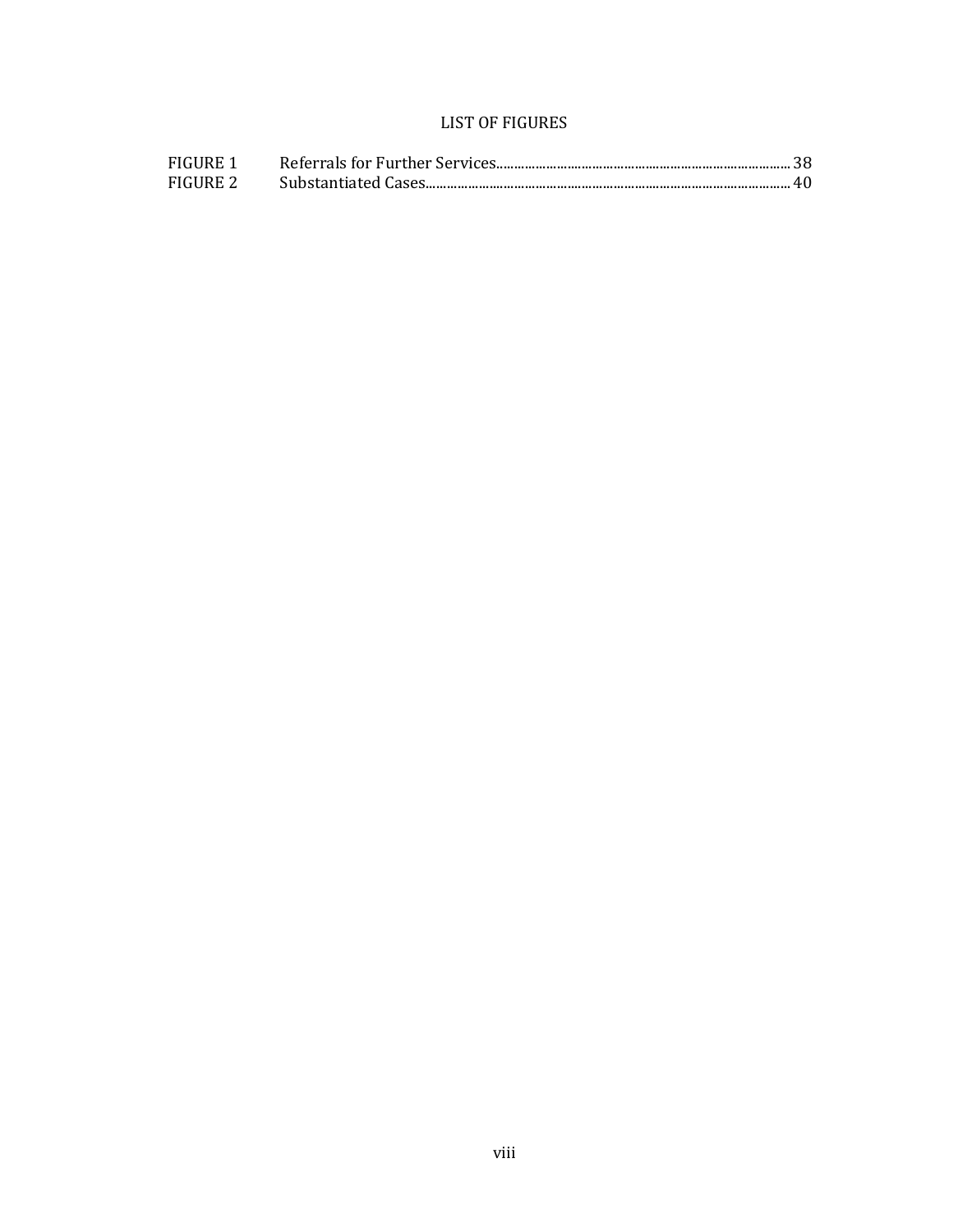# LIST OF FIGURES

| | | |
|---|---|---|
| FIGURE 1 | Referrals for Further Services | 38 |
| FIGURE 2 | Substantiated Cases | 40 |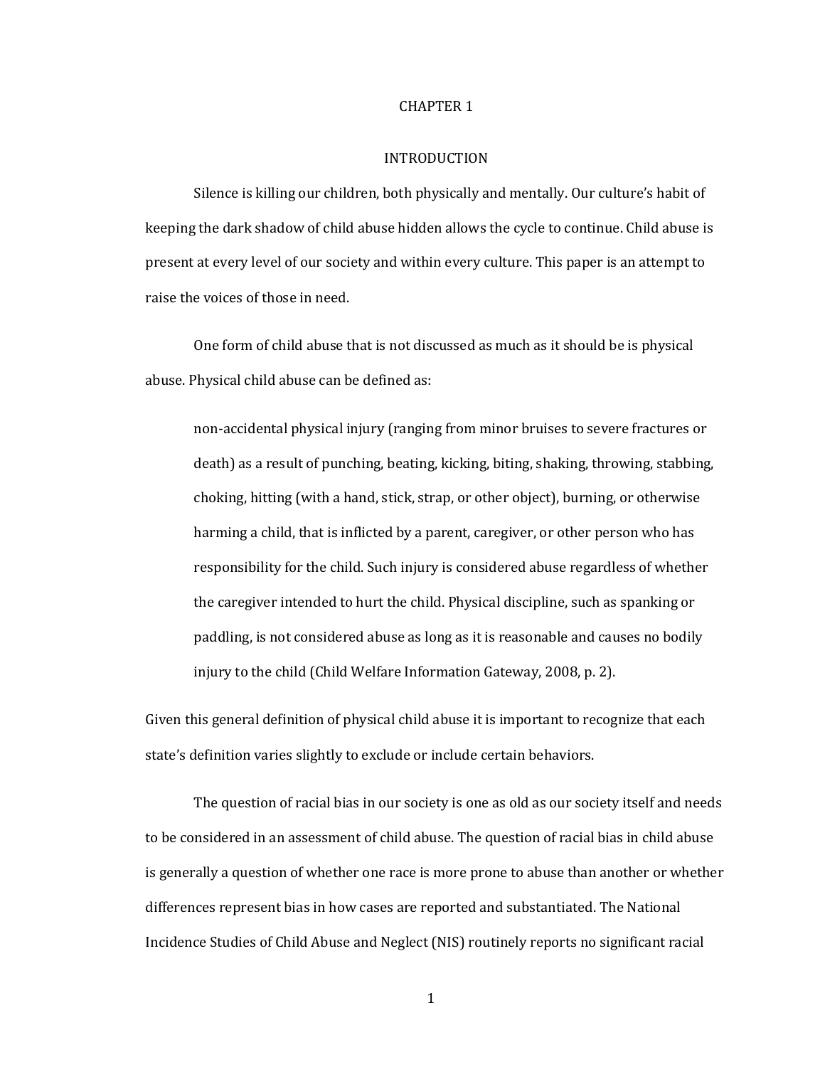# CHAPTER 1

## INTRODUCTION

Silence is killing our children, both physically and mentally. Our culture's habit of keeping the dark shadow of child abuse hidden allows the cycle to continue. Child abuse is present at every level of our society and within every culture. This paper is an attempt to raise the voices of those in need.

One form of child abuse that is not discussed as much as it should be is physical abuse. Physical child abuse can be defined as:

> non-accidental physical injury (ranging from minor bruises to severe fractures or death) as a result of punching, beating, kicking, biting, shaking, throwing, stabbing, choking, hitting (with a hand, stick, strap, or other object), burning, or otherwise harming a child, that is inflicted by a parent, caregiver, or other person who has responsibility for the child. Such injury is considered abuse regardless of whether the caregiver intended to hurt the child. Physical discipline, such as spanking or paddling, is not considered abuse as long as it is reasonable and causes no bodily injury to the child (Child Welfare Information Gateway, 2008, p. 2).

Given this general definition of physical child abuse it is important to recognize that each state's definition varies slightly to exclude or include certain behaviors.

The question of racial bias in our society is one as old as our society itself and needs to be considered in an assessment of child abuse. The question of racial bias in child abuse is generally a question of whether one race is more prone to abuse than another or whether differences represent bias in how cases are reported and substantiated. The National Incidence Studies of Child Abuse and Neglect (NIS) routinely reports no significant racial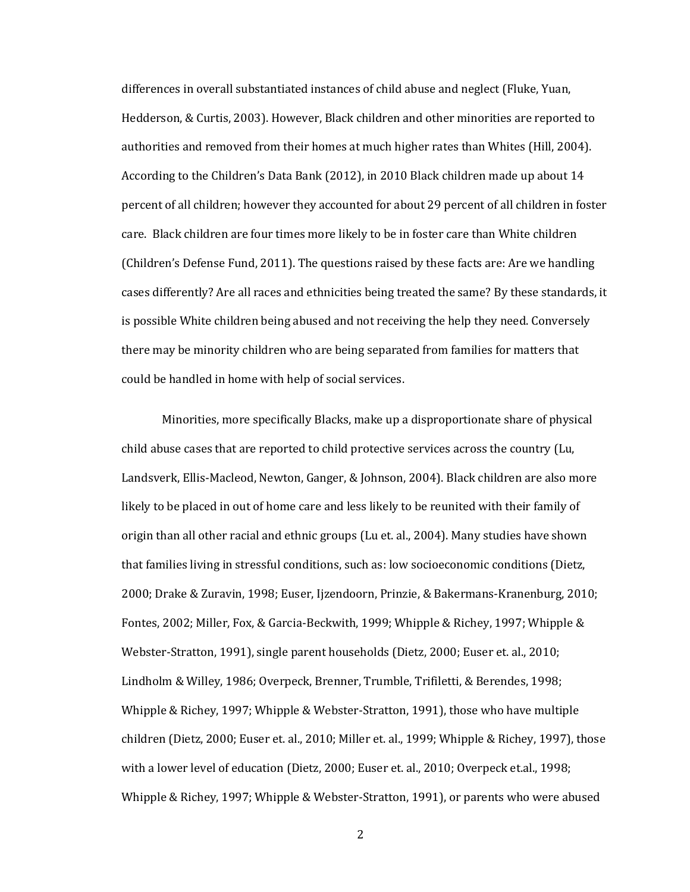differences in overall substantiated instances of child abuse and neglect (Fluke, Yuan, Hedderson, & Curtis, 2003). However, Black children and other minorities are reported to authorities and removed from their homes at much higher rates than Whites (Hill, 2004). According to the Children's Data Bank (2012), in 2010 Black children made up about 14 percent of all children; however they accounted for about 29 percent of all children in foster care. Black children are four times more likely to be in foster care than White children (Children's Defense Fund, 2011). The questions raised by these facts are: Are we handling cases differently? Are all races and ethnicities being treated the same? By these standards, it is possible White children being abused and not receiving the help they need. Conversely there may be minority children who are being separated from families for matters that could be handled in home with help of social services.

Minorities, more specifically Blacks, make up a disproportionate share of physical child abuse cases that are reported to child protective services across the country (Lu, Landsverk, Ellis-Macleod, Newton, Ganger, & Johnson, 2004). Black children are also more likely to be placed in out of home care and less likely to be reunited with their family of origin than all other racial and ethnic groups (Lu et. al., 2004). Many studies have shown that families living in stressful conditions, such as: low socioeconomic conditions (Dietz, 2000; Drake & Zuravin, 1998; Euser, Ijzendoorn, Prinzie, & Bakermans-Kranenburg, 2010; Fontes, 2002; Miller, Fox, & Garcia-Beckwith, 1999; Whipple & Richey, 1997; Whipple & Webster-Stratton, 1991), single parent households (Dietz, 2000; Euser et. al., 2010; Lindholm & Willey, 1986; Overpeck, Brenner, Trumble, Trifiletti, & Berendes, 1998; Whipple & Richey, 1997; Whipple & Webster-Stratton, 1991), those who have multiple children (Dietz, 2000; Euser et. al., 2010; Miller et. al., 1999; Whipple & Richey, 1997), those with a lower level of education (Dietz, 2000; Euser et. al., 2010; Overpeck et.al., 1998; Whipple & Richey, 1997; Whipple & Webster-Stratton, 1991), or parents who were abused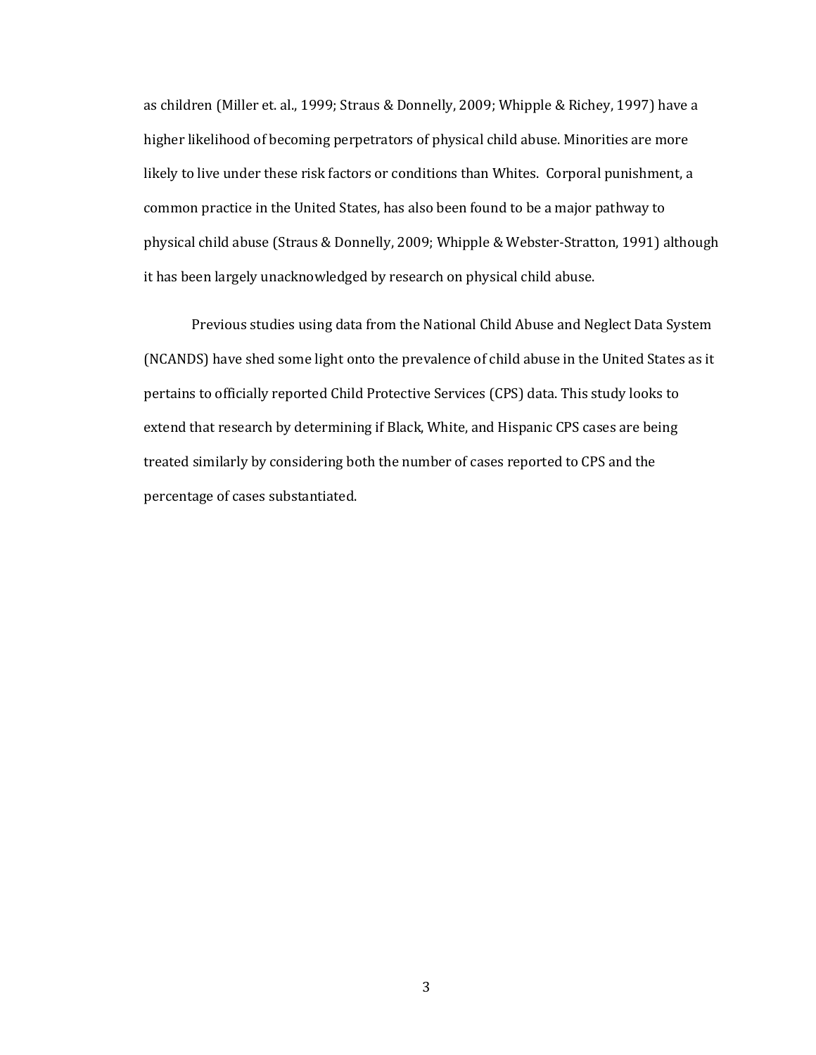as children (Miller et. al., 1999; Straus & Donnelly, 2009; Whipple & Richey, 1997) have a higher likelihood of becoming perpetrators of physical child abuse. Minorities are more likely to live under these risk factors or conditions than Whites. Corporal punishment, a common practice in the United States, has also been found to be a major pathway to physical child abuse (Straus & Donnelly, 2009; Whipple & Webster-Stratton, 1991) although it has been largely unacknowledged by research on physical child abuse.

Previous studies using data from the National Child Abuse and Neglect Data System (NCANDS) have shed some light onto the prevalence of child abuse in the United States as it pertains to officially reported Child Protective Services (CPS) data. This study looks to extend that research by determining if Black, White, and Hispanic CPS cases are being treated similarly by considering both the number of cases reported to CPS and the percentage of cases substantiated.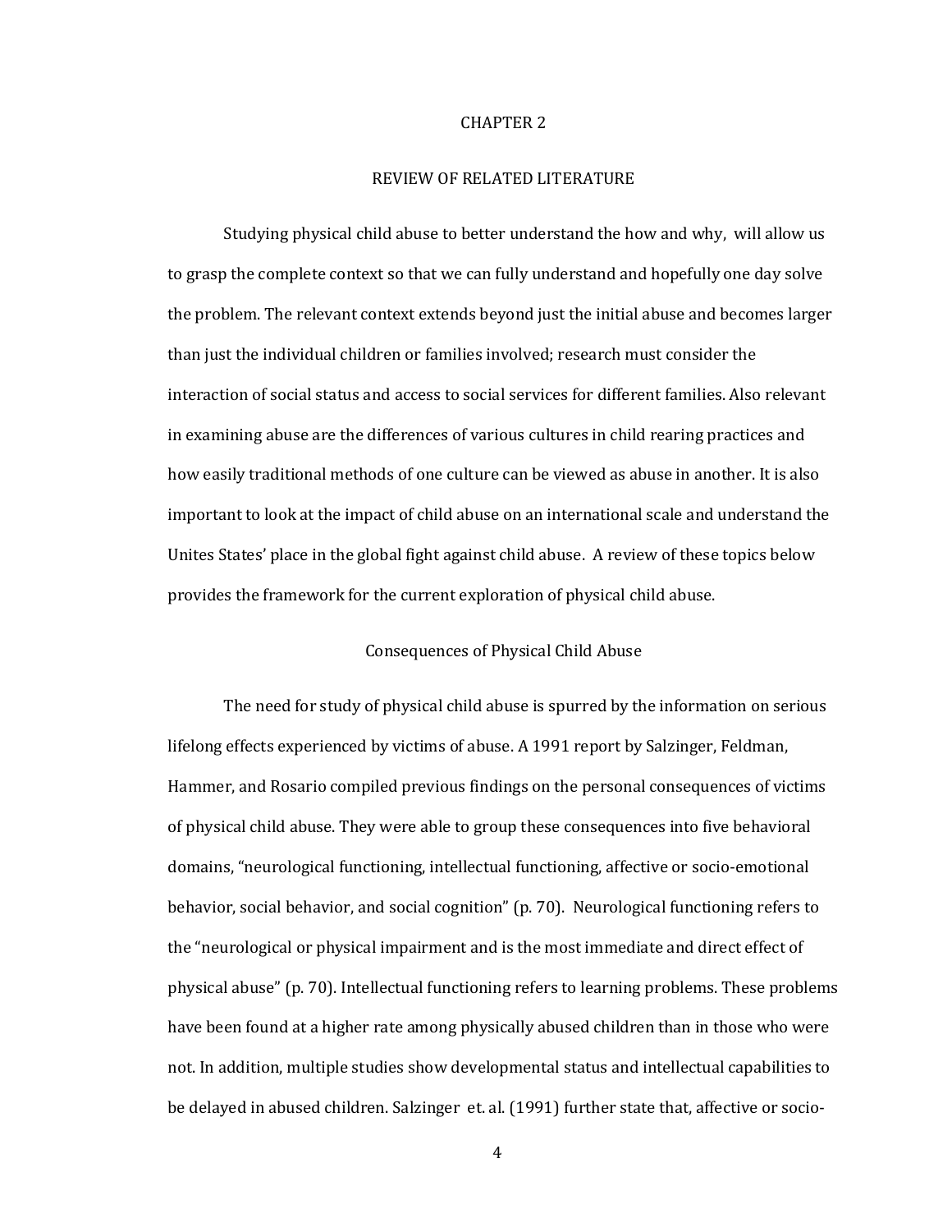# CHAPTER 2

# REVIEW OF RELATED LITERATURE

Studying physical child abuse to better understand the how and why, will allow us to grasp the complete context so that we can fully understand and hopefully one day solve the problem. The relevant context extends beyond just the initial abuse and becomes larger than just the individual children or families involved; research must consider the interaction of social status and access to social services for different families. Also relevant in examining abuse are the differences of various cultures in child rearing practices and how easily traditional methods of one culture can be viewed as abuse in another. It is also important to look at the impact of child abuse on an international scale and understand the Unites States' place in the global fight against child abuse. A review of these topics below provides the framework for the current exploration of physical child abuse.

## Consequences of Physical Child Abuse

The need for study of physical child abuse is spurred by the information on serious lifelong effects experienced by victims of abuse. A 1991 report by Salzinger, Feldman, Hammer, and Rosario compiled previous findings on the personal consequences of victims of physical child abuse. They were able to group these consequences into five behavioral domains, "neurological functioning, intellectual functioning, affective or socio-emotional behavior, social behavior, and social cognition" (p. 70). Neurological functioning refers to the "neurological or physical impairment and is the most immediate and direct effect of physical abuse" (p. 70). Intellectual functioning refers to learning problems. These problems have been found at a higher rate among physically abused children than in those who were not. In addition, multiple studies show developmental status and intellectual capabilities to be delayed in abused children. Salzinger et. al. (1991) further state that, affective or socio-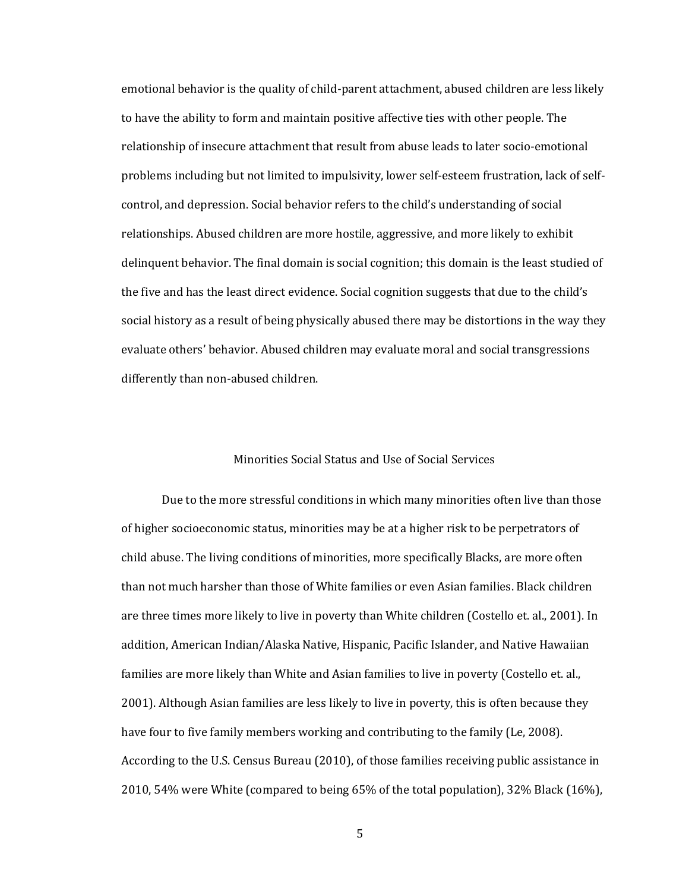emotional behavior is the quality of child-parent attachment, abused children are less likely to have the ability to form and maintain positive affective ties with other people. The relationship of insecure attachment that result from abuse leads to later socio-emotional problems including but not limited to impulsivity, lower self-esteem frustration, lack of self-control, and depression. Social behavior refers to the child's understanding of social relationships. Abused children are more hostile, aggressive, and more likely to exhibit delinquent behavior. The final domain is social cognition; this domain is the least studied of the five and has the least direct evidence. Social cognition suggests that due to the child's social history as a result of being physically abused there may be distortions in the way they evaluate others' behavior. Abused children may evaluate moral and social transgressions differently than non-abused children.

## Minorities Social Status and Use of Social Services

Due to the more stressful conditions in which many minorities often live than those of higher socioeconomic status, minorities may be at a higher risk to be perpetrators of child abuse. The living conditions of minorities, more specifically Blacks, are more often than not much harsher than those of White families or even Asian families. Black children are three times more likely to live in poverty than White children (Costello et. al., 2001). In addition, American Indian/Alaska Native, Hispanic, Pacific Islander, and Native Hawaiian families are more likely than White and Asian families to live in poverty (Costello et. al., 2001). Although Asian families are less likely to live in poverty, this is often because they have four to five family members working and contributing to the family (Le, 2008). According to the U.S. Census Bureau (2010), of those families receiving public assistance in 2010, 54% were White (compared to being 65% of the total population), 32% Black (16%),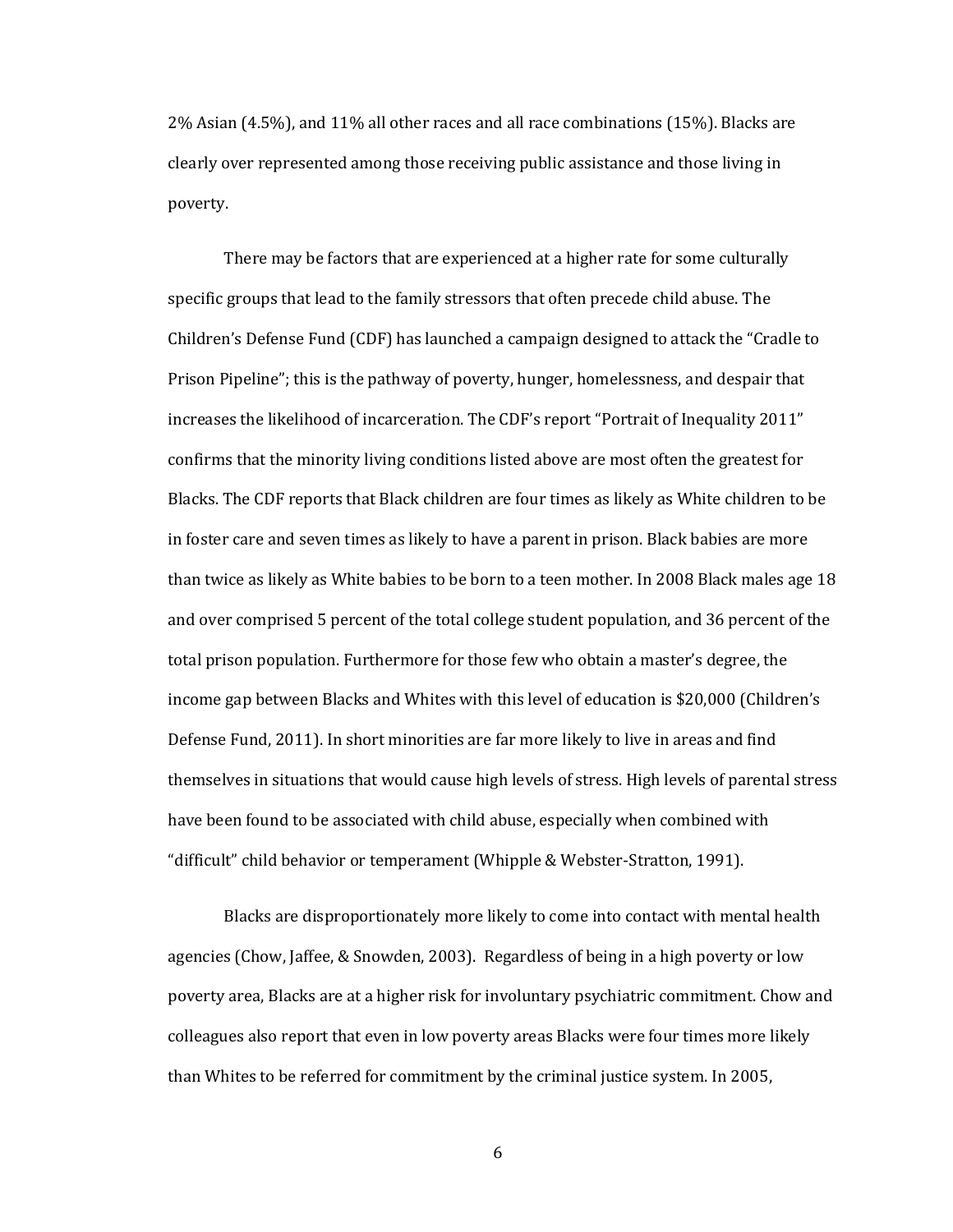2% Asian (4.5%), and 11% all other races and all race combinations (15%). Blacks are clearly over represented among those receiving public assistance and those living in poverty.

There may be factors that are experienced at a higher rate for some culturally specific groups that lead to the family stressors that often precede child abuse. The Children's Defense Fund (CDF) has launched a campaign designed to attack the "Cradle to Prison Pipeline"; this is the pathway of poverty, hunger, homelessness, and despair that increases the likelihood of incarceration. The CDF's report "Portrait of Inequality 2011" confirms that the minority living conditions listed above are most often the greatest for Blacks. The CDF reports that Black children are four times as likely as White children to be in foster care and seven times as likely to have a parent in prison. Black babies are more than twice as likely as White babies to be born to a teen mother. In 2008 Black males age 18 and over comprised 5 percent of the total college student population, and 36 percent of the total prison population. Furthermore for those few who obtain a master's degree, the income gap between Blacks and Whites with this level of education is $20,000 (Children's Defense Fund, 2011). In short minorities are far more likely to live in areas and find themselves in situations that would cause high levels of stress. High levels of parental stress have been found to be associated with child abuse, especially when combined with "difficult" child behavior or temperament (Whipple & Webster-Stratton, 1991).

Blacks are disproportionately more likely to come into contact with mental health agencies (Chow, Jaffee, & Snowden, 2003). Regardless of being in a high poverty or low poverty area, Blacks are at a higher risk for involuntary psychiatric commitment. Chow and colleagues also report that even in low poverty areas Blacks were four times more likely than Whites to be referred for commitment by the criminal justice system. In 2005,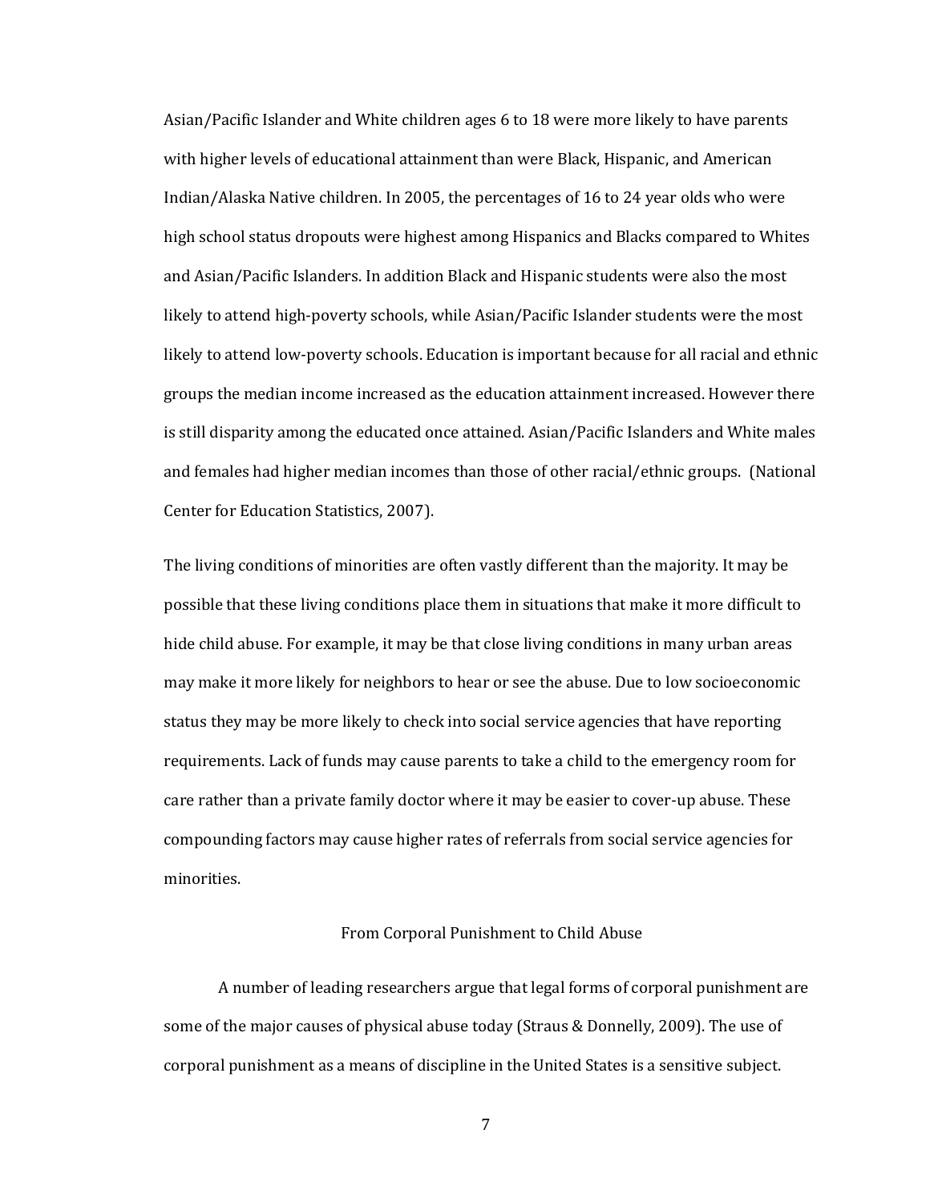Asian/Pacific Islander and White children ages 6 to 18 were more likely to have parents with higher levels of educational attainment than were Black, Hispanic, and American Indian/Alaska Native children. In 2005, the percentages of 16 to 24 year olds who were high school status dropouts were highest among Hispanics and Blacks compared to Whites and Asian/Pacific Islanders. In addition Black and Hispanic students were also the most likely to attend high-poverty schools, while Asian/Pacific Islander students were the most likely to attend low-poverty schools. Education is important because for all racial and ethnic groups the median income increased as the education attainment increased. However there is still disparity among the educated once attained. Asian/Pacific Islanders and White males and females had higher median incomes than those of other racial/ethnic groups. (National Center for Education Statistics, 2007).

The living conditions of minorities are often vastly different than the majority. It may be possible that these living conditions place them in situations that make it more difficult to hide child abuse. For example, it may be that close living conditions in many urban areas may make it more likely for neighbors to hear or see the abuse. Due to low socioeconomic status they may be more likely to check into social service agencies that have reporting requirements. Lack of funds may cause parents to take a child to the emergency room for care rather than a private family doctor where it may be easier to cover-up abuse. These compounding factors may cause higher rates of referrals from social service agencies for minorities.

## From Corporal Punishment to Child Abuse

A number of leading researchers argue that legal forms of corporal punishment are some of the major causes of physical abuse today (Straus & Donnelly, 2009). The use of corporal punishment as a means of discipline in the United States is a sensitive subject.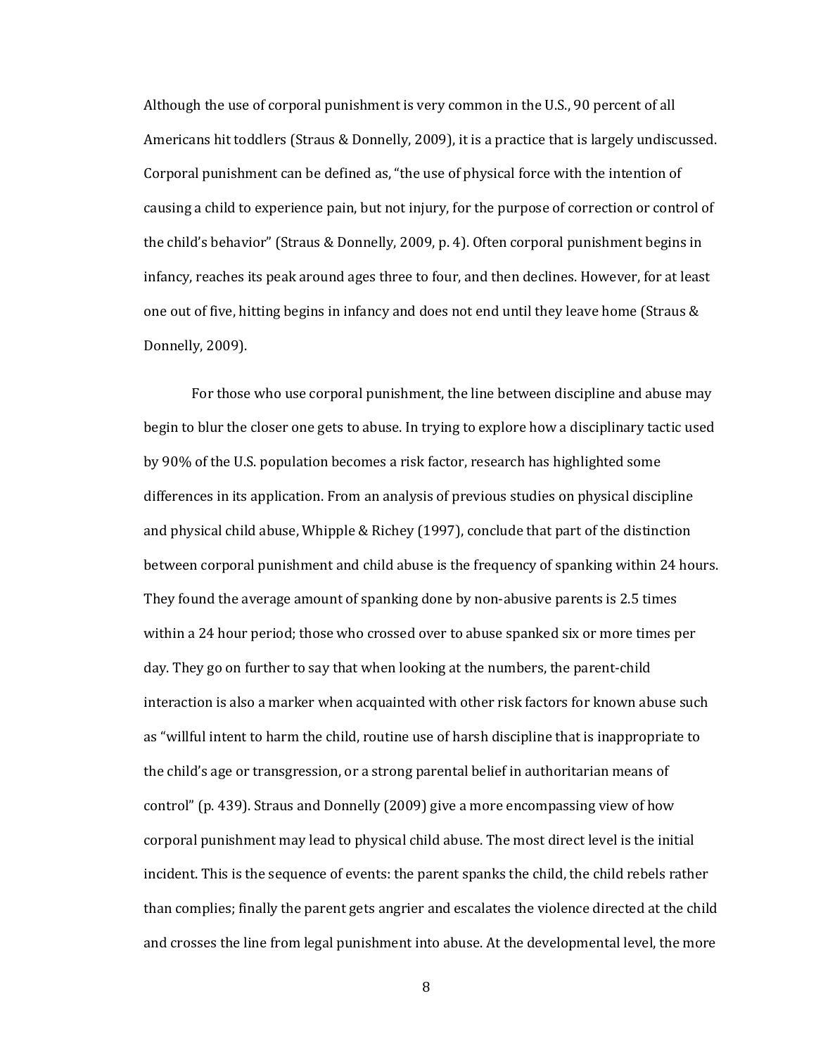Although the use of corporal punishment is very common in the U.S., 90 percent of all Americans hit toddlers (Straus & Donnelly, 2009), it is a practice that is largely undiscussed. Corporal punishment can be defined as, "the use of physical force with the intention of causing a child to experience pain, but not injury, for the purpose of correction or control of the child's behavior" (Straus & Donnelly, 2009, p. 4). Often corporal punishment begins in infancy, reaches its peak around ages three to four, and then declines. However, for at least one out of five, hitting begins in infancy and does not end until they leave home (Straus & Donnelly, 2009).

For those who use corporal punishment, the line between discipline and abuse may begin to blur the closer one gets to abuse. In trying to explore how a disciplinary tactic used by 90% of the U.S. population becomes a risk factor, research has highlighted some differences in its application. From an analysis of previous studies on physical discipline and physical child abuse, Whipple & Richey (1997), conclude that part of the distinction between corporal punishment and child abuse is the frequency of spanking within 24 hours. They found the average amount of spanking done by non-abusive parents is 2.5 times within a 24 hour period; those who crossed over to abuse spanked six or more times per day. They go on further to say that when looking at the numbers, the parent-child interaction is also a marker when acquainted with other risk factors for known abuse such as "willful intent to harm the child, routine use of harsh discipline that is inappropriate to the child's age or transgression, or a strong parental belief in authoritarian means of control" (p. 439). Straus and Donnelly (2009) give a more encompassing view of how corporal punishment may lead to physical child abuse. The most direct level is the initial incident. This is the sequence of events: the parent spanks the child, the child rebels rather than complies; finally the parent gets angrier and escalates the violence directed at the child and crosses the line from legal punishment into abuse. At the developmental level, the more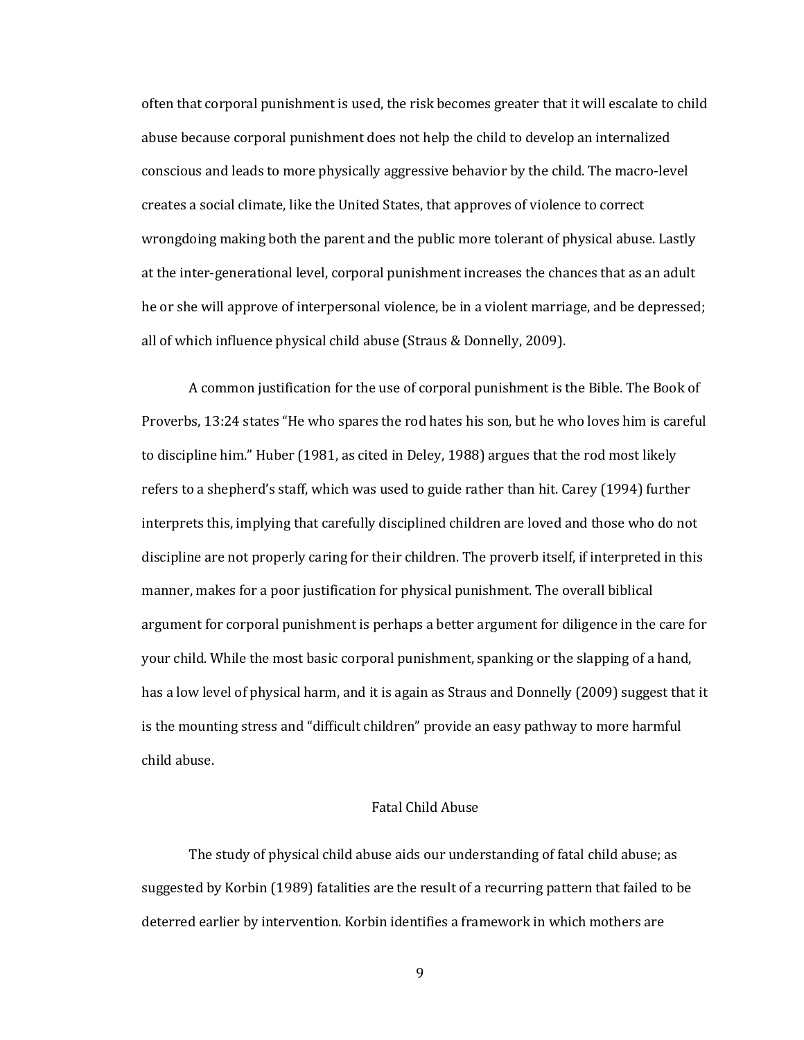often that corporal punishment is used, the risk becomes greater that it will escalate to child abuse because corporal punishment does not help the child to develop an internalized conscious and leads to more physically aggressive behavior by the child. The macro-level creates a social climate, like the United States, that approves of violence to correct wrongdoing making both the parent and the public more tolerant of physical abuse. Lastly at the inter-generational level, corporal punishment increases the chances that as an adult he or she will approve of interpersonal violence, be in a violent marriage, and be depressed; all of which influence physical child abuse (Straus & Donnelly, 2009).

A common justification for the use of corporal punishment is the Bible. The Book of Proverbs, 13:24 states "He who spares the rod hates his son, but he who loves him is careful to discipline him." Huber (1981, as cited in Deley, 1988) argues that the rod most likely refers to a shepherd's staff, which was used to guide rather than hit. Carey (1994) further interprets this, implying that carefully disciplined children are loved and those who do not discipline are not properly caring for their children. The proverb itself, if interpreted in this manner, makes for a poor justification for physical punishment. The overall biblical argument for corporal punishment is perhaps a better argument for diligence in the care for your child. While the most basic corporal punishment, spanking or the slapping of a hand, has a low level of physical harm, and it is again as Straus and Donnelly (2009) suggest that it is the mounting stress and "difficult children" provide an easy pathway to more harmful child abuse.

## Fatal Child Abuse

The study of physical child abuse aids our understanding of fatal child abuse; as suggested by Korbin (1989) fatalities are the result of a recurring pattern that failed to be deterred earlier by intervention. Korbin identifies a framework in which mothers are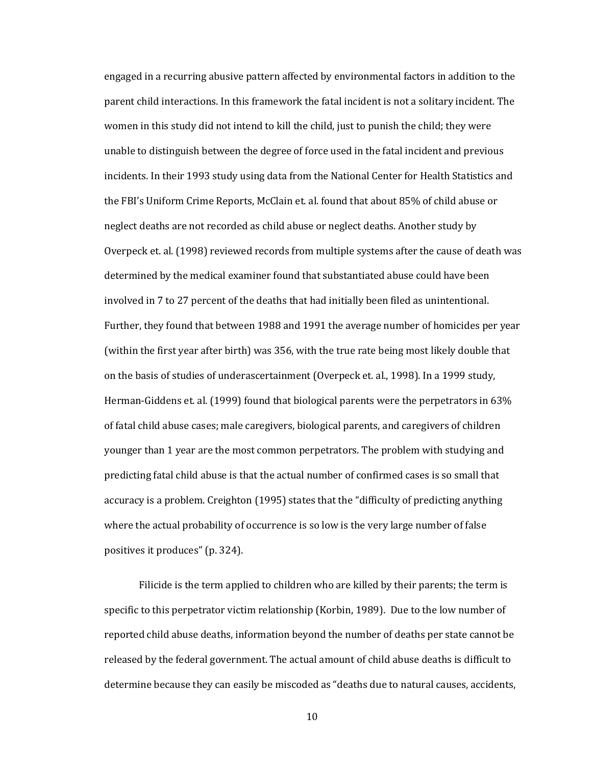engaged in a recurring abusive pattern affected by environmental factors in addition to the parent child interactions. In this framework the fatal incident is not a solitary incident. The women in this study did not intend to kill the child, just to punish the child; they were unable to distinguish between the degree of force used in the fatal incident and previous incidents. In their 1993 study using data from the National Center for Health Statistics and the FBI's Uniform Crime Reports, McClain et. al. found that about 85% of child abuse or neglect deaths are not recorded as child abuse or neglect deaths. Another study by Overpeck et. al. (1998) reviewed records from multiple systems after the cause of death was determined by the medical examiner found that substantiated abuse could have been involved in 7 to 27 percent of the deaths that had initially been filed as unintentional. Further, they found that between 1988 and 1991 the average number of homicides per year (within the first year after birth) was 356, with the true rate being most likely double that on the basis of studies of underascertainment (Overpeck et. al., 1998). In a 1999 study, Herman-Giddens et. al. (1999) found that biological parents were the perpetrators in 63% of fatal child abuse cases; male caregivers, biological parents, and caregivers of children younger than 1 year are the most common perpetrators. The problem with studying and predicting fatal child abuse is that the actual number of confirmed cases is so small that accuracy is a problem. Creighton (1995) states that the "difficulty of predicting anything where the actual probability of occurrence is so low is the very large number of false positives it produces" (p. 324).

Filicide is the term applied to children who are killed by their parents; the term is specific to this perpetrator victim relationship (Korbin, 1989). Due to the low number of reported child abuse deaths, information beyond the number of deaths per state cannot be released by the federal government. The actual amount of child abuse deaths is difficult to determine because they can easily be miscoded as "deaths due to natural causes, accidents,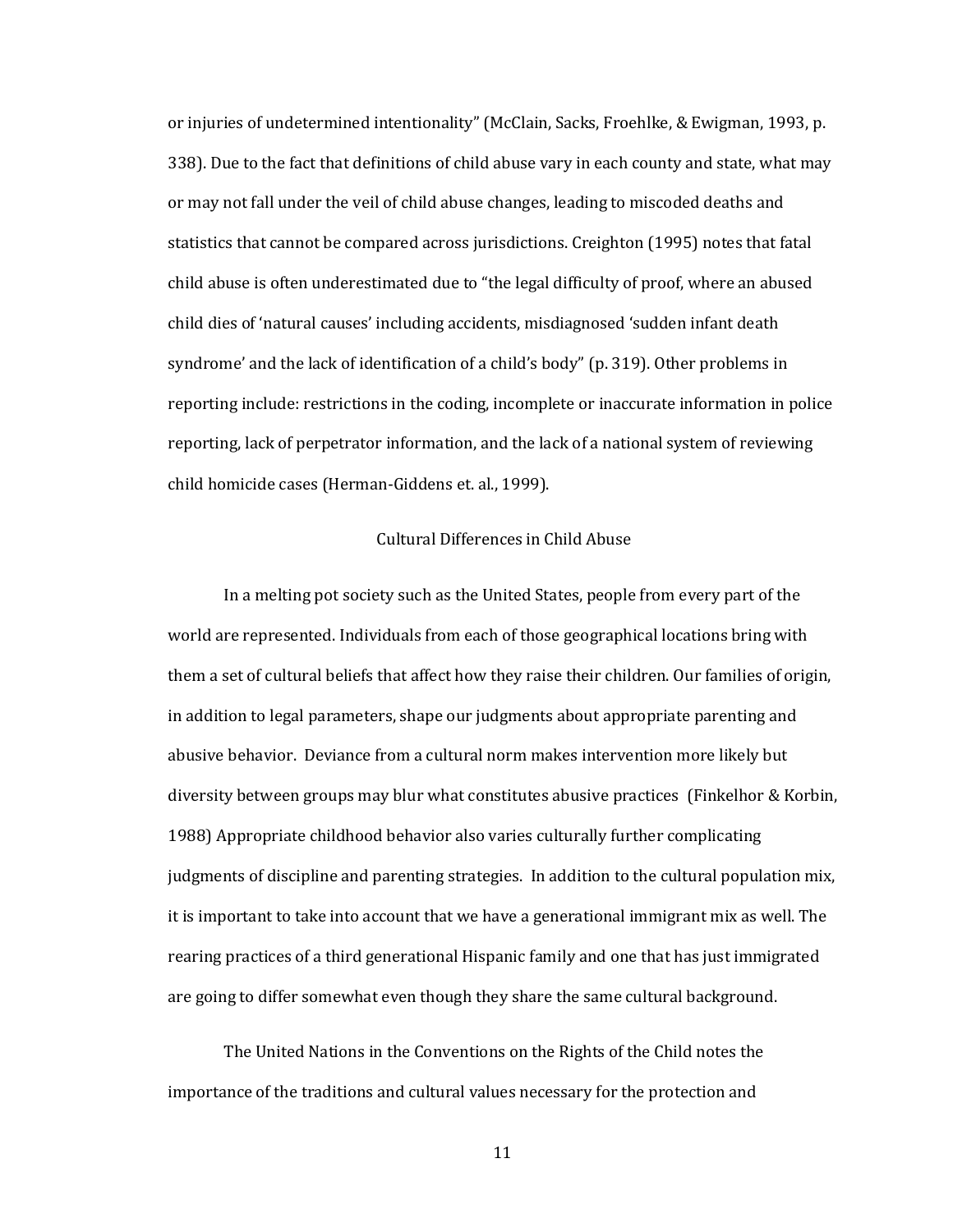or injuries of undetermined intentionality" (McClain, Sacks, Froehlke, & Ewigman, 1993, p. 338). Due to the fact that definitions of child abuse vary in each county and state, what may or may not fall under the veil of child abuse changes, leading to miscoded deaths and statistics that cannot be compared across jurisdictions. Creighton (1995) notes that fatal child abuse is often underestimated due to "the legal difficulty of proof, where an abused child dies of 'natural causes' including accidents, misdiagnosed 'sudden infant death syndrome' and the lack of identification of a child's body" (p. 319). Other problems in reporting include: restrictions in the coding, incomplete or inaccurate information in police reporting, lack of perpetrator information, and the lack of a national system of reviewing child homicide cases (Herman-Giddens et. al., 1999).

## Cultural Differences in Child Abuse

In a melting pot society such as the United States, people from every part of the world are represented. Individuals from each of those geographical locations bring with them a set of cultural beliefs that affect how they raise their children. Our families of origin, in addition to legal parameters, shape our judgments about appropriate parenting and abusive behavior. Deviance from a cultural norm makes intervention more likely but diversity between groups may blur what constitutes abusive practices (Finkelhor & Korbin, 1988) Appropriate childhood behavior also varies culturally further complicating judgments of discipline and parenting strategies. In addition to the cultural population mix, it is important to take into account that we have a generational immigrant mix as well. The rearing practices of a third generational Hispanic family and one that has just immigrated are going to differ somewhat even though they share the same cultural background.

The United Nations in the Conventions on the Rights of the Child notes the importance of the traditions and cultural values necessary for the protection and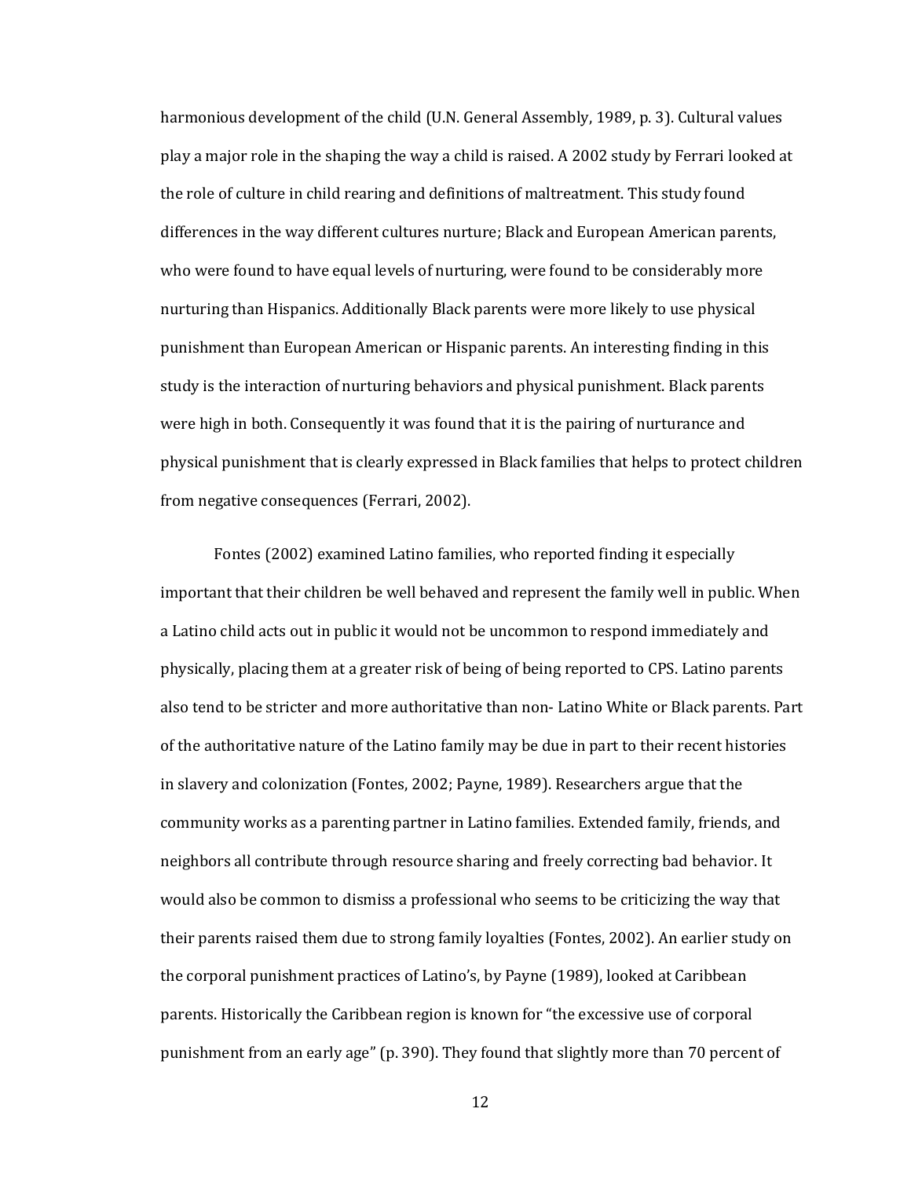harmonious development of the child (U.N. General Assembly, 1989, p. 3). Cultural values play a major role in the shaping the way a child is raised. A 2002 study by Ferrari looked at the role of culture in child rearing and definitions of maltreatment. This study found differences in the way different cultures nurture; Black and European American parents, who were found to have equal levels of nurturing, were found to be considerably more nurturing than Hispanics. Additionally Black parents were more likely to use physical punishment than European American or Hispanic parents. An interesting finding in this study is the interaction of nurturing behaviors and physical punishment. Black parents were high in both. Consequently it was found that it is the pairing of nurturance and physical punishment that is clearly expressed in Black families that helps to protect children from negative consequences (Ferrari, 2002).

Fontes (2002) examined Latino families, who reported finding it especially important that their children be well behaved and represent the family well in public. When a Latino child acts out in public it would not be uncommon to respond immediately and physically, placing them at a greater risk of being of being reported to CPS. Latino parents also tend to be stricter and more authoritative than non- Latino White or Black parents. Part of the authoritative nature of the Latino family may be due in part to their recent histories in slavery and colonization (Fontes, 2002; Payne, 1989). Researchers argue that the community works as a parenting partner in Latino families. Extended family, friends, and neighbors all contribute through resource sharing and freely correcting bad behavior. It would also be common to dismiss a professional who seems to be criticizing the way that their parents raised them due to strong family loyalties (Fontes, 2002). An earlier study on the corporal punishment practices of Latino's, by Payne (1989), looked at Caribbean parents. Historically the Caribbean region is known for "the excessive use of corporal punishment from an early age" (p. 390). They found that slightly more than 70 percent of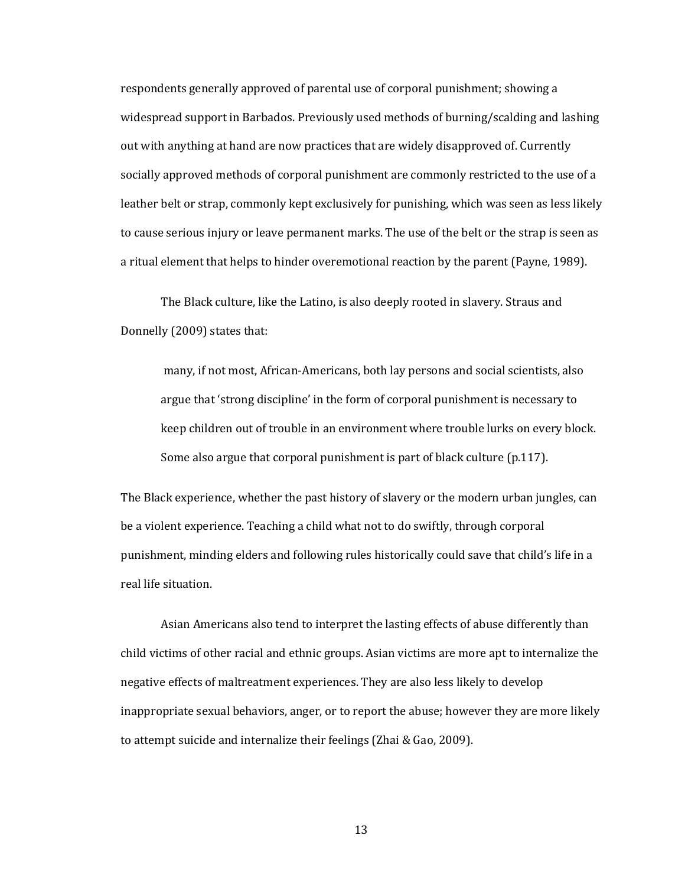respondents generally approved of parental use of corporal punishment; showing a widespread support in Barbados. Previously used methods of burning/scalding and lashing out with anything at hand are now practices that are widely disapproved of. Currently socially approved methods of corporal punishment are commonly restricted to the use of a leather belt or strap, commonly kept exclusively for punishing, which was seen as less likely to cause serious injury or leave permanent marks. The use of the belt or the strap is seen as a ritual element that helps to hinder overemotional reaction by the parent (Payne, 1989).

The Black culture, like the Latino, is also deeply rooted in slavery. Straus and Donnelly (2009) states that:

> many, if not most, African-Americans, both lay persons and social scientists, also argue that 'strong discipline' in the form of corporal punishment is necessary to keep children out of trouble in an environment where trouble lurks on every block. Some also argue that corporal punishment is part of black culture (p.117).

The Black experience, whether the past history of slavery or the modern urban jungles, can be a violent experience. Teaching a child what not to do swiftly, through corporal punishment, minding elders and following rules historically could save that child's life in a real life situation.

Asian Americans also tend to interpret the lasting effects of abuse differently than child victims of other racial and ethnic groups. Asian victims are more apt to internalize the negative effects of maltreatment experiences. They are also less likely to develop inappropriate sexual behaviors, anger, or to report the abuse; however they are more likely to attempt suicide and internalize their feelings (Zhai & Gao, 2009).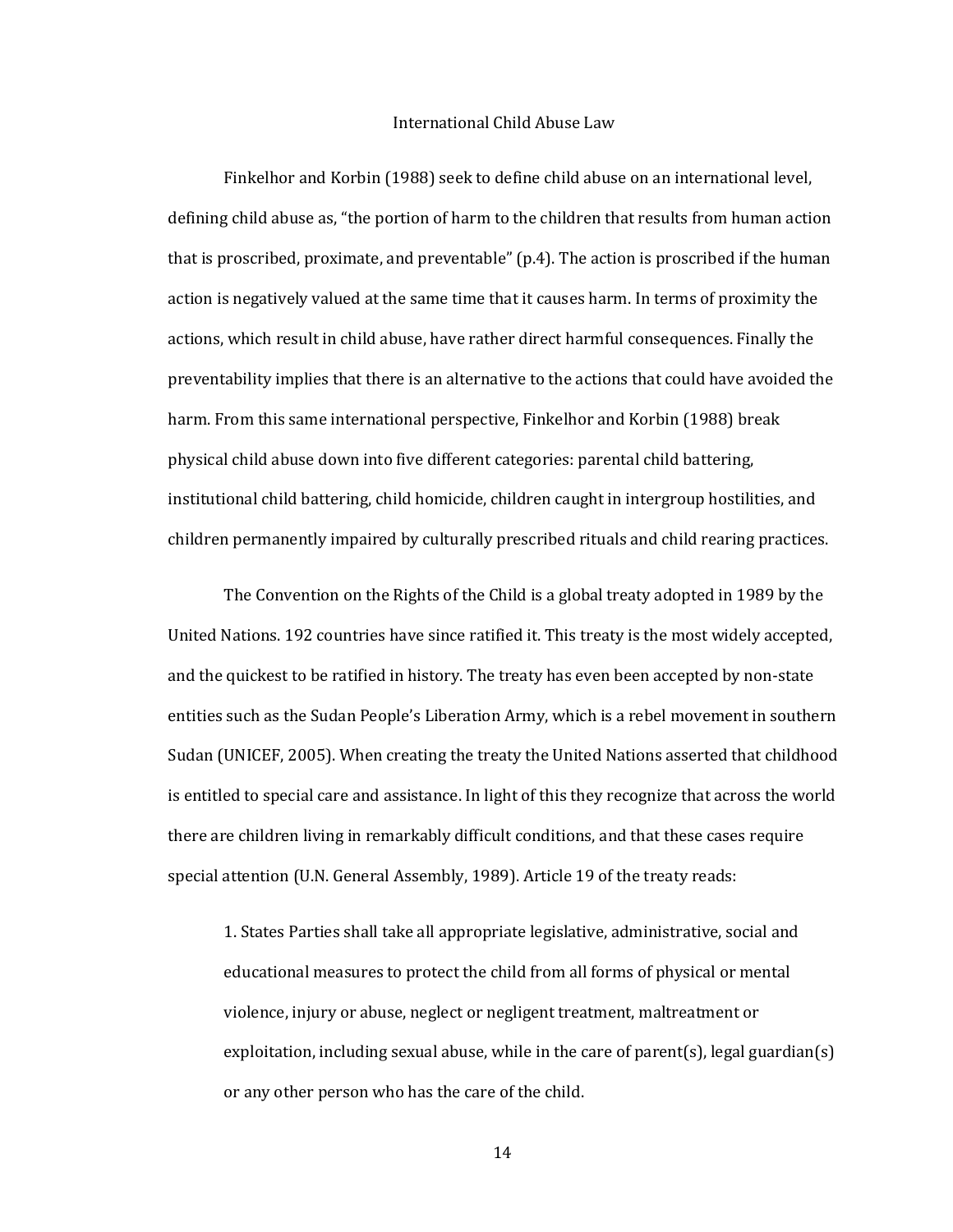## International Child Abuse Law

Finkelhor and Korbin (1988) seek to define child abuse on an international level, defining child abuse as, "the portion of harm to the children that results from human action that is proscribed, proximate, and preventable" (p.4). The action is proscribed if the human action is negatively valued at the same time that it causes harm. In terms of proximity the actions, which result in child abuse, have rather direct harmful consequences. Finally the preventability implies that there is an alternative to the actions that could have avoided the harm. From this same international perspective, Finkelhor and Korbin (1988) break physical child abuse down into five different categories: parental child battering, institutional child battering, child homicide, children caught in intergroup hostilities, and children permanently impaired by culturally prescribed rituals and child rearing practices.

The Convention on the Rights of the Child is a global treaty adopted in 1989 by the United Nations. 192 countries have since ratified it. This treaty is the most widely accepted, and the quickest to be ratified in history. The treaty has even been accepted by non-state entities such as the Sudan People's Liberation Army, which is a rebel movement in southern Sudan (UNICEF, 2005). When creating the treaty the United Nations asserted that childhood is entitled to special care and assistance. In light of this they recognize that across the world there are children living in remarkably difficult conditions, and that these cases require special attention (U.N. General Assembly, 1989). Article 19 of the treaty reads:

> 1. States Parties shall take all appropriate legislative, administrative, social and educational measures to protect the child from all forms of physical or mental violence, injury or abuse, neglect or negligent treatment, maltreatment or exploitation, including sexual abuse, while in the care of parent(s), legal guardian(s) or any other person who has the care of the child.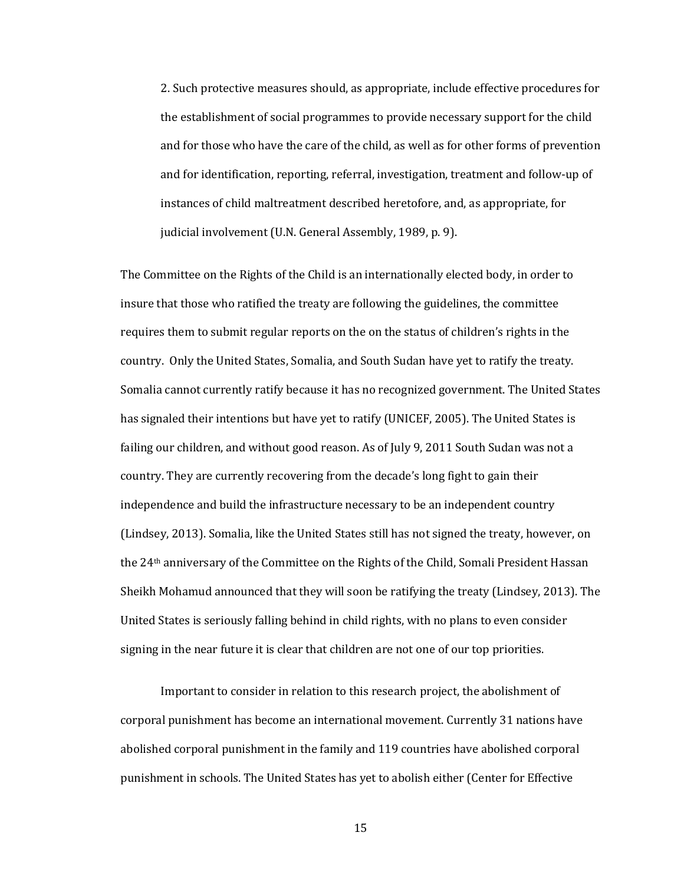2. Such protective measures should, as appropriate, include effective procedures for the establishment of social programmes to provide necessary support for the child and for those who have the care of the child, as well as for other forms of prevention and for identification, reporting, referral, investigation, treatment and follow-up of instances of child maltreatment described heretofore, and, as appropriate, for judicial involvement (U.N. General Assembly, 1989, p. 9).

The Committee on the Rights of the Child is an internationally elected body, in order to insure that those who ratified the treaty are following the guidelines, the committee requires them to submit regular reports on the on the status of children's rights in the country. Only the United States, Somalia, and South Sudan have yet to ratify the treaty. Somalia cannot currently ratify because it has no recognized government. The United States has signaled their intentions but have yet to ratify (UNICEF, 2005). The United States is failing our children, and without good reason. As of July 9, 2011 South Sudan was not a country. They are currently recovering from the decade's long fight to gain their independence and build the infrastructure necessary to be an independent country (Lindsey, 2013). Somalia, like the United States still has not signed the treaty, however, on the 24th anniversary of the Committee on the Rights of the Child, Somali President Hassan Sheikh Mohamud announced that they will soon be ratifying the treaty (Lindsey, 2013). The United States is seriously falling behind in child rights, with no plans to even consider signing in the near future it is clear that children are not one of our top priorities.

Important to consider in relation to this research project, the abolishment of corporal punishment has become an international movement. Currently 31 nations have abolished corporal punishment in the family and 119 countries have abolished corporal punishment in schools. The United States has yet to abolish either (Center for Effective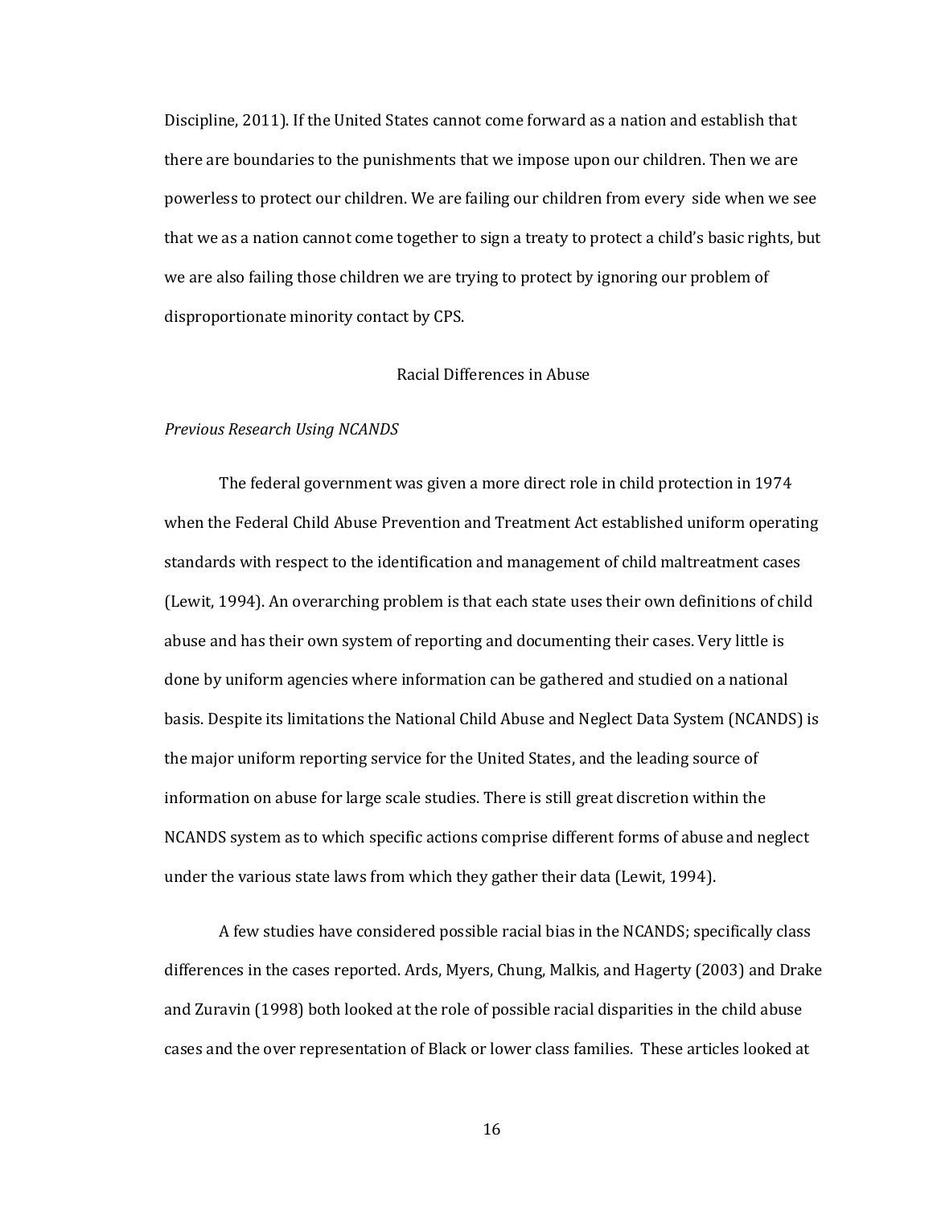Discipline, 2011). If the United States cannot come forward as a nation and establish that there are boundaries to the punishments that we impose upon our children. Then we are powerless to protect our children. We are failing our children from every side when we see that we as a nation cannot come together to sign a treaty to protect a child's basic rights, but we are also failing those children we are trying to protect by ignoring our problem of disproportionate minority contact by CPS.

## Racial Differences in Abuse

### *Previous Research Using NCANDS*

The federal government was given a more direct role in child protection in 1974 when the Federal Child Abuse Prevention and Treatment Act established uniform operating standards with respect to the identification and management of child maltreatment cases (Lewit, 1994). An overarching problem is that each state uses their own definitions of child abuse and has their own system of reporting and documenting their cases. Very little is done by uniform agencies where information can be gathered and studied on a national basis. Despite its limitations the National Child Abuse and Neglect Data System (NCANDS) is the major uniform reporting service for the United States, and the leading source of information on abuse for large scale studies. There is still great discretion within the NCANDS system as to which specific actions comprise different forms of abuse and neglect under the various state laws from which they gather their data (Lewit, 1994).

A few studies have considered possible racial bias in the NCANDS; specifically class differences in the cases reported. Ards, Myers, Chung, Malkis, and Hagerty (2003) and Drake and Zuravin (1998) both looked at the role of possible racial disparities in the child abuse cases and the over representation of Black or lower class families. These articles looked at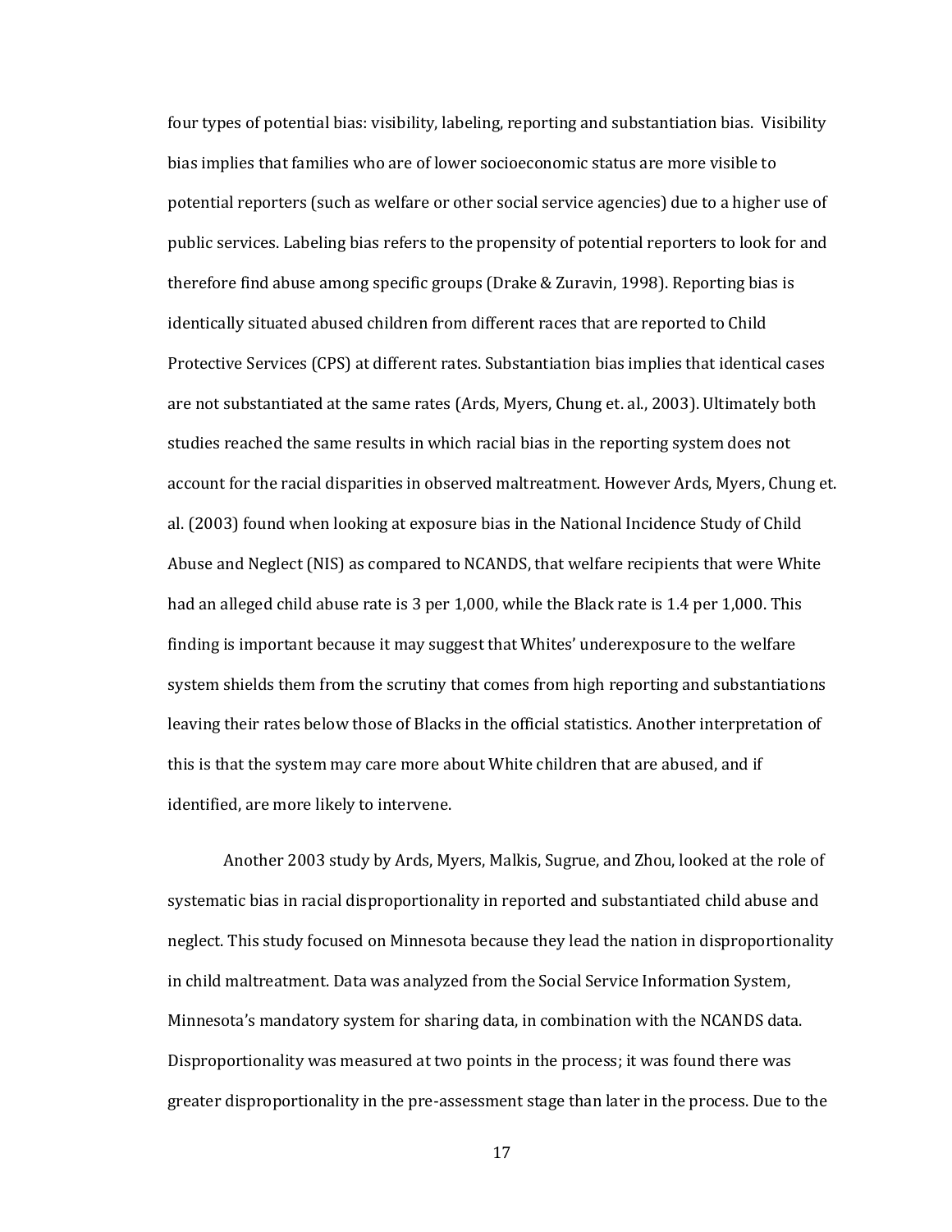four types of potential bias: visibility, labeling, reporting and substantiation bias. Visibility bias implies that families who are of lower socioeconomic status are more visible to potential reporters (such as welfare or other social service agencies) due to a higher use of public services. Labeling bias refers to the propensity of potential reporters to look for and therefore find abuse among specific groups (Drake & Zuravin, 1998). Reporting bias is identically situated abused children from different races that are reported to Child Protective Services (CPS) at different rates. Substantiation bias implies that identical cases are not substantiated at the same rates (Ards, Myers, Chung et. al., 2003). Ultimately both studies reached the same results in which racial bias in the reporting system does not account for the racial disparities in observed maltreatment. However Ards, Myers, Chung et. al. (2003) found when looking at exposure bias in the National Incidence Study of Child Abuse and Neglect (NIS) as compared to NCANDS, that welfare recipients that were White had an alleged child abuse rate is 3 per 1,000, while the Black rate is 1.4 per 1,000. This finding is important because it may suggest that Whites' underexposure to the welfare system shields them from the scrutiny that comes from high reporting and substantiations leaving their rates below those of Blacks in the official statistics. Another interpretation of this is that the system may care more about White children that are abused, and if identified, are more likely to intervene.

Another 2003 study by Ards, Myers, Malkis, Sugrue, and Zhou, looked at the role of systematic bias in racial disproportionality in reported and substantiated child abuse and neglect. This study focused on Minnesota because they lead the nation in disproportionality in child maltreatment. Data was analyzed from the Social Service Information System, Minnesota's mandatory system for sharing data, in combination with the NCANDS data. Disproportionality was measured at two points in the process; it was found there was greater disproportionality in the pre-assessment stage than later in the process. Due to the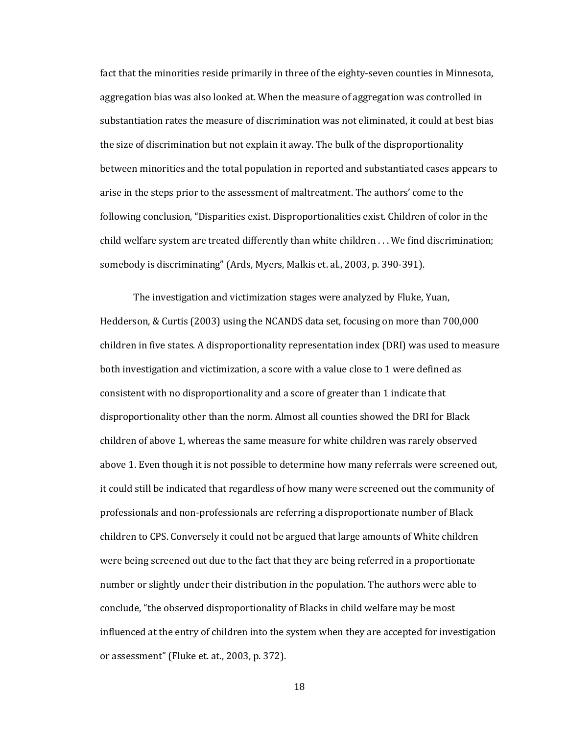fact that the minorities reside primarily in three of the eighty-seven counties in Minnesota, aggregation bias was also looked at. When the measure of aggregation was controlled in substantiation rates the measure of discrimination was not eliminated, it could at best bias the size of discrimination but not explain it away. The bulk of the disproportionality between minorities and the total population in reported and substantiated cases appears to arise in the steps prior to the assessment of maltreatment. The authors' come to the following conclusion, "Disparities exist. Disproportionalities exist. Children of color in the child welfare system are treated differently than white children . . . We find discrimination; somebody is discriminating" (Ards, Myers, Malkis et. al., 2003, p. 390-391).

The investigation and victimization stages were analyzed by Fluke, Yuan, Hedderson, & Curtis (2003) using the NCANDS data set, focusing on more than 700,000 children in five states. A disproportionality representation index (DRI) was used to measure both investigation and victimization, a score with a value close to 1 were defined as consistent with no disproportionality and a score of greater than 1 indicate that disproportionality other than the norm. Almost all counties showed the DRI for Black children of above 1, whereas the same measure for white children was rarely observed above 1. Even though it is not possible to determine how many referrals were screened out, it could still be indicated that regardless of how many were screened out the community of professionals and non-professionals are referring a disproportionate number of Black children to CPS. Conversely it could not be argued that large amounts of White children were being screened out due to the fact that they are being referred in a proportionate number or slightly under their distribution in the population. The authors were able to conclude, "the observed disproportionality of Blacks in child welfare may be most influenced at the entry of children into the system when they are accepted for investigation or assessment" (Fluke et. at., 2003, p. 372).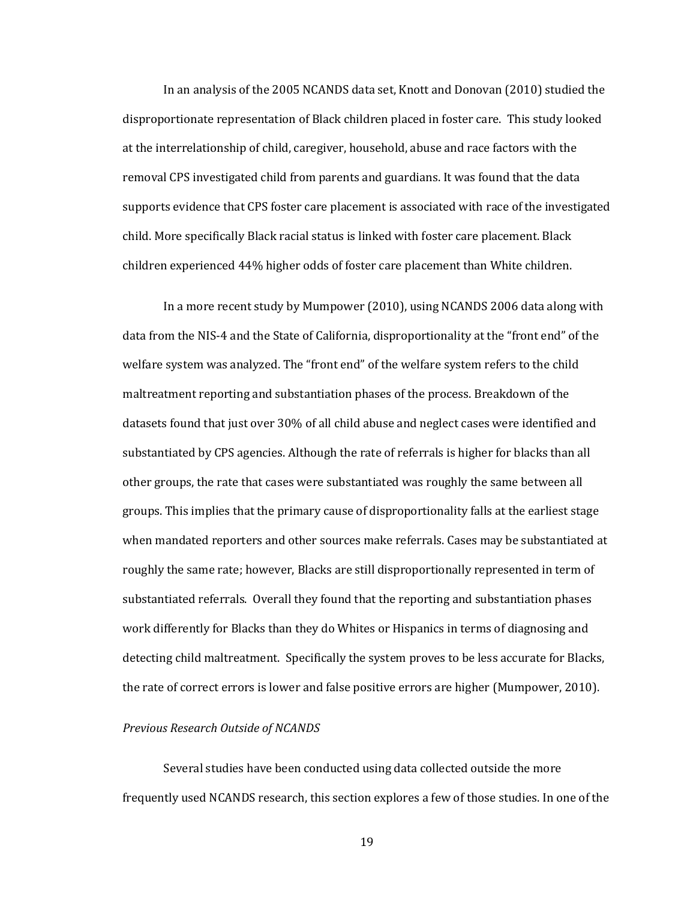In an analysis of the 2005 NCANDS data set, Knott and Donovan (2010) studied the disproportionate representation of Black children placed in foster care. This study looked at the interrelationship of child, caregiver, household, abuse and race factors with the removal CPS investigated child from parents and guardians. It was found that the data supports evidence that CPS foster care placement is associated with race of the investigated child. More specifically Black racial status is linked with foster care placement. Black children experienced 44% higher odds of foster care placement than White children.

In a more recent study by Mumpower (2010), using NCANDS 2006 data along with data from the NIS-4 and the State of California, disproportionality at the "front end" of the welfare system was analyzed. The "front end" of the welfare system refers to the child maltreatment reporting and substantiation phases of the process. Breakdown of the datasets found that just over 30% of all child abuse and neglect cases were identified and substantiated by CPS agencies. Although the rate of referrals is higher for blacks than all other groups, the rate that cases were substantiated was roughly the same between all groups. This implies that the primary cause of disproportionality falls at the earliest stage when mandated reporters and other sources make referrals. Cases may be substantiated at roughly the same rate; however, Blacks are still disproportionally represented in term of substantiated referrals. Overall they found that the reporting and substantiation phases work differently for Blacks than they do Whites or Hispanics in terms of diagnosing and detecting child maltreatment. Specifically the system proves to be less accurate for Blacks, the rate of correct errors is lower and false positive errors are higher (Mumpower, 2010).

*Previous Research Outside of NCANDS*

Several studies have been conducted using data collected outside the more frequently used NCANDS research, this section explores a few of those studies. In one of the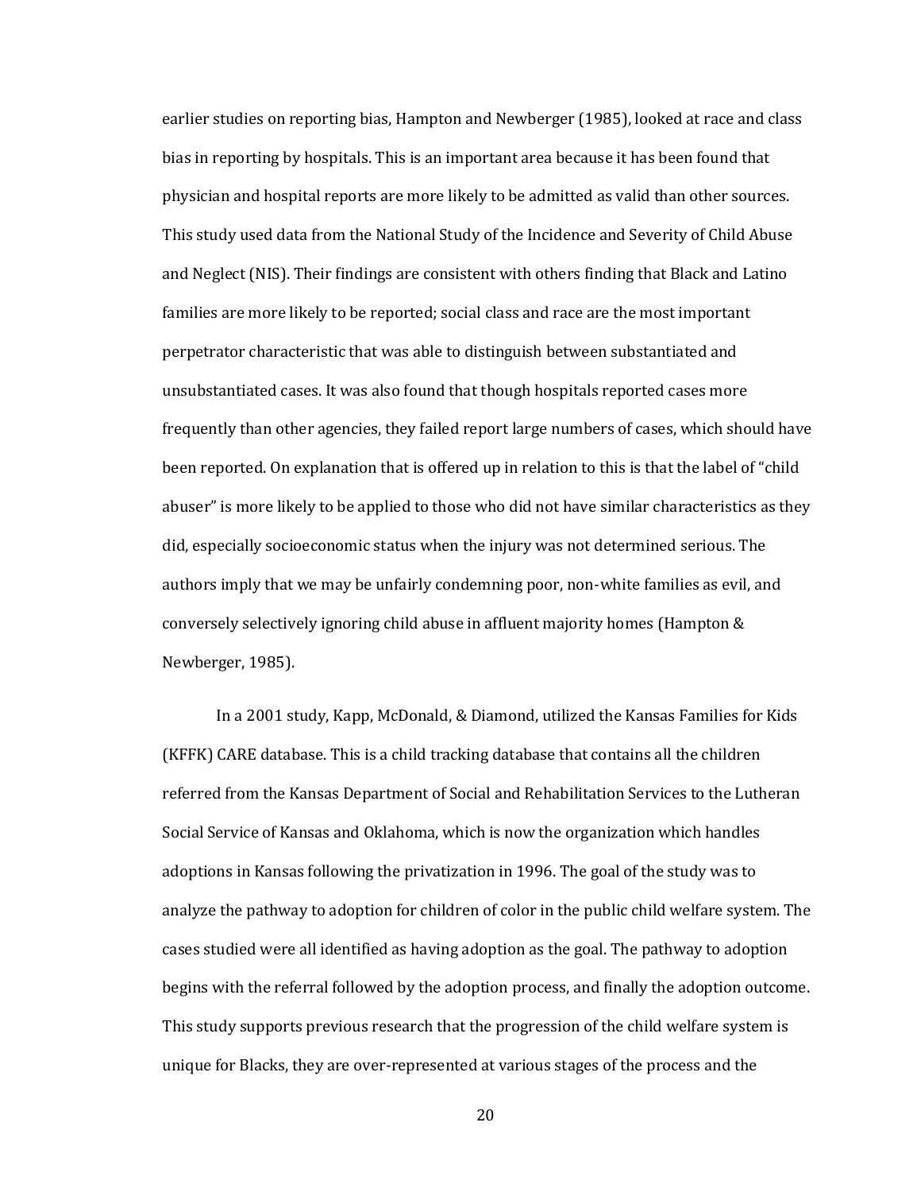earlier studies on reporting bias, Hampton and Newberger (1985), looked at race and class bias in reporting by hospitals. This is an important area because it has been found that physician and hospital reports are more likely to be admitted as valid than other sources. This study used data from the National Study of the Incidence and Severity of Child Abuse and Neglect (NIS). Their findings are consistent with others finding that Black and Latino families are more likely to be reported; social class and race are the most important perpetrator characteristic that was able to distinguish between substantiated and unsubstantiated cases. It was also found that though hospitals reported cases more frequently than other agencies, they failed report large numbers of cases, which should have been reported. On explanation that is offered up in relation to this is that the label of "child abuser" is more likely to be applied to those who did not have similar characteristics as they did, especially socioeconomic status when the injury was not determined serious. The authors imply that we may be unfairly condemning poor, non-white families as evil, and conversely selectively ignoring child abuse in affluent majority homes (Hampton & Newberger, 1985).

In a 2001 study, Kapp, McDonald, & Diamond, utilized the Kansas Families for Kids (KFFK) CARE database. This is a child tracking database that contains all the children referred from the Kansas Department of Social and Rehabilitation Services to the Lutheran Social Service of Kansas and Oklahoma, which is now the organization which handles adoptions in Kansas following the privatization in 1996. The goal of the study was to analyze the pathway to adoption for children of color in the public child welfare system. The cases studied were all identified as having adoption as the goal. The pathway to adoption begins with the referral followed by the adoption process, and finally the adoption outcome. This study supports previous research that the progression of the child welfare system is unique for Blacks, they are over-represented at various stages of the process and the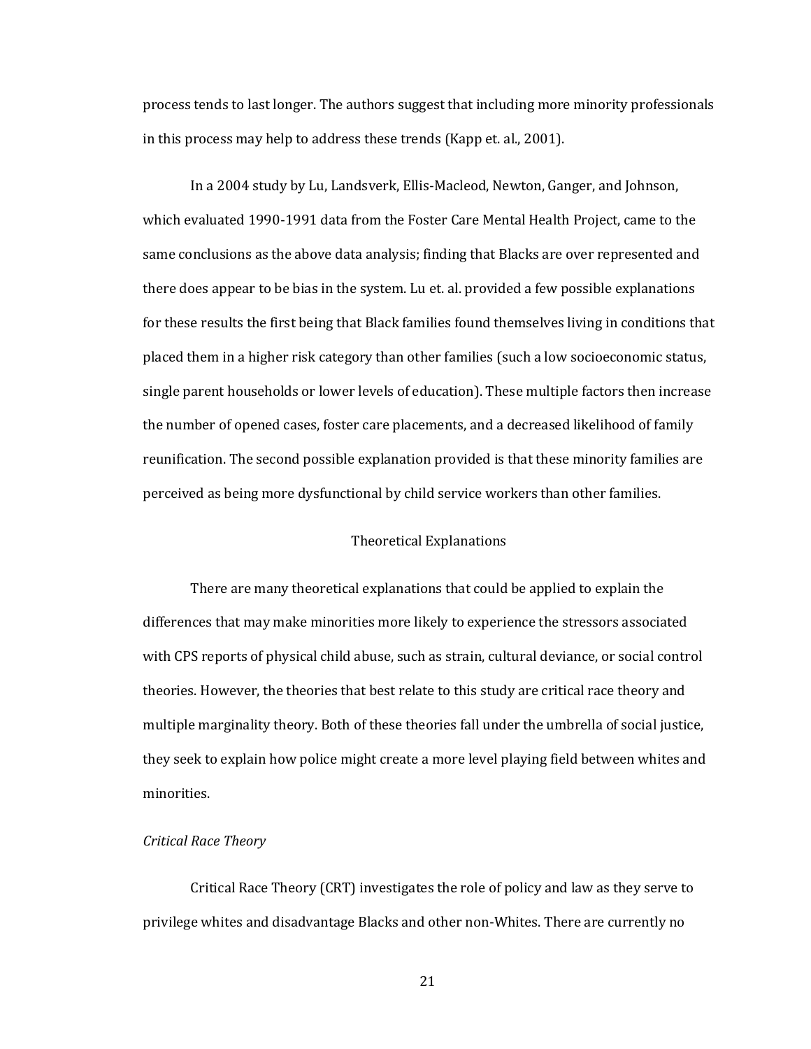process tends to last longer. The authors suggest that including more minority professionals in this process may help to address these trends (Kapp et. al., 2001).

In a 2004 study by Lu, Landsverk, Ellis-Macleod, Newton, Ganger, and Johnson, which evaluated 1990-1991 data from the Foster Care Mental Health Project, came to the same conclusions as the above data analysis; finding that Blacks are over represented and there does appear to be bias in the system. Lu et. al. provided a few possible explanations for these results the first being that Black families found themselves living in conditions that placed them in a higher risk category than other families (such a low socioeconomic status, single parent households or lower levels of education). These multiple factors then increase the number of opened cases, foster care placements, and a decreased likelihood of family reunification. The second possible explanation provided is that these minority families are perceived as being more dysfunctional by child service workers than other families.

## Theoretical Explanations

There are many theoretical explanations that could be applied to explain the differences that may make minorities more likely to experience the stressors associated with CPS reports of physical child abuse, such as strain, cultural deviance, or social control theories. However, the theories that best relate to this study are critical race theory and multiple marginality theory. Both of these theories fall under the umbrella of social justice, they seek to explain how police might create a more level playing field between whites and minorities.

### *Critical Race Theory*

Critical Race Theory (CRT) investigates the role of policy and law as they serve to privilege whites and disadvantage Blacks and other non-Whites. There are currently no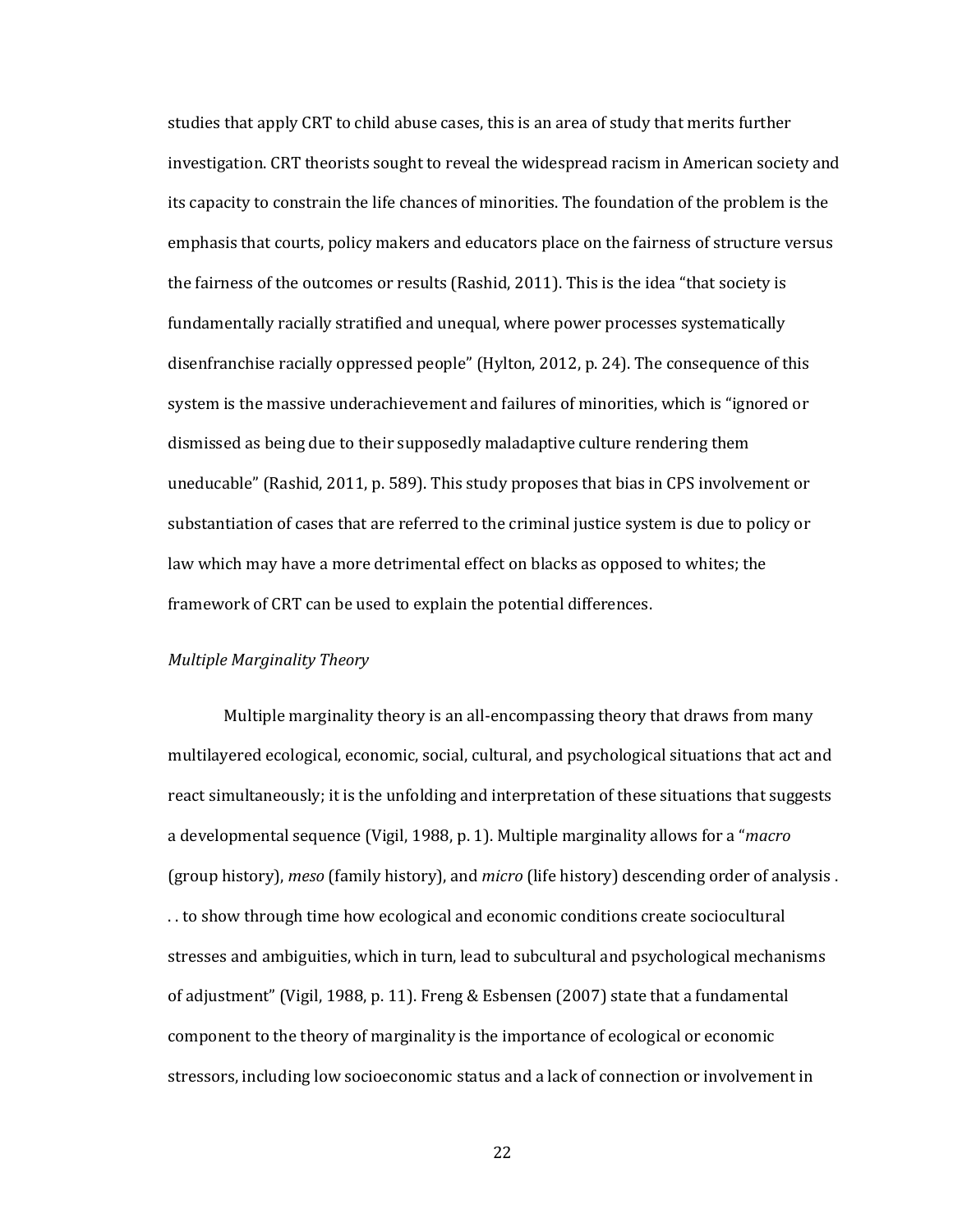studies that apply CRT to child abuse cases, this is an area of study that merits further investigation. CRT theorists sought to reveal the widespread racism in American society and its capacity to constrain the life chances of minorities. The foundation of the problem is the emphasis that courts, policy makers and educators place on the fairness of structure versus the fairness of the outcomes or results (Rashid, 2011). This is the idea "that society is fundamentally racially stratified and unequal, where power processes systematically disenfranchise racially oppressed people" (Hylton, 2012, p. 24). The consequence of this system is the massive underachievement and failures of minorities, which is "ignored or dismissed as being due to their supposedly maladaptive culture rendering them uneducable" (Rashid, 2011, p. 589). This study proposes that bias in CPS involvement or substantiation of cases that are referred to the criminal justice system is due to policy or law which may have a more detrimental effect on blacks as opposed to whites; the framework of CRT can be used to explain the potential differences.

*Multiple Marginality Theory*

Multiple marginality theory is an all-encompassing theory that draws from many multilayered ecological, economic, social, cultural, and psychological situations that act and react simultaneously; it is the unfolding and interpretation of these situations that suggests a developmental sequence (Vigil, 1988, p. 1). Multiple marginality allows for a "*macro* (group history), *meso* (family history), and *micro* (life history) descending order of analysis . . . to show through time how ecological and economic conditions create sociocultural stresses and ambiguities, which in turn, lead to subcultural and psychological mechanisms of adjustment" (Vigil, 1988, p. 11). Freng & Esbensen (2007) state that a fundamental component to the theory of marginality is the importance of ecological or economic stressors, including low socioeconomic status and a lack of connection or involvement in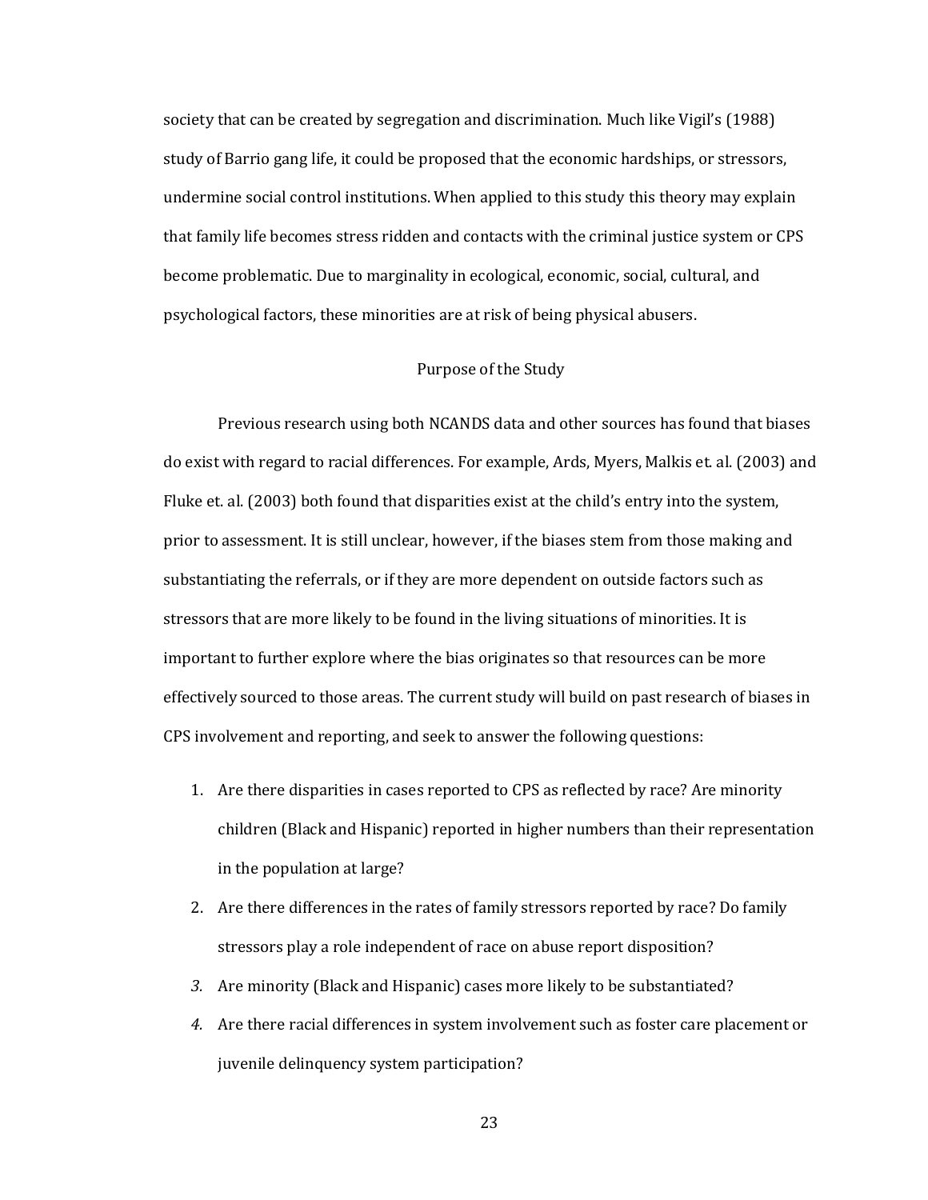society that can be created by segregation and discrimination. Much like Vigil's (1988) study of Barrio gang life, it could be proposed that the economic hardships, or stressors, undermine social control institutions. When applied to this study this theory may explain that family life becomes stress ridden and contacts with the criminal justice system or CPS become problematic. Due to marginality in ecological, economic, social, cultural, and psychological factors, these minorities are at risk of being physical abusers.

## Purpose of the Study

Previous research using both NCANDS data and other sources has found that biases do exist with regard to racial differences. For example, Ards, Myers, Malkis et. al. (2003) and Fluke et. al. (2003) both found that disparities exist at the child's entry into the system, prior to assessment. It is still unclear, however, if the biases stem from those making and substantiating the referrals, or if they are more dependent on outside factors such as stressors that are more likely to be found in the living situations of minorities. It is important to further explore where the bias originates so that resources can be more effectively sourced to those areas. The current study will build on past research of biases in CPS involvement and reporting, and seek to answer the following questions:

1. Are there disparities in cases reported to CPS as reflected by race? Are minority children (Black and Hispanic) reported in higher numbers than their representation in the population at large?
2. Are there differences in the rates of family stressors reported by race? Do family stressors play a role independent of race on abuse report disposition?
3. Are minority (Black and Hispanic) cases more likely to be substantiated?
4. Are there racial differences in system involvement such as foster care placement or juvenile delinquency system participation?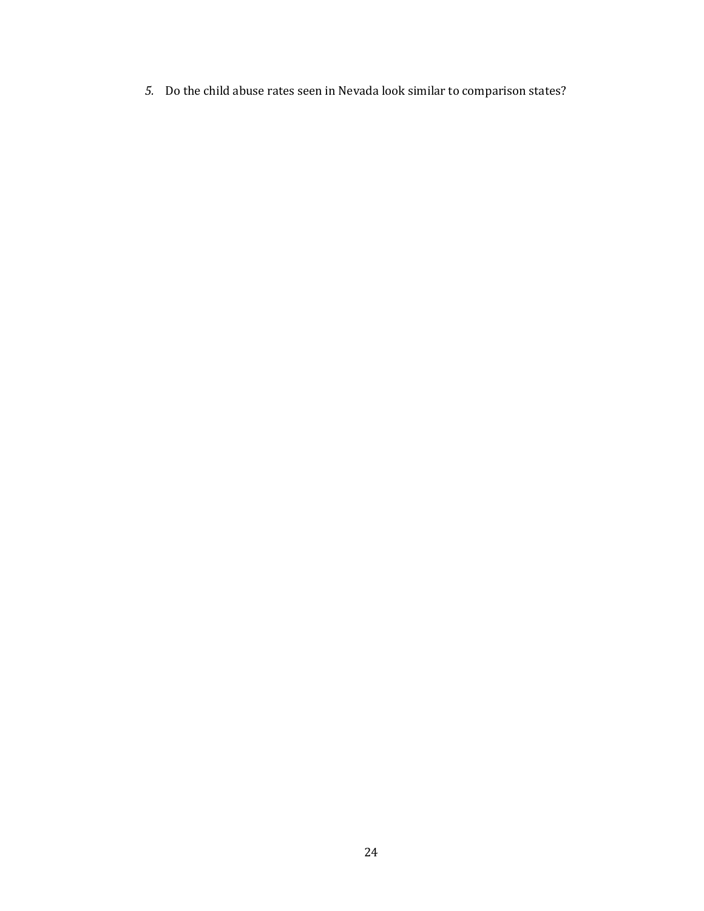*5.* Do the child abuse rates seen in Nevada look similar to comparison states?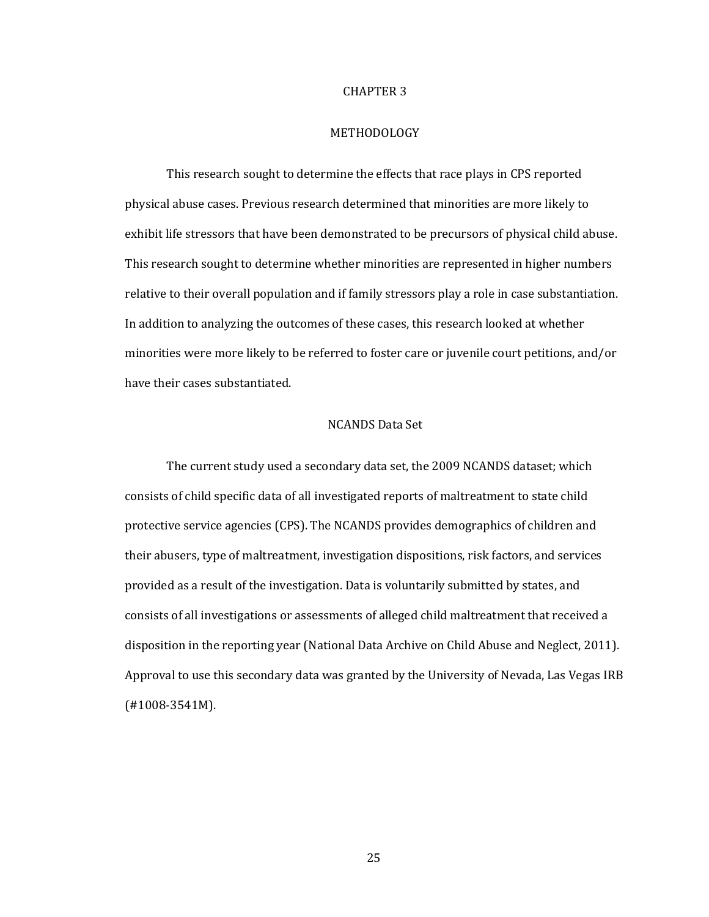# CHAPTER 3

# METHODOLOGY

This research sought to determine the effects that race plays in CPS reported physical abuse cases. Previous research determined that minorities are more likely to exhibit life stressors that have been demonstrated to be precursors of physical child abuse. This research sought to determine whether minorities are represented in higher numbers relative to their overall population and if family stressors play a role in case substantiation. In addition to analyzing the outcomes of these cases, this research looked at whether minorities were more likely to be referred to foster care or juvenile court petitions, and/or have their cases substantiated.

## NCANDS Data Set

The current study used a secondary data set, the 2009 NCANDS dataset; which consists of child specific data of all investigated reports of maltreatment to state child protective service agencies (CPS). The NCANDS provides demographics of children and their abusers, type of maltreatment, investigation dispositions, risk factors, and services provided as a result of the investigation. Data is voluntarily submitted by states, and consists of all investigations or assessments of alleged child maltreatment that received a disposition in the reporting year (National Data Archive on Child Abuse and Neglect, 2011). Approval to use this secondary data was granted by the University of Nevada, Las Vegas IRB (#1008-3541M).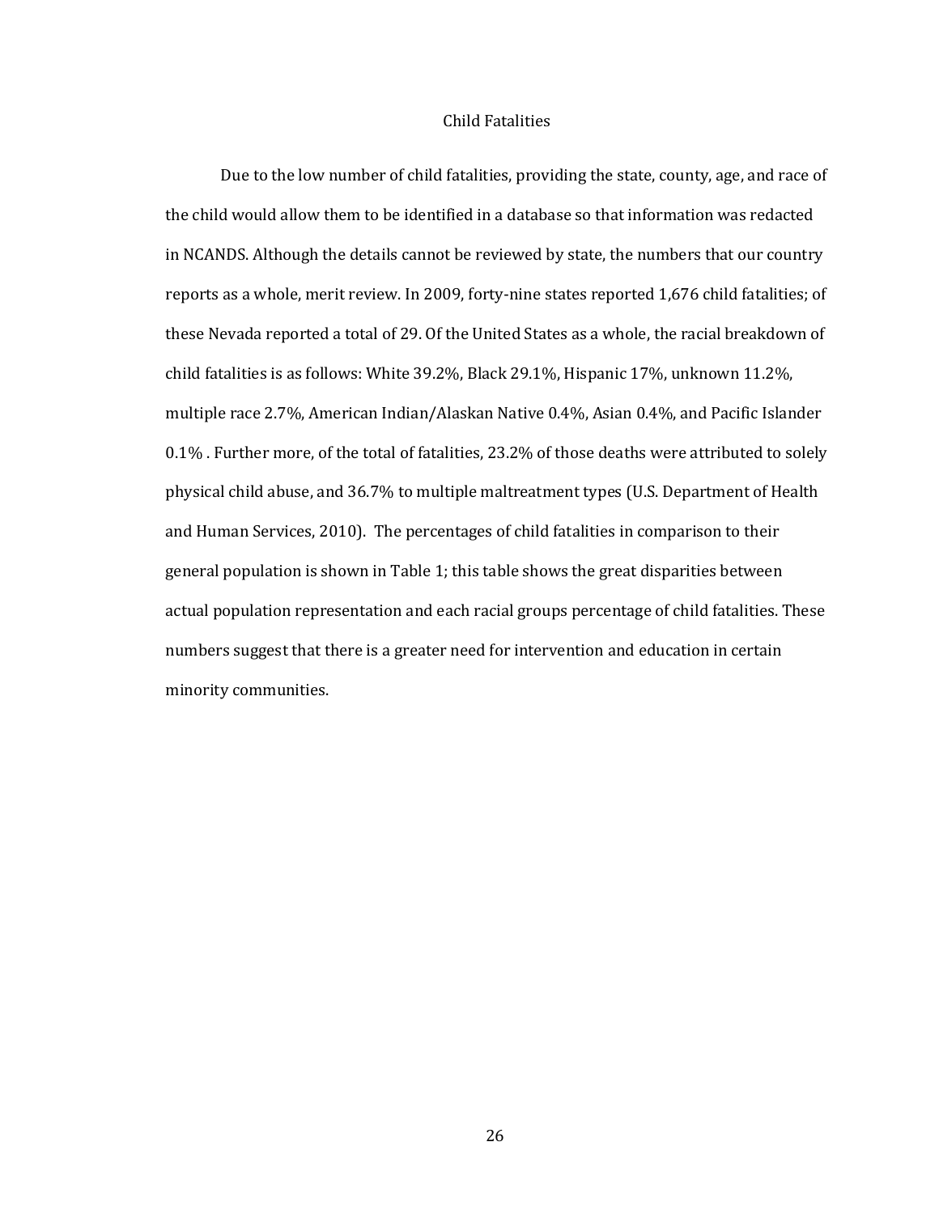## Child Fatalities

Due to the low number of child fatalities, providing the state, county, age, and race of the child would allow them to be identified in a database so that information was redacted in NCANDS. Although the details cannot be reviewed by state, the numbers that our country reports as a whole, merit review. In 2009, forty-nine states reported 1,676 child fatalities; of these Nevada reported a total of 29. Of the United States as a whole, the racial breakdown of child fatalities is as follows: White 39.2%, Black 29.1%, Hispanic 17%, unknown 11.2%, multiple race 2.7%, American Indian/Alaskan Native 0.4%, Asian 0.4%, and Pacific Islander 0.1% . Further more, of the total of fatalities, 23.2% of those deaths were attributed to solely physical child abuse, and 36.7% to multiple maltreatment types (U.S. Department of Health and Human Services, 2010). The percentages of child fatalities in comparison to their general population is shown in Table 1; this table shows the great disparities between actual population representation and each racial groups percentage of child fatalities. These numbers suggest that there is a greater need for intervention and education in certain minority communities.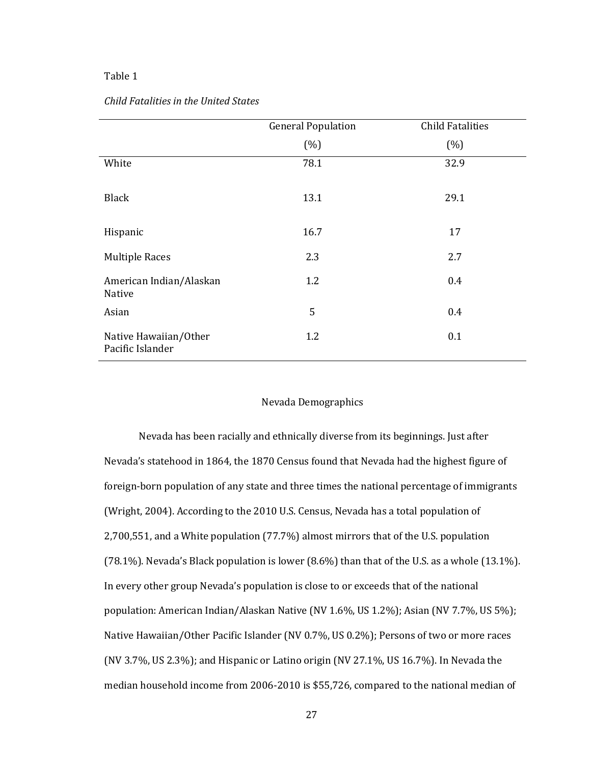Table 1

*Child Fatalities in the United States*

| | General Population (%) | Child Fatalities (%) |
|---|---|---|
| White | 78.1 | 32.9 |
| Black | 13.1 | 29.1 |
| Hispanic | 16.7 | 17 |
| Multiple Races | 2.3 | 2.7 |
| American Indian/Alaskan Native | 1.2 | 0.4 |
| Asian | 5 | 0.4 |
| Native Hawaiian/Other Pacific Islander | 1.2 | 0.1 |

## Nevada Demographics

Nevada has been racially and ethnically diverse from its beginnings. Just after Nevada's statehood in 1864, the 1870 Census found that Nevada had the highest figure of foreign-born population of any state and three times the national percentage of immigrants (Wright, 2004). According to the 2010 U.S. Census, Nevada has a total population of 2,700,551, and a White population (77.7%) almost mirrors that of the U.S. population (78.1%). Nevada's Black population is lower (8.6%) than that of the U.S. as a whole (13.1%). In every other group Nevada's population is close to or exceeds that of the national population: American Indian/Alaskan Native (NV 1.6%, US 1.2%); Asian (NV 7.7%, US 5%); Native Hawaiian/Other Pacific Islander (NV 0.7%, US 0.2%); Persons of two or more races (NV 3.7%, US 2.3%); and Hispanic or Latino origin (NV 27.1%, US 16.7%). In Nevada the median household income from 2006-2010 is $55,726, compared to the national median of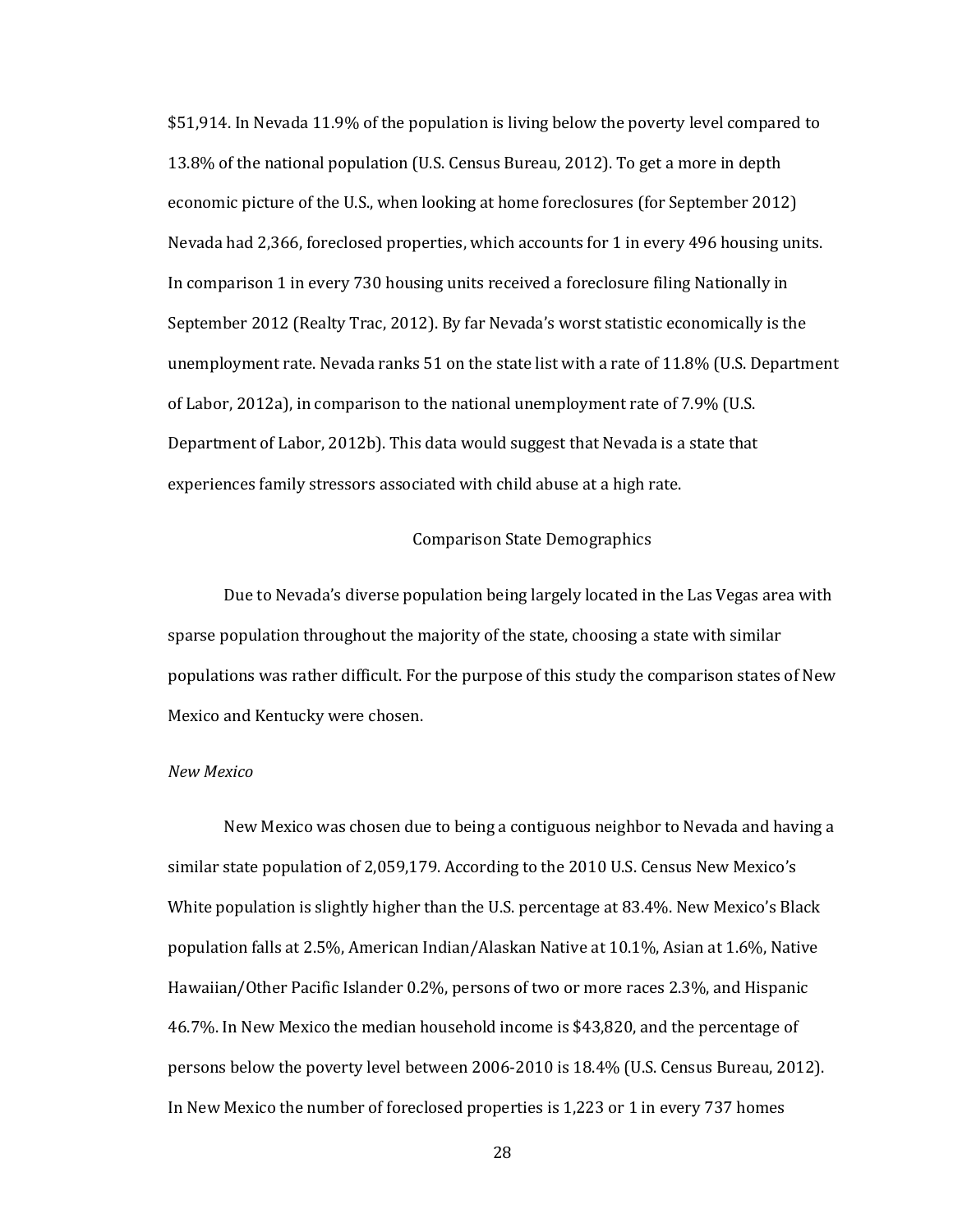$51,914. In Nevada 11.9% of the population is living below the poverty level compared to 13.8% of the national population (U.S. Census Bureau, 2012). To get a more in depth economic picture of the U.S., when looking at home foreclosures (for September 2012) Nevada had 2,366, foreclosed properties, which accounts for 1 in every 496 housing units. In comparison 1 in every 730 housing units received a foreclosure filing Nationally in September 2012 (Realty Trac, 2012). By far Nevada's worst statistic economically is the unemployment rate. Nevada ranks 51 on the state list with a rate of 11.8% (U.S. Department of Labor, 2012a), in comparison to the national unemployment rate of 7.9% (U.S. Department of Labor, 2012b). This data would suggest that Nevada is a state that experiences family stressors associated with child abuse at a high rate.

## Comparison State Demographics

Due to Nevada's diverse population being largely located in the Las Vegas area with sparse population throughout the majority of the state, choosing a state with similar populations was rather difficult. For the purpose of this study the comparison states of New Mexico and Kentucky were chosen.

### *New Mexico*

New Mexico was chosen due to being a contiguous neighbor to Nevada and having a similar state population of 2,059,179. According to the 2010 U.S. Census New Mexico's White population is slightly higher than the U.S. percentage at 83.4%. New Mexico's Black population falls at 2.5%, American Indian/Alaskan Native at 10.1%, Asian at 1.6%, Native Hawaiian/Other Pacific Islander 0.2%, persons of two or more races 2.3%, and Hispanic 46.7%. In New Mexico the median household income is $43,820, and the percentage of persons below the poverty level between 2006-2010 is 18.4% (U.S. Census Bureau, 2012). In New Mexico the number of foreclosed properties is 1,223 or 1 in every 737 homes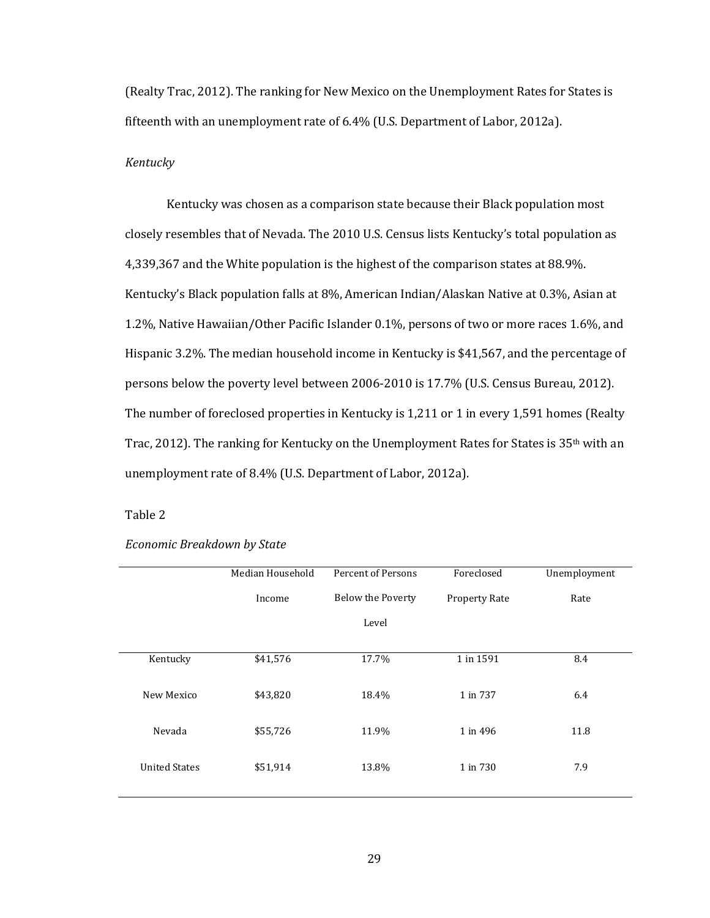(Realty Trac, 2012). The ranking for New Mexico on the Unemployment Rates for States is fifteenth with an unemployment rate of 6.4% (U.S. Department of Labor, 2012a).

*Kentucky*

Kentucky was chosen as a comparison state because their Black population most closely resembles that of Nevada. The 2010 U.S. Census lists Kentucky's total population as 4,339,367 and the White population is the highest of the comparison states at 88.9%. Kentucky's Black population falls at 8%, American Indian/Alaskan Native at 0.3%, Asian at 1.2%, Native Hawaiian/Other Pacific Islander 0.1%, persons of two or more races 1.6%, and Hispanic 3.2%. The median household income in Kentucky is $41,567, and the percentage of persons below the poverty level between 2006-2010 is 17.7% (U.S. Census Bureau, 2012). The number of foreclosed properties in Kentucky is 1,211 or 1 in every 1,591 homes (Realty Trac, 2012). The ranking for Kentucky on the Unemployment Rates for States is 35th with an unemployment rate of 8.4% (U.S. Department of Labor, 2012a).

Table 2

*Economic Breakdown by State*

| | Median Household Income | Percent of Persons Below the Poverty Level | Foreclosed Property Rate | Unemployment Rate |
|---|---|---|---|---|
| Kentucky | $41,576 | 17.7% | 1 in 1591 | 8.4 |
| New Mexico | $43,820 | 18.4% | 1 in 737 | 6.4 |
| Nevada | $55,726 | 11.9% | 1 in 496 | 11.8 |
| United States | $51,914 | 13.8% | 1 in 730 | 7.9 |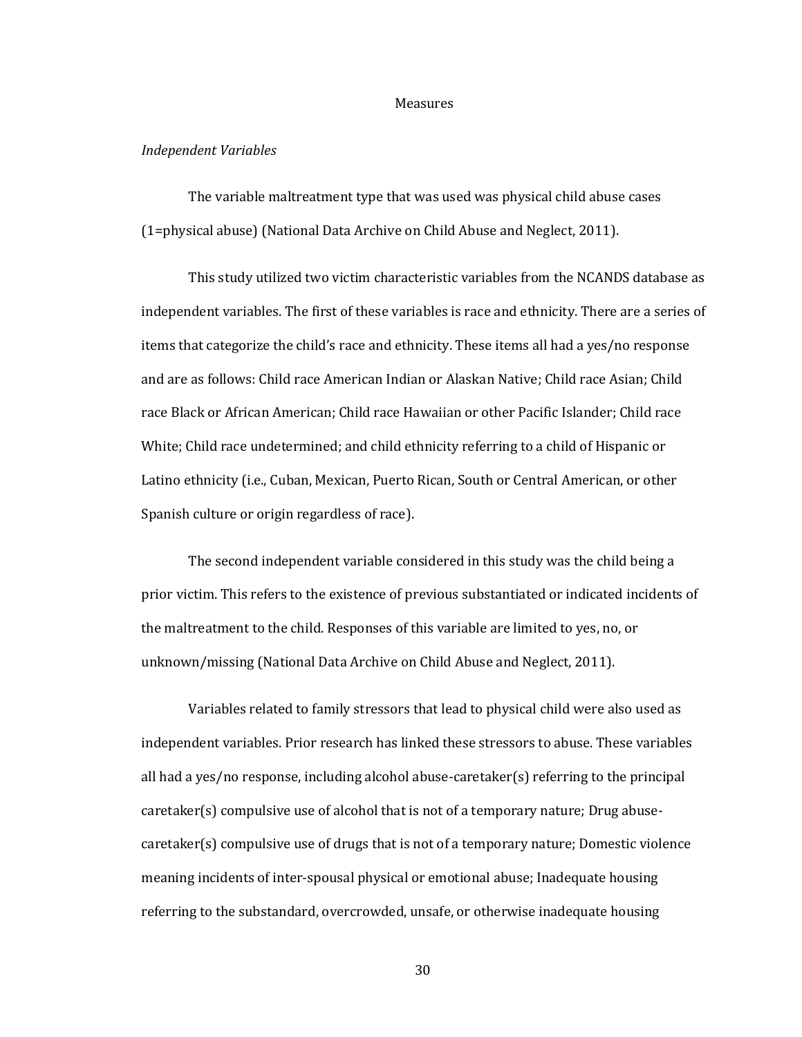## Measures

### *Independent Variables*

The variable maltreatment type that was used was physical child abuse cases (1=physical abuse) (National Data Archive on Child Abuse and Neglect, 2011).

This study utilized two victim characteristic variables from the NCANDS database as independent variables. The first of these variables is race and ethnicity. There are a series of items that categorize the child's race and ethnicity. These items all had a yes/no response and are as follows: Child race American Indian or Alaskan Native; Child race Asian; Child race Black or African American; Child race Hawaiian or other Pacific Islander; Child race White; Child race undetermined; and child ethnicity referring to a child of Hispanic or Latino ethnicity (i.e., Cuban, Mexican, Puerto Rican, South or Central American, or other Spanish culture or origin regardless of race).

The second independent variable considered in this study was the child being a prior victim. This refers to the existence of previous substantiated or indicated incidents of the maltreatment to the child. Responses of this variable are limited to yes, no, or unknown/missing (National Data Archive on Child Abuse and Neglect, 2011).

Variables related to family stressors that lead to physical child were also used as independent variables. Prior research has linked these stressors to abuse. These variables all had a yes/no response, including alcohol abuse-caretaker(s) referring to the principal caretaker(s) compulsive use of alcohol that is not of a temporary nature; Drug abuse-caretaker(s) compulsive use of drugs that is not of a temporary nature; Domestic violence meaning incidents of inter-spousal physical or emotional abuse; Inadequate housing referring to the substandard, overcrowded, unsafe, or otherwise inadequate housing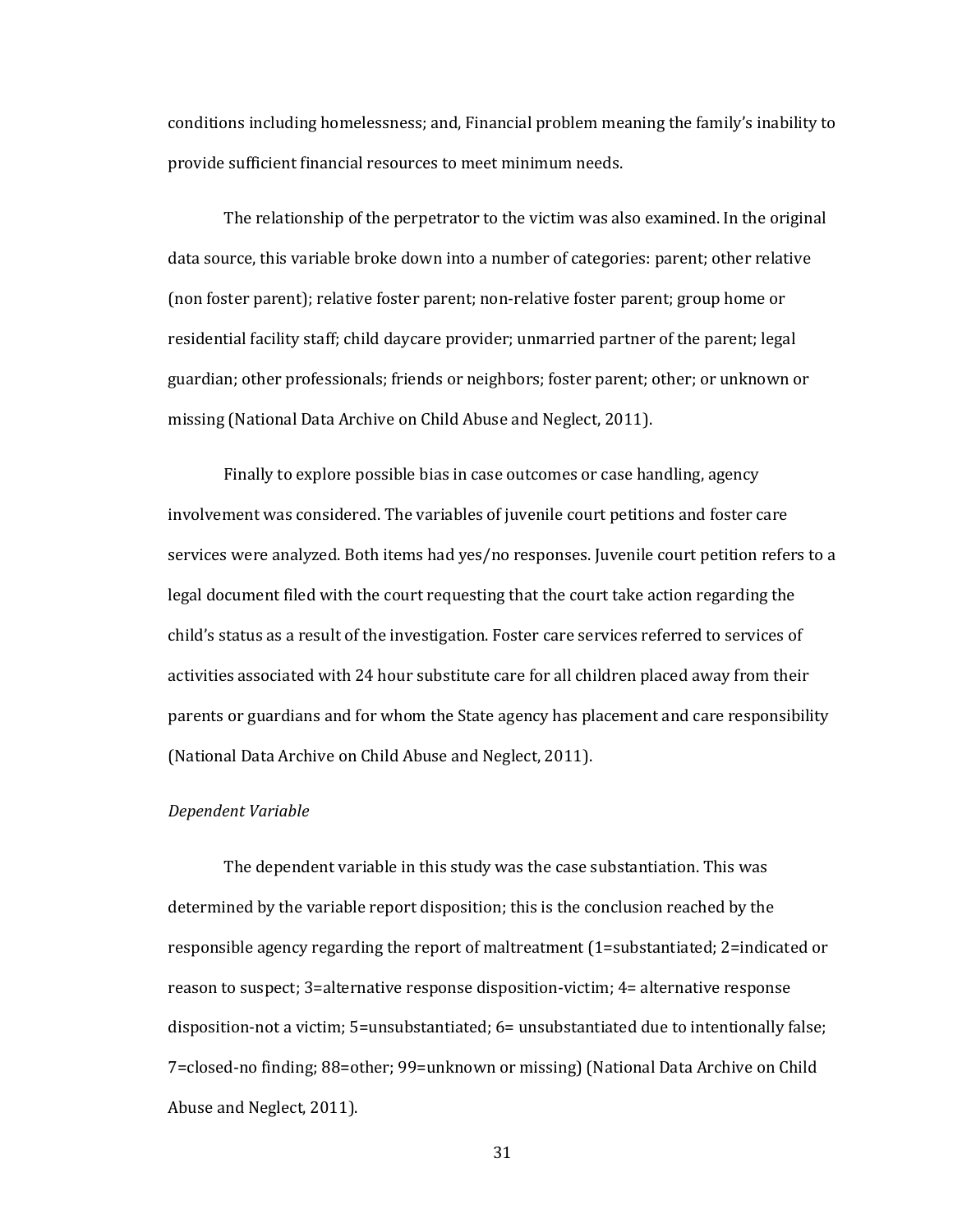conditions including homelessness; and, Financial problem meaning the family's inability to provide sufficient financial resources to meet minimum needs.

The relationship of the perpetrator to the victim was also examined. In the original data source, this variable broke down into a number of categories: parent; other relative (non foster parent); relative foster parent; non-relative foster parent; group home or residential facility staff; child daycare provider; unmarried partner of the parent; legal guardian; other professionals; friends or neighbors; foster parent; other; or unknown or missing (National Data Archive on Child Abuse and Neglect, 2011).

Finally to explore possible bias in case outcomes or case handling, agency involvement was considered. The variables of juvenile court petitions and foster care services were analyzed. Both items had yes/no responses. Juvenile court petition refers to a legal document filed with the court requesting that the court take action regarding the child's status as a result of the investigation. Foster care services referred to services of activities associated with 24 hour substitute care for all children placed away from their parents or guardians and for whom the State agency has placement and care responsibility (National Data Archive on Child Abuse and Neglect, 2011).

*Dependent Variable*

The dependent variable in this study was the case substantiation. This was determined by the variable report disposition; this is the conclusion reached by the responsible agency regarding the report of maltreatment (1=substantiated; 2=indicated or reason to suspect; 3=alternative response disposition-victim; 4= alternative response disposition-not a victim; 5=unsubstantiated; 6= unsubstantiated due to intentionally false; 7=closed-no finding; 88=other; 99=unknown or missing) (National Data Archive on Child Abuse and Neglect, 2011).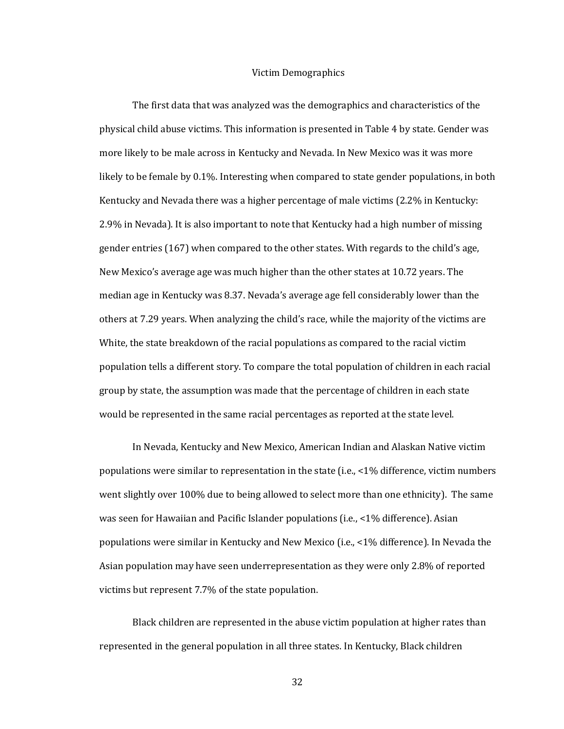## Victim Demographics

The first data that was analyzed was the demographics and characteristics of the physical child abuse victims. This information is presented in Table 4 by state. Gender was more likely to be male across in Kentucky and Nevada. In New Mexico was it was more likely to be female by 0.1%. Interesting when compared to state gender populations, in both Kentucky and Nevada there was a higher percentage of male victims (2.2% in Kentucky: 2.9% in Nevada). It is also important to note that Kentucky had a high number of missing gender entries (167) when compared to the other states. With regards to the child's age, New Mexico's average age was much higher than the other states at 10.72 years. The median age in Kentucky was 8.37. Nevada's average age fell considerably lower than the others at 7.29 years. When analyzing the child's race, while the majority of the victims are White, the state breakdown of the racial populations as compared to the racial victim population tells a different story. To compare the total population of children in each racial group by state, the assumption was made that the percentage of children in each state would be represented in the same racial percentages as reported at the state level.

In Nevada, Kentucky and New Mexico, American Indian and Alaskan Native victim populations were similar to representation in the state (i.e., <1% difference, victim numbers went slightly over 100% due to being allowed to select more than one ethnicity). The same was seen for Hawaiian and Pacific Islander populations (i.e., <1% difference). Asian populations were similar in Kentucky and New Mexico (i.e., <1% difference). In Nevada the Asian population may have seen underrepresentation as they were only 2.8% of reported victims but represent 7.7% of the state population.

Black children are represented in the abuse victim population at higher rates than represented in the general population in all three states. In Kentucky, Black children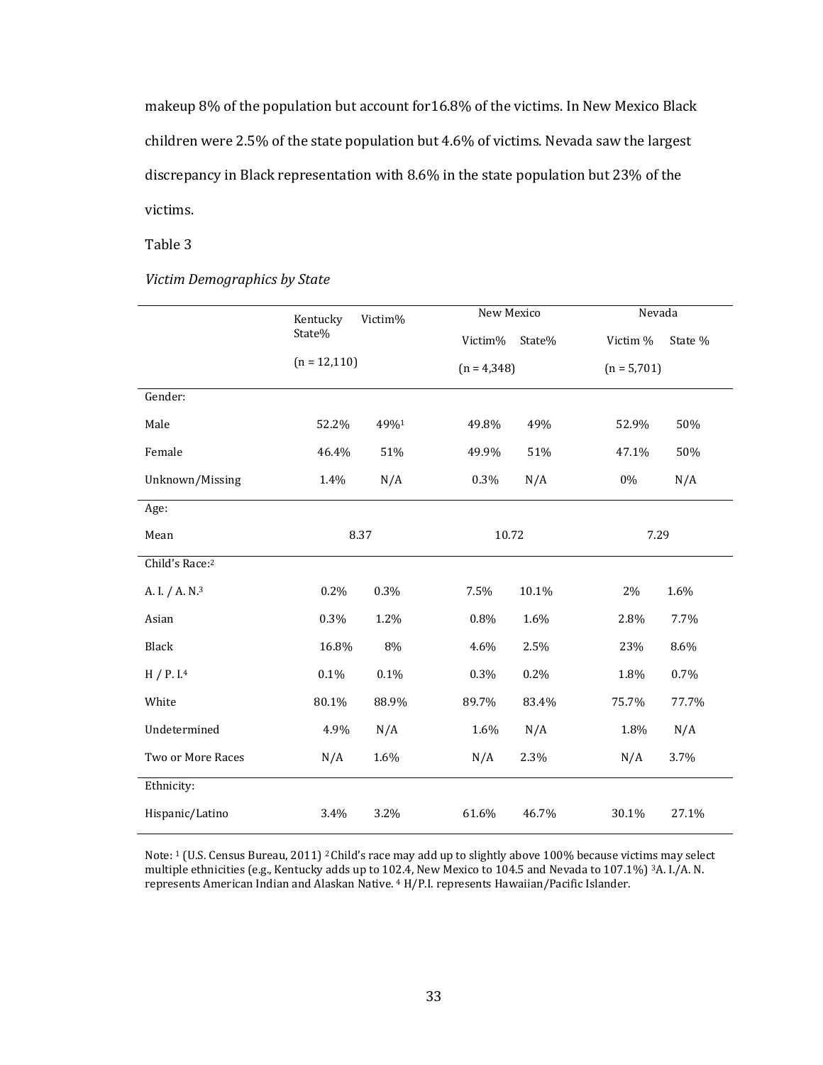makeup 8% of the population but account for16.8% of the victims. In New Mexico Black children were 2.5% of the state population but 4.6% of victims. Nevada saw the largest discrepancy in Black representation with 8.6% in the state population but 23% of the victims.

Table 3

*Victim Demographics by State*

| | Kentucky Victim% | State% | New Mexico Victim% | State% | Nevada Victim % | State % |
|---|---|---|---|---|---|---|
| | (n = 12,110) | | (n = 4,348) | | (n = 5,701) | |
| Gender: | | | | | | |
| Male | 52.2% | 49%[1] | 49.8% | 49% | 52.9% | 50% |
| Female | 46.4% | 51% | 49.9% | 51% | 47.1% | 50% |
| Unknown/Missing | 1.4% | N/A | 0.3% | N/A | 0% | N/A |
| Age: | | | | | | |
| Mean | 8.37 | | 10.72 | | 7.29 | |
| Child's Race:[2] | | | | | | |
| A. I. / A. N.[3] | 0.2% | 0.3% | 7.5% | 10.1% | 2% | 1.6% |
| Asian | 0.3% | 1.2% | 0.8% | 1.6% | 2.8% | 7.7% |
| Black | 16.8% | 8% | 4.6% | 2.5% | 23% | 8.6% |
| H / P. I.[4] | 0.1% | 0.1% | 0.3% | 0.2% | 1.8% | 0.7% |
| White | 80.1% | 88.9% | 89.7% | 83.4% | 75.7% | 77.7% |
| Undetermined | 4.9% | N/A | 1.6% | N/A | 1.8% | N/A |
| Two or More Races | N/A | 1.6% | N/A | 2.3% | N/A | 3.7% |
| Ethnicity: | | | | | | |
| Hispanic/Latino | 3.4% | 3.2% | 61.6% | 46.7% | 30.1% | 27.1% |

Note: [1] (U.S. Census Bureau, 2011) [2] Child's race may add up to slightly above 100% because victims may select multiple ethnicities (e.g., Kentucky adds up to 102.4, New Mexico to 104.5 and Nevada to 107.1%) [3] A. I./A. N. represents American Indian and Alaskan Native. [4] H/P.I. represents Hawaiian/Pacific Islander.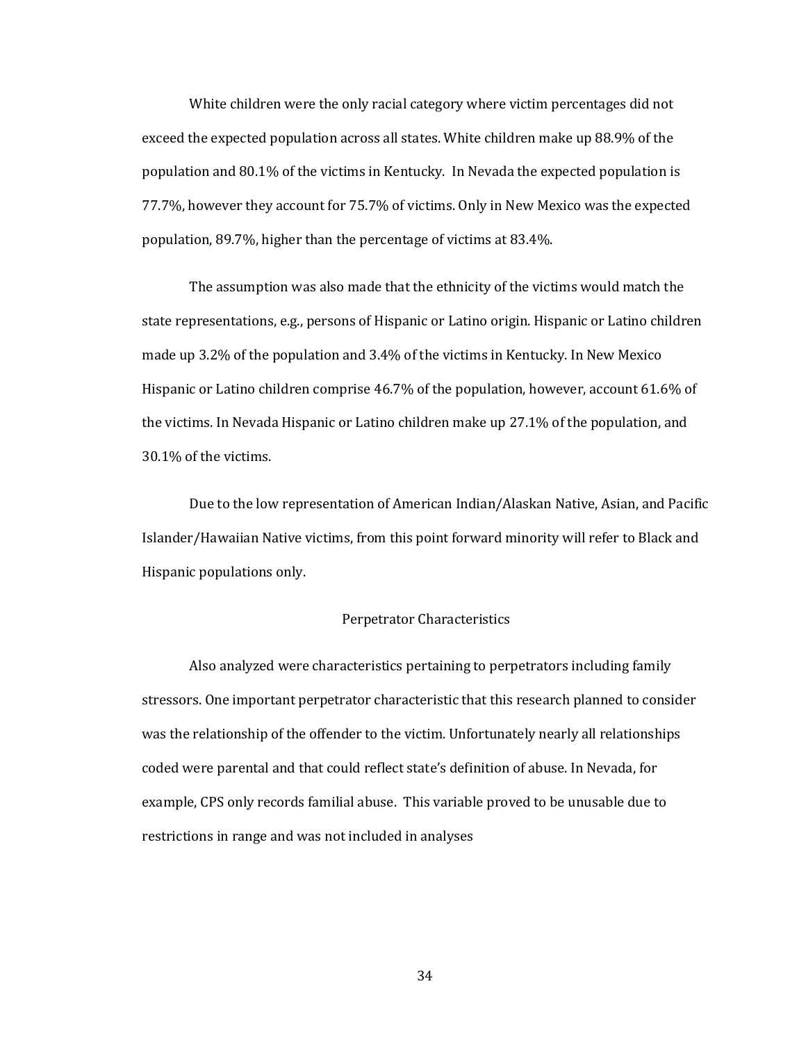White children were the only racial category where victim percentages did not exceed the expected population across all states. White children make up 88.9% of the population and 80.1% of the victims in Kentucky. In Nevada the expected population is 77.7%, however they account for 75.7% of victims. Only in New Mexico was the expected population, 89.7%, higher than the percentage of victims at 83.4%.

The assumption was also made that the ethnicity of the victims would match the state representations, e.g., persons of Hispanic or Latino origin. Hispanic or Latino children made up 3.2% of the population and 3.4% of the victims in Kentucky. In New Mexico Hispanic or Latino children comprise 46.7% of the population, however, account 61.6% of the victims. In Nevada Hispanic or Latino children make up 27.1% of the population, and 30.1% of the victims.

Due to the low representation of American Indian/Alaskan Native, Asian, and Pacific Islander/Hawaiian Native victims, from this point forward minority will refer to Black and Hispanic populations only.

## Perpetrator Characteristics

Also analyzed were characteristics pertaining to perpetrators including family stressors. One important perpetrator characteristic that this research planned to consider was the relationship of the offender to the victim. Unfortunately nearly all relationships coded were parental and that could reflect state's definition of abuse. In Nevada, for example, CPS only records familial abuse. This variable proved to be unusable due to restrictions in range and was not included in analyses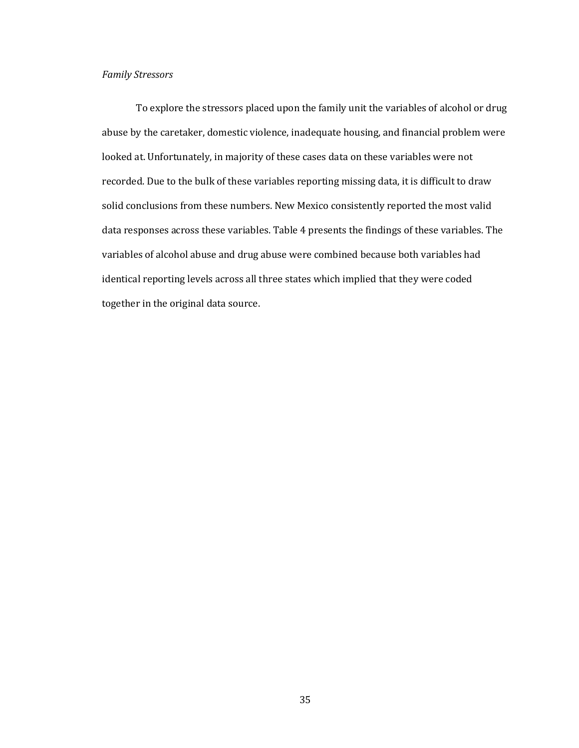*Family Stressors*

To explore the stressors placed upon the family unit the variables of alcohol or drug abuse by the caretaker, domestic violence, inadequate housing, and financial problem were looked at. Unfortunately, in majority of these cases data on these variables were not recorded. Due to the bulk of these variables reporting missing data, it is difficult to draw solid conclusions from these numbers. New Mexico consistently reported the most valid data responses across these variables. Table 4 presents the findings of these variables. The variables of alcohol abuse and drug abuse were combined because both variables had identical reporting levels across all three states which implied that they were coded together in the original data source.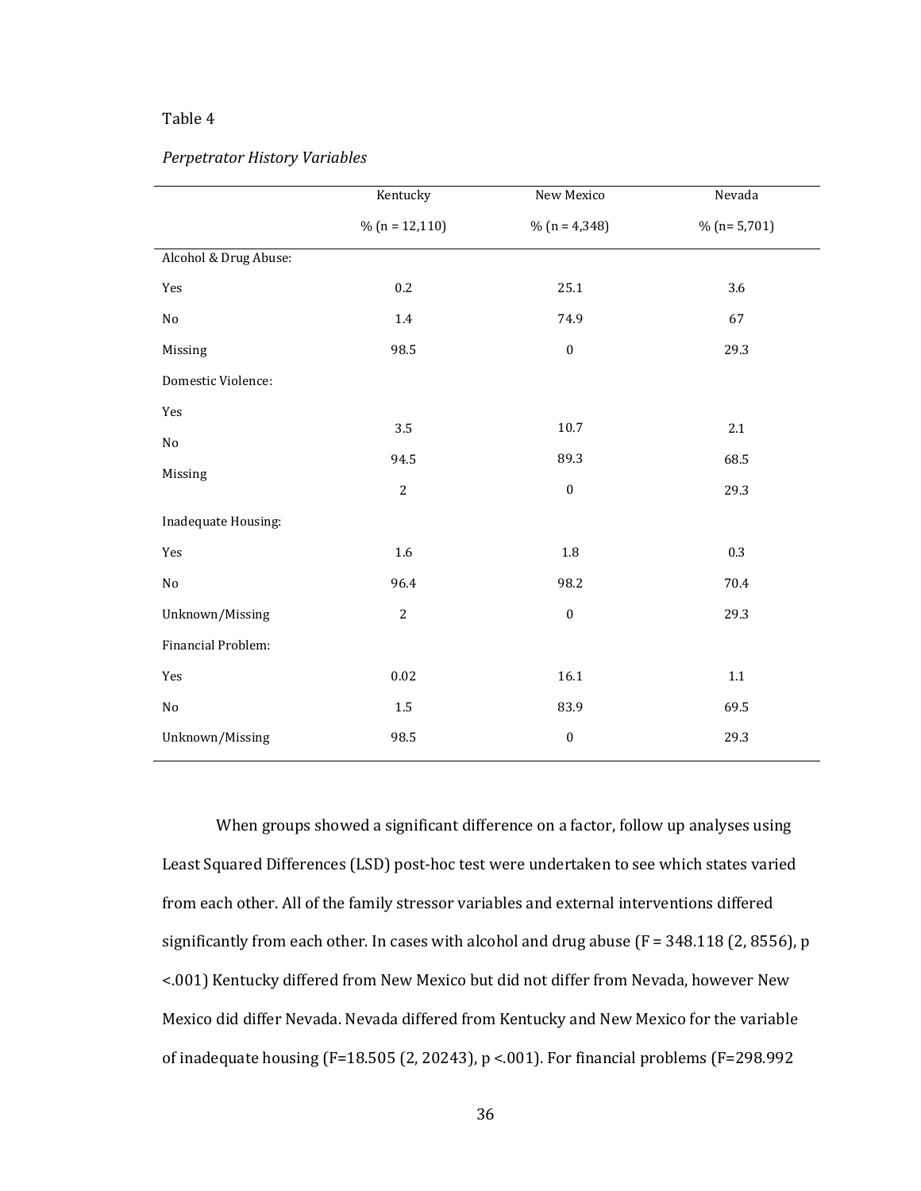Table 4

*Perpetrator History Variables*

| | Kentucky % (n = 12,110) | New Mexico % (n = 4,348) | Nevada % (n= 5,701) |
|---|---|---|---|
| Alcohol & Drug Abuse: | | | |
| Yes | 0.2 | 25.1 | 3.6 |
| No | 1.4 | 74.9 | 67 |
| Missing | 98.5 | 0 | 29.3 |
| Domestic Violence: | | | |
| Yes | 3.5 | 10.7 | 2.1 |
| No | 94.5 | 89.3 | 68.5 |
| Missing | 2 | 0 | 29.3 |
| Inadequate Housing: | | | |
| Yes | 1.6 | 1.8 | 0.3 |
| No | 96.4 | 98.2 | 70.4 |
| Unknown/Missing | 2 | 0 | 29.3 |
| Financial Problem: | | | |
| Yes | 0.02 | 16.1 | 1.1 |
| No | 1.5 | 83.9 | 69.5 |
| Unknown/Missing | 98.5 | 0 | 29.3 |

When groups showed a significant difference on a factor, follow up analyses using Least Squared Differences (LSD) post-hoc test were undertaken to see which states varied from each other. All of the family stressor variables and external interventions differed significantly from each other. In cases with alcohol and drug abuse ($F = 348.118$ (2, 8556), $p < .001$) Kentucky differed from New Mexico but did not differ from Nevada, however New Mexico did differ Nevada. Nevada differed from Kentucky and New Mexico for the variable of inadequate housing ($F=18.505$ (2, 20243), $p < .001$). For financial problems ($F=298.992$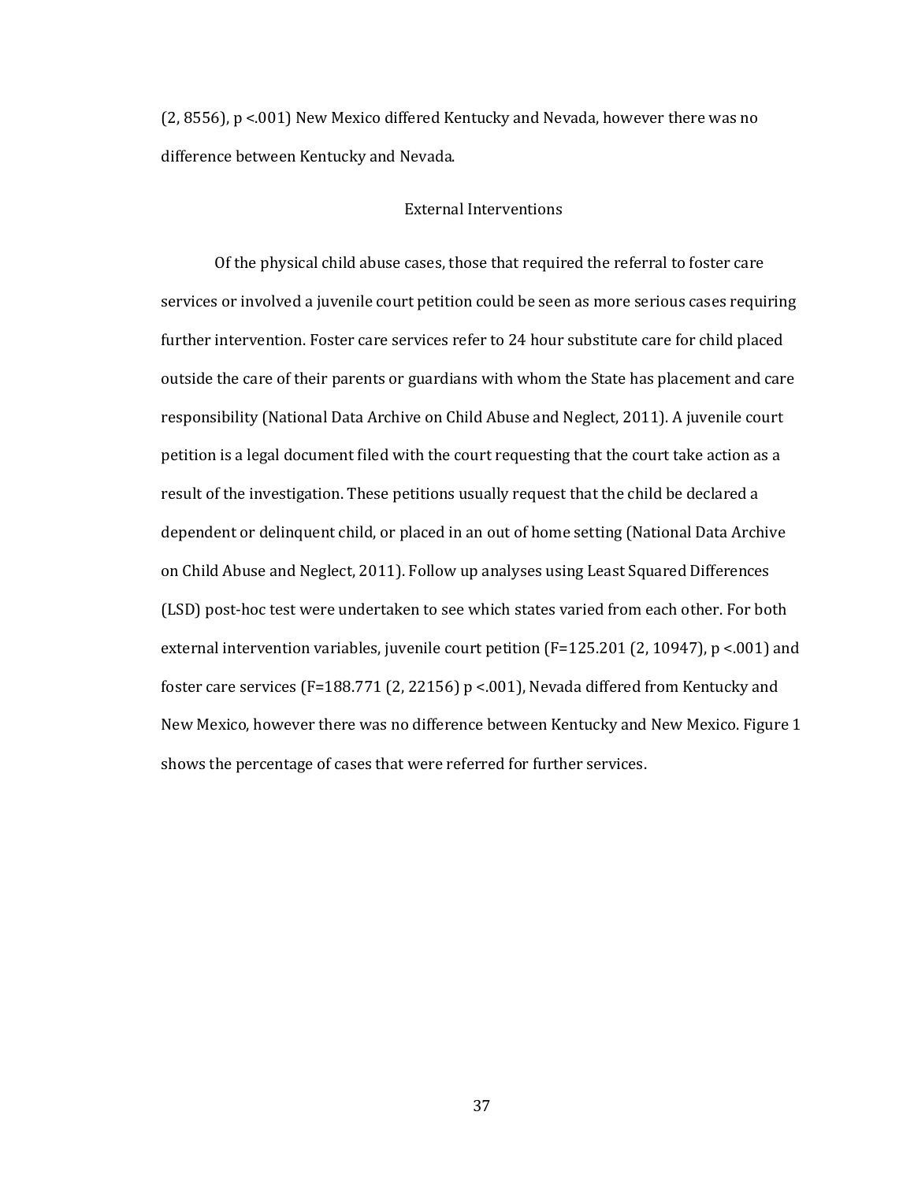(2, 8556), $p < .001$) New Mexico differed Kentucky and Nevada, however there was no difference between Kentucky and Nevada.

## External Interventions

Of the physical child abuse cases, those that required the referral to foster care services or involved a juvenile court petition could be seen as more serious cases requiring further intervention. Foster care services refer to 24 hour substitute care for child placed outside the care of their parents or guardians with whom the State has placement and care responsibility (National Data Archive on Child Abuse and Neglect, 2011). A juvenile court petition is a legal document filed with the court requesting that the court take action as a result of the investigation. These petitions usually request that the child be declared a dependent or delinquent child, or placed in an out of home setting (National Data Archive on Child Abuse and Neglect, 2011). Follow up analyses using Least Squared Differences (LSD) post-hoc test were undertaken to see which states varied from each other. For both external intervention variables, juvenile court petition ($F=125.201$ (2, 10947), $p < .001$) and foster care services ($F=188.771$ (2, 22156) $p < .001$), Nevada differed from Kentucky and New Mexico, however there was no difference between Kentucky and New Mexico. Figure 1 shows the percentage of cases that were referred for further services.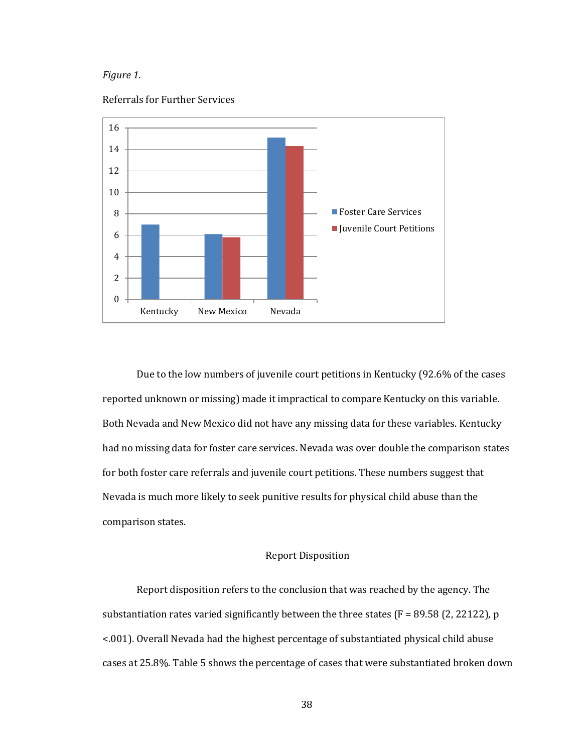*Figure 1.*

Referrals for Further Services

Due to the low numbers of juvenile court petitions in Kentucky (92.6% of the cases reported unknown or missing) made it impractical to compare Kentucky on this variable. Both Nevada and New Mexico did not have any missing data for these variables. Kentucky had no missing data for foster care services. Nevada was over double the comparison states for both foster care referrals and juvenile court petitions. These numbers suggest that Nevada is much more likely to seek punitive results for physical child abuse than the comparison states.

## Report Disposition

Report disposition refers to the conclusion that was reached by the agency. The substantiation rates varied significantly between the three states ($F = 89.58$ (2, 22122), $p < .001$). Overall Nevada had the highest percentage of substantiated physical child abuse cases at 25.8%. Table 5 shows the percentage of cases that were substantiated broken down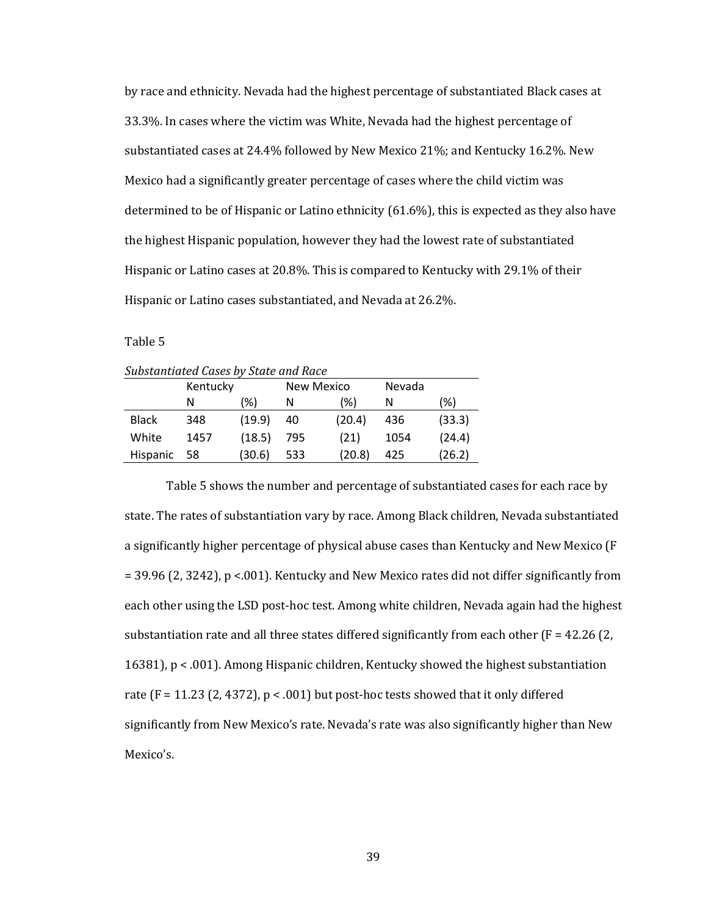by race and ethnicity. Nevada had the highest percentage of substantiated Black cases at 33.3%. In cases where the victim was White, Nevada had the highest percentage of substantiated cases at 24.4% followed by New Mexico 21%; and Kentucky 16.2%. New Mexico had a significantly greater percentage of cases where the child victim was determined to be of Hispanic or Latino ethnicity (61.6%), this is expected as they also have the highest Hispanic population, however they had the lowest rate of substantiated Hispanic or Latino cases at 20.8%. This is compared to Kentucky with 29.1% of their Hispanic or Latino cases substantiated, and Nevada at 26.2%.

Table 5

*Substantiated Cases by State and Race*

| | Kentucky | | New Mexico | | Nevada | |
|---|---|---|---|---|---|---|
| | N | (%) | N | (%) | N | (%) |
| Black | 348 | (19.9) | 40 | (20.4) | 436 | (33.3) |
| White | 1457 | (18.5) | 795 | (21) | 1054 | (24.4) |
| Hispanic | 58 | (30.6) | 533 | (20.8) | 425 | (26.2) |

Table 5 shows the number and percentage of substantiated cases for each race by state. The rates of substantiation vary by race. Among Black children, Nevada substantiated a significantly higher percentage of physical abuse cases than Kentucky and New Mexico ($F = 39.96$ (2, 3242), $p < .001$). Kentucky and New Mexico rates did not differ significantly from each other using the LSD post-hoc test. Among white children, Nevada again had the highest substantiation rate and all three states differed significantly from each other ($F = 42.26$ (2, 16381), $p < .001$). Among Hispanic children, Kentucky showed the highest substantiation rate ($F = 11.23$ (2, 4372), $p < .001$) but post-hoc tests showed that it only differed significantly from New Mexico's rate. Nevada's rate was also significantly higher than New Mexico's.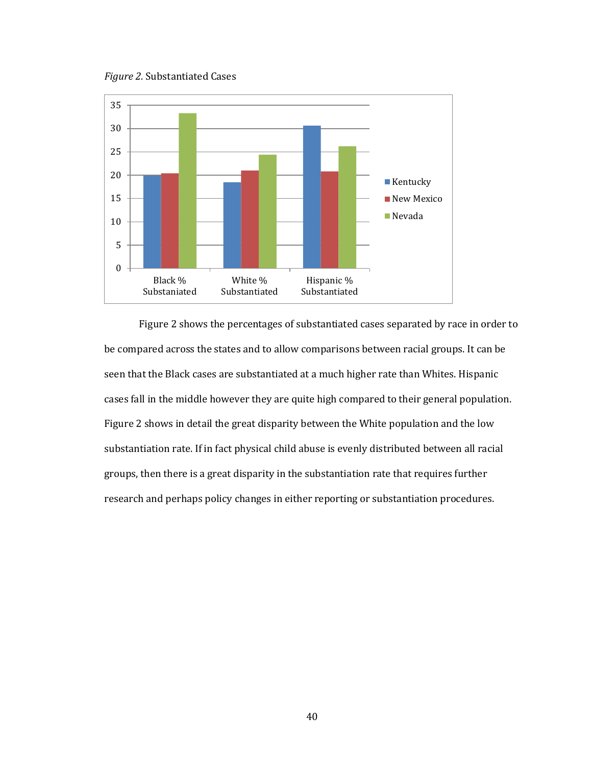*Figure 2.* Substantiated Cases

Figure 2 shows the percentages of substantiated cases separated by race in order to be compared across the states and to allow comparisons between racial groups. It can be seen that the Black cases are substantiated at a much higher rate than Whites. Hispanic cases fall in the middle however they are quite high compared to their general population. Figure 2 shows in detail the great disparity between the White population and the low substantiation rate. If in fact physical child abuse is evenly distributed between all racial groups, then there is a great disparity in the substantiation rate that requires further research and perhaps policy changes in either reporting or substantiation procedures.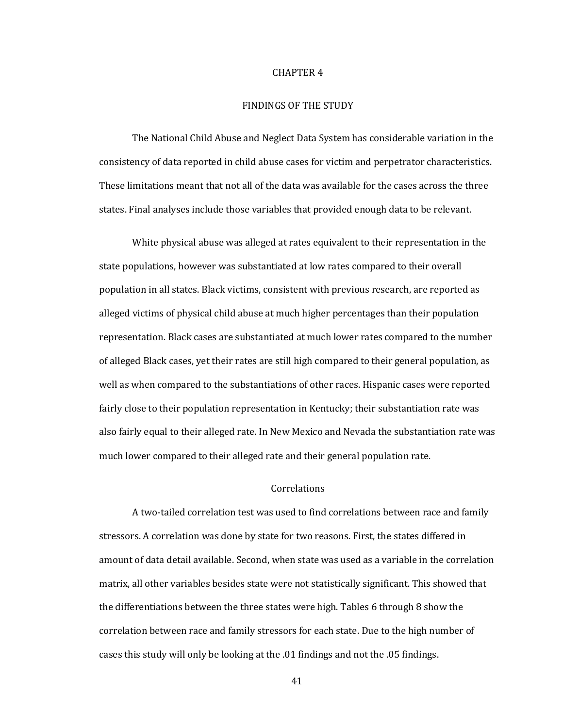# CHAPTER 4

## FINDINGS OF THE STUDY

The National Child Abuse and Neglect Data System has considerable variation in the consistency of data reported in child abuse cases for victim and perpetrator characteristics. These limitations meant that not all of the data was available for the cases across the three states. Final analyses include those variables that provided enough data to be relevant.

White physical abuse was alleged at rates equivalent to their representation in the state populations, however was substantiated at low rates compared to their overall population in all states. Black victims, consistent with previous research, are reported as alleged victims of physical child abuse at much higher percentages than their population representation. Black cases are substantiated at much lower rates compared to the number of alleged Black cases, yet their rates are still high compared to their general population, as well as when compared to the substantiations of other races. Hispanic cases were reported fairly close to their population representation in Kentucky; their substantiation rate was also fairly equal to their alleged rate. In New Mexico and Nevada the substantiation rate was much lower compared to their alleged rate and their general population rate.

### Correlations

A two-tailed correlation test was used to find correlations between race and family stressors. A correlation was done by state for two reasons. First, the states differed in amount of data detail available. Second, when state was used as a variable in the correlation matrix, all other variables besides state were not statistically significant. This showed that the differentiations between the three states were high. Tables 6 through 8 show the correlation between race and family stressors for each state. Due to the high number of cases this study will only be looking at the .01 findings and not the .05 findings.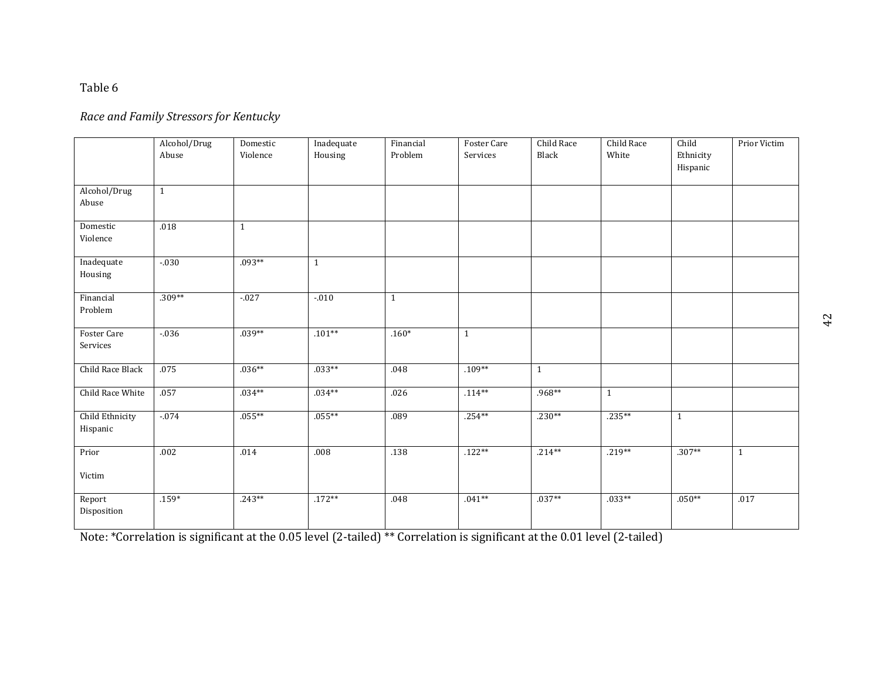Table 6

*Race and Family Stressors for Kentucky*

| | Alcohol/Drug Abuse | Domestic Violence | Inadequate Housing | Financial Problem | Foster Care Services | Child Race Black | Child Race White | Child Ethnicity Hispanic | Prior Victim |
|---|---|---|---|---|---|---|---|---|---|
| Alcohol/Drug Abuse | 1 | | | | | | | | |
| Domestic Violence | .018 | 1 | | | | | | | |
| Inadequate Housing | -.030 | .093** | 1 | | | | | | |
| Financial Problem | .309** | -.027 | -.010 | 1 | | | | | |
| Foster Care Services | -.036 | .039** | .101** | .160* | 1 | | | | |
| Child Race Black | .075 | .036** | .033** | .048 | .109** | 1 | | | |
| Child Race White | .057 | .034** | .034** | .026 | .114** | .968** | 1 | | |
| Child Ethnicity Hispanic | -.074 | .055** | .055** | .089 | .254** | .230** | .235** | 1 | |
| Prior Victim | .002 | .014 | .008 | .138 | .122** | .214** | .219** | .307** | 1 |
| Report Disposition | .159* | .243** | .172** | .048 | .041** | .037** | .033** | .050** | .017 |

Note: *Correlation is significant at the 0.05 level (2-tailed) ** Correlation is significant at the 0.01 level (2-tailed)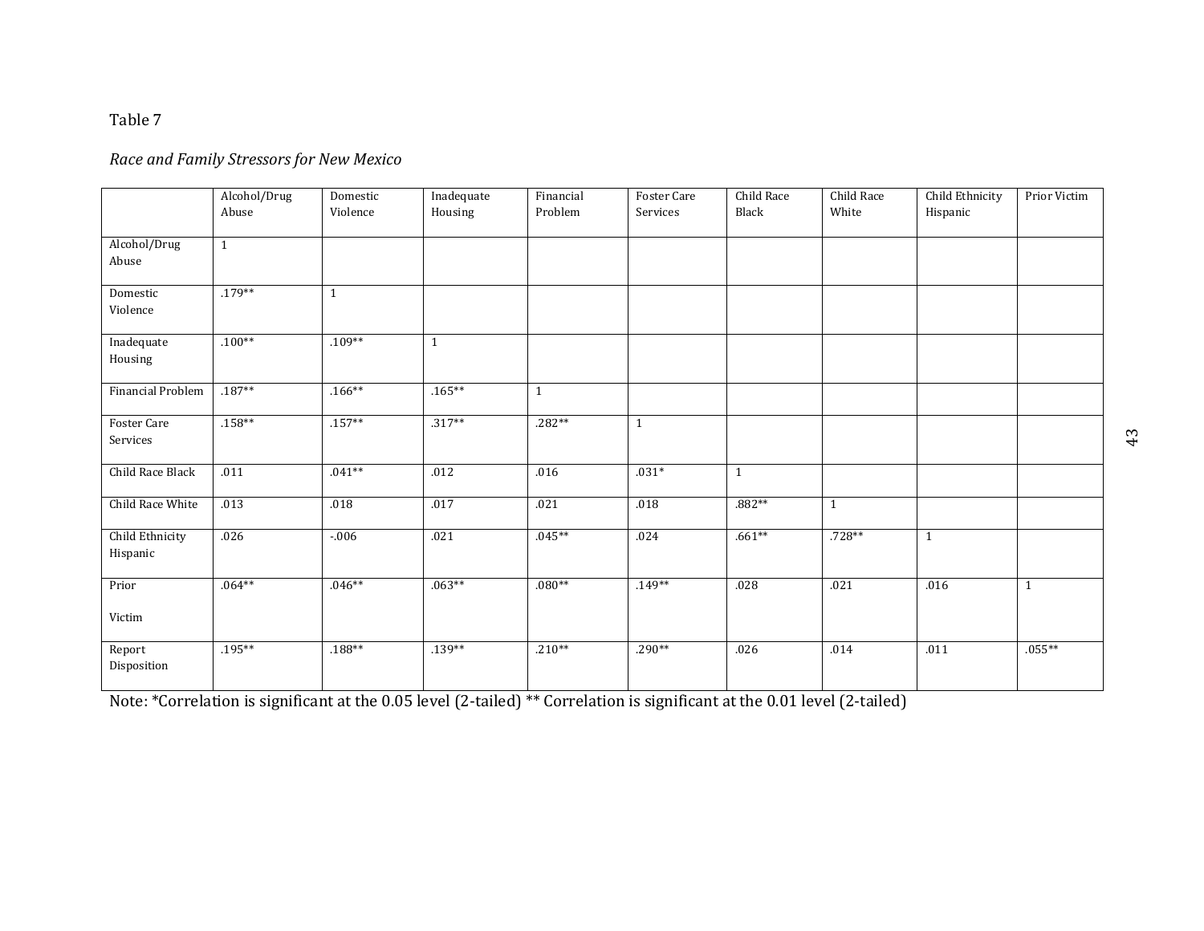Table 7

*Race and Family Stressors for New Mexico*

| | Alcohol/Drug Abuse | Domestic Violence | Inadequate Housing | Financial Problem | Foster Care Services | Child Race Black | Child Race White | Child Ethnicity Hispanic | Prior Victim |
|---|---|---|---|---|---|---|---|---|---|
| Alcohol/Drug Abuse | 1 | | | | | | | | |
| Domestic Violence | .179** | 1 | | | | | | | |
| Inadequate Housing | .100** | .109** | 1 | | | | | | |
| Financial Problem | .187** | .166** | .165** | 1 | | | | | |
| Foster Care Services | .158** | .157** | .317** | .282** | 1 | | | | |
| Child Race Black | .011 | .041** | .012 | .016 | .031* | 1 | | | |
| Child Race White | .013 | .018 | .017 | .021 | .018 | .882** | 1 | | |
| Child Ethnicity Hispanic | .026 | -.006 | .021 | .045** | .024 | .661** | .728** | 1 | |
| Prior Victim | .064** | .046** | .063** | .080** | .149** | .028 | .021 | .016 | 1 |
| Report Disposition | .195** | .188** | .139** | .210** | .290** | .026 | .014 | .011 | .055** |

Note: *Correlation is significant at the 0.05 level (2-tailed) ** Correlation is significant at the 0.01 level (2-tailed)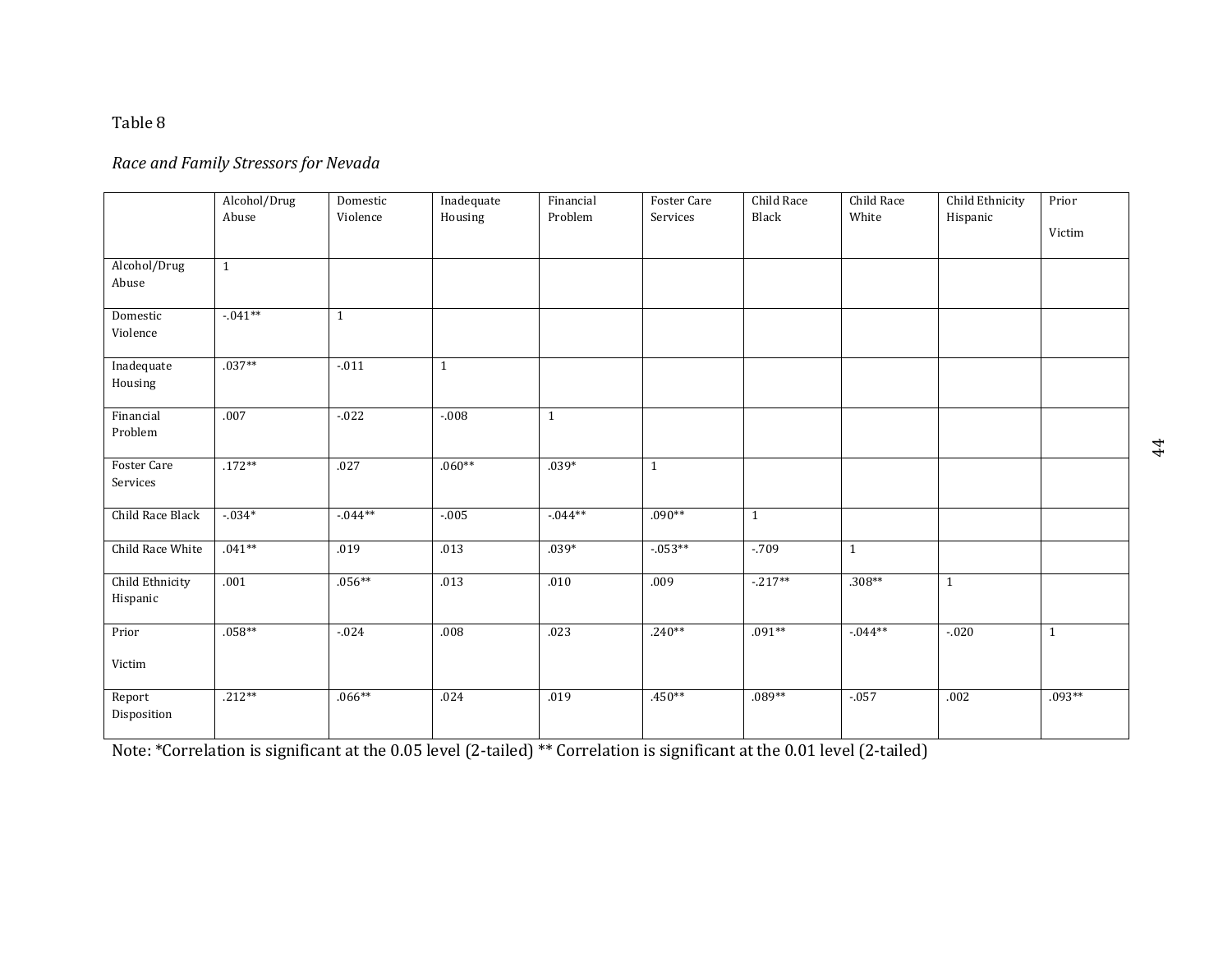Table 8

*Race and Family Stressors for Nevada*

| | Alcohol/Drug Abuse | Domestic Violence | Inadequate Housing | Financial Problem | Foster Care Services | Child Race Black | Child Race White | Child Ethnicity Hispanic | Prior Victim |
|---|---|---|---|---|---|---|---|---|---|
| Alcohol/Drug Abuse | 1 | | | | | | | | |
| Domestic Violence | -.041** | 1 | | | | | | | |
| Inadequate Housing | .037** | -.011 | 1 | | | | | | |
| Financial Problem | .007 | -.022 | -.008 | 1 | | | | | |
| Foster Care Services | .172** | .027 | .060** | .039* | 1 | | | | |
| Child Race Black | -.034* | -.044** | -.005 | -.044** | .090** | 1 | | | |
| Child Race White | .041** | .019 | .013 | .039* | -.053** | -.709 | 1 | | |
| Child Ethnicity Hispanic | .001 | .056** | .013 | .010 | .009 | -.217** | .308** | 1 | |
| Prior Victim | .058** | -.024 | .008 | .023 | .240** | .091** | -.044** | -.020 | 1 |
| Report Disposition | .212** | .066** | .024 | .019 | .450** | .089** | -.057 | .002 | .093** |

Note: *Correlation is significant at the 0.05 level (2-tailed) ** Correlation is significant at the 0.01 level (2-tailed)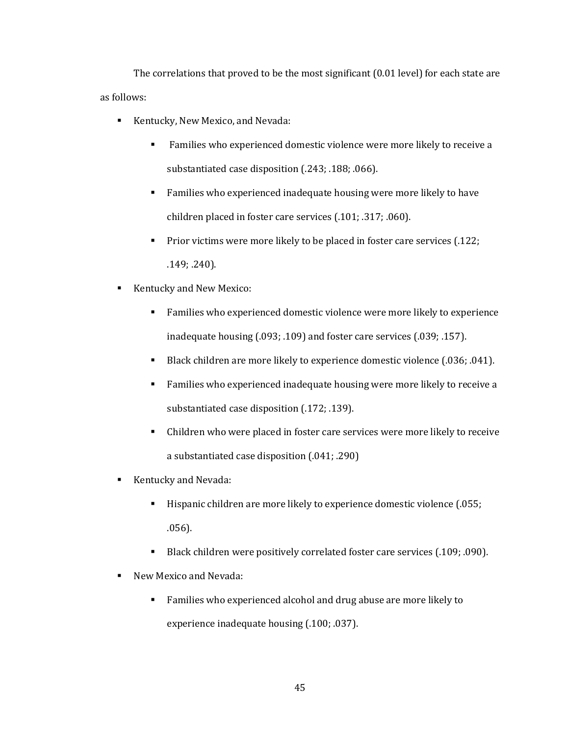The correlations that proved to be the most significant (0.01 level) for each state are as follows:

- Kentucky, New Mexico, and Nevada:
  - Families who experienced domestic violence were more likely to receive a substantiated case disposition (.243; .188; .066).
  - Families who experienced inadequate housing were more likely to have children placed in foster care services (.101; .317; .060).
  - Prior victims were more likely to be placed in foster care services (.122; .149; .240).
- Kentucky and New Mexico:
  - Families who experienced domestic violence were more likely to experience inadequate housing (.093; .109) and foster care services (.039; .157).
  - Black children are more likely to experience domestic violence (.036; .041).
  - Families who experienced inadequate housing were more likely to receive a substantiated case disposition (.172; .139).
  - Children who were placed in foster care services were more likely to receive a substantiated case disposition (.041; .290)
- Kentucky and Nevada:
  - Hispanic children are more likely to experience domestic violence (.055; .056).
  - Black children were positively correlated foster care services (.109; .090).
- New Mexico and Nevada:
  - Families who experienced alcohol and drug abuse are more likely to experience inadequate housing (.100; .037).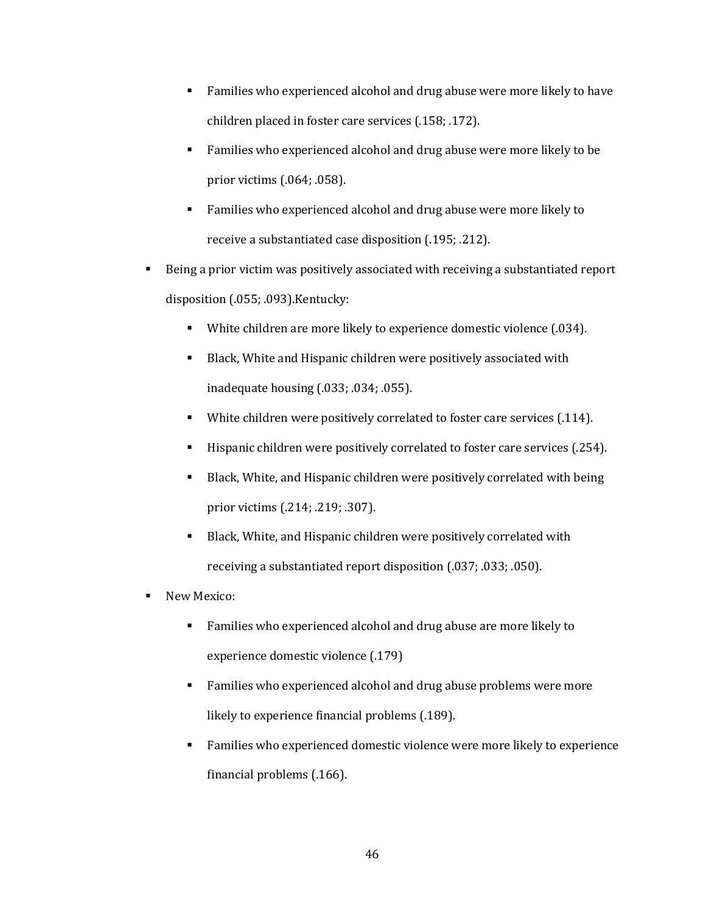- Families who experienced alcohol and drug abuse were more likely to have children placed in foster care services (.158; .172).
    - Families who experienced alcohol and drug abuse were more likely to be prior victims (.064; .058).
    - Families who experienced alcohol and drug abuse were more likely to receive a substantiated case disposition (.195; .212).
- Being a prior victim was positively associated with receiving a substantiated report disposition (.055; .093).Kentucky:
    - White children are more likely to experience domestic violence (.034).
    - Black, White and Hispanic children were positively associated with inadequate housing (.033; .034; .055).
    - White children were positively correlated to foster care services (.114).
    - Hispanic children were positively correlated to foster care services (.254).
    - Black, White, and Hispanic children were positively correlated with being prior victims (.214; .219; .307).
    - Black, White, and Hispanic children were positively correlated with receiving a substantiated report disposition (.037; .033; .050).
- New Mexico:
    - Families who experienced alcohol and drug abuse are more likely to experience domestic violence (.179)
    - Families who experienced alcohol and drug abuse problems were more likely to experience financial problems (.189).
    - Families who experienced domestic violence were more likely to experience financial problems (.166).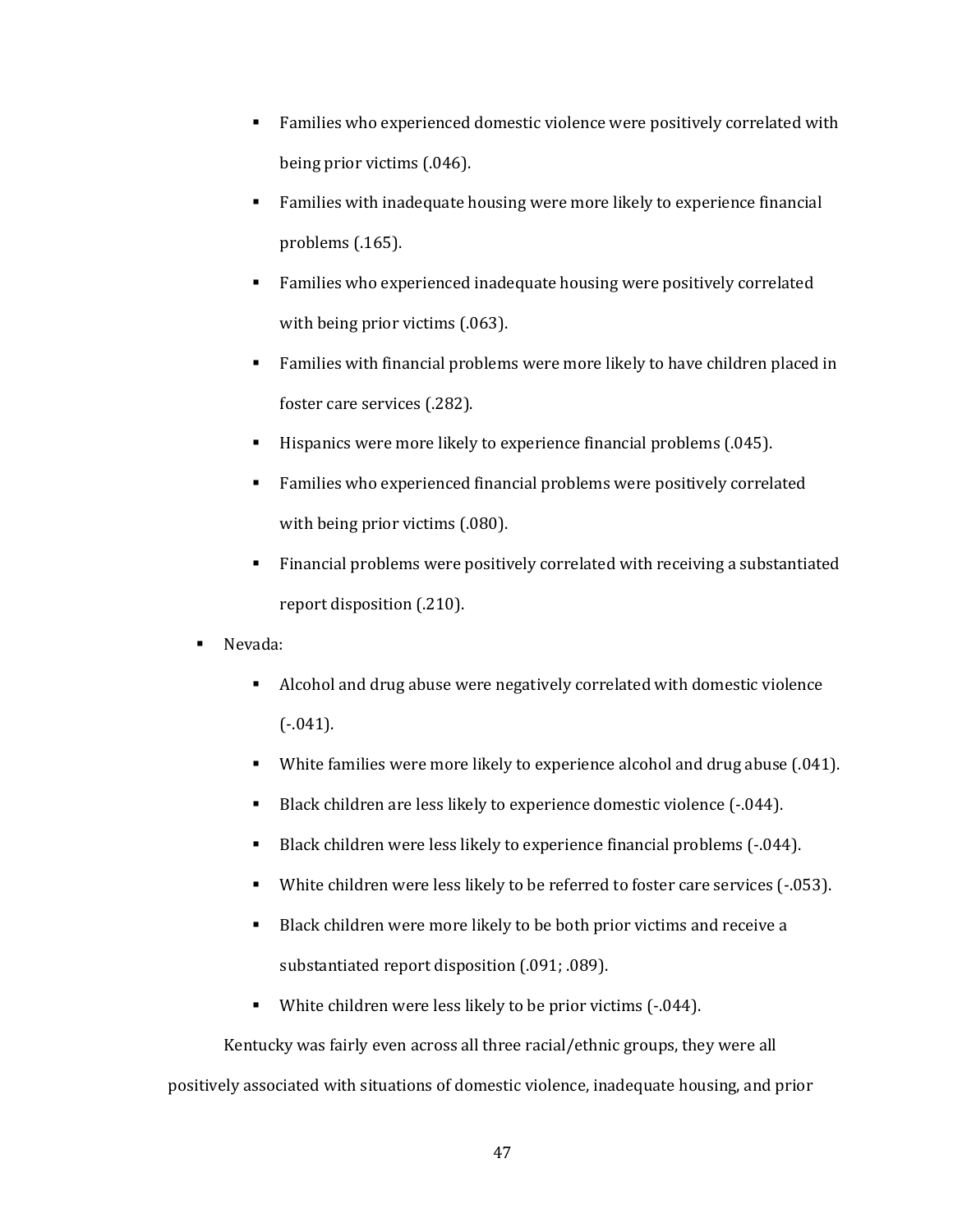- Families who experienced domestic violence were positively correlated with being prior victims (.046).
    - Families with inadequate housing were more likely to experience financial problems (.165).
    - Families who experienced inadequate housing were positively correlated with being prior victims (.063).
    - Families with financial problems were more likely to have children placed in foster care services (.282).
    - Hispanics were more likely to experience financial problems (.045).
    - Families who experienced financial problems were positively correlated with being prior victims (.080).
    - Financial problems were positively correlated with receiving a substantiated report disposition (.210).
- Nevada:
    - Alcohol and drug abuse were negatively correlated with domestic violence (-.041).
    - White families were more likely to experience alcohol and drug abuse (.041).
    - Black children are less likely to experience domestic violence (-.044).
    - Black children were less likely to experience financial problems (-.044).
    - White children were less likely to be referred to foster care services (-.053).
    - Black children were more likely to be both prior victims and receive a substantiated report disposition (.091; .089).
    - White children were less likely to be prior victims (-.044).

Kentucky was fairly even across all three racial/ethnic groups, they were all positively associated with situations of domestic violence, inadequate housing, and prior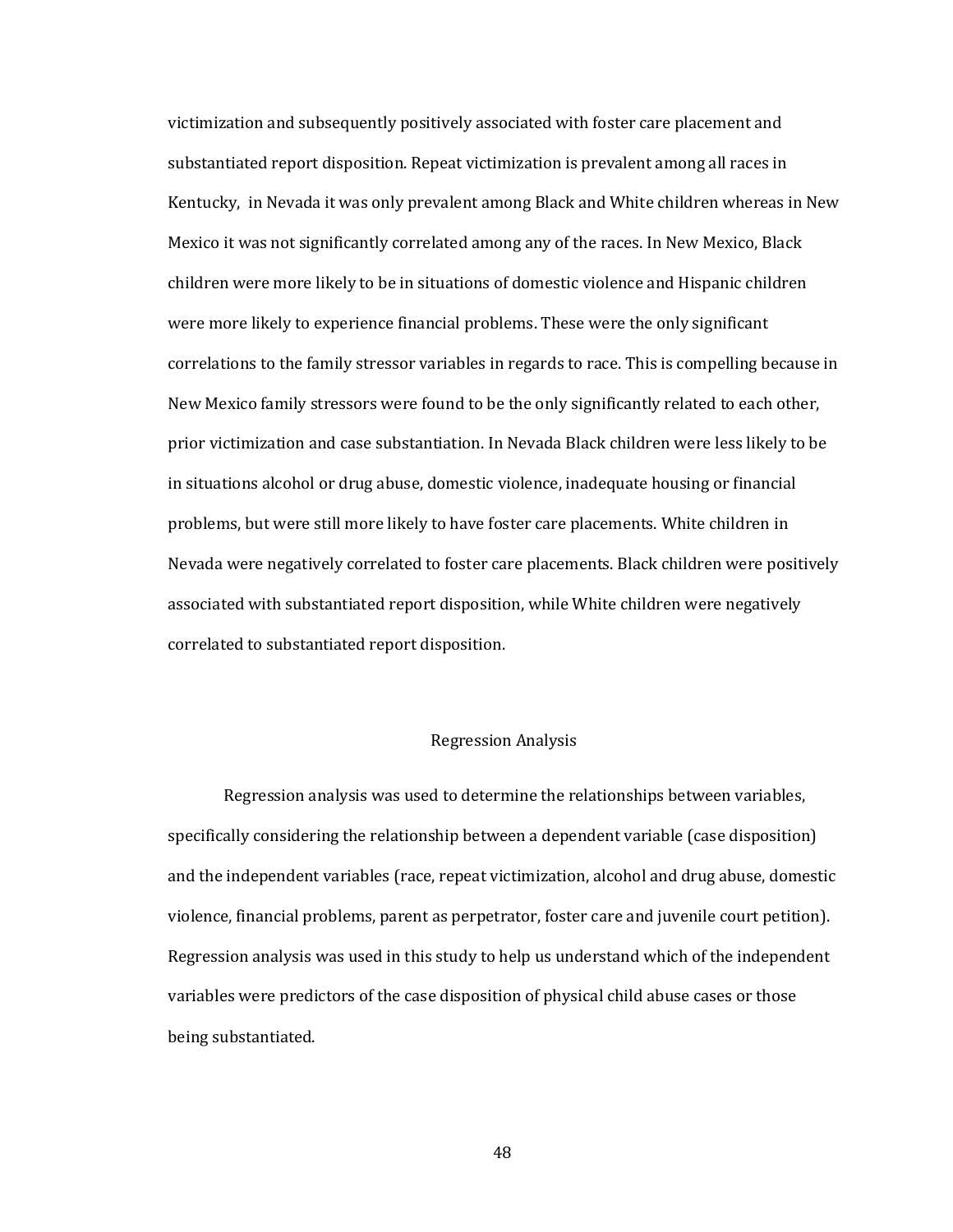victimization and subsequently positively associated with foster care placement and substantiated report disposition. Repeat victimization is prevalent among all races in Kentucky, in Nevada it was only prevalent among Black and White children whereas in New Mexico it was not significantly correlated among any of the races. In New Mexico, Black children were more likely to be in situations of domestic violence and Hispanic children were more likely to experience financial problems. These were the only significant correlations to the family stressor variables in regards to race. This is compelling because in New Mexico family stressors were found to be the only significantly related to each other, prior victimization and case substantiation. In Nevada Black children were less likely to be in situations alcohol or drug abuse, domestic violence, inadequate housing or financial problems, but were still more likely to have foster care placements. White children in Nevada were negatively correlated to foster care placements. Black children were positively associated with substantiated report disposition, while White children were negatively correlated to substantiated report disposition.

## Regression Analysis

Regression analysis was used to determine the relationships between variables, specifically considering the relationship between a dependent variable (case disposition) and the independent variables (race, repeat victimization, alcohol and drug abuse, domestic violence, financial problems, parent as perpetrator, foster care and juvenile court petition). Regression analysis was used in this study to help us understand which of the independent variables were predictors of the case disposition of physical child abuse cases or those being substantiated.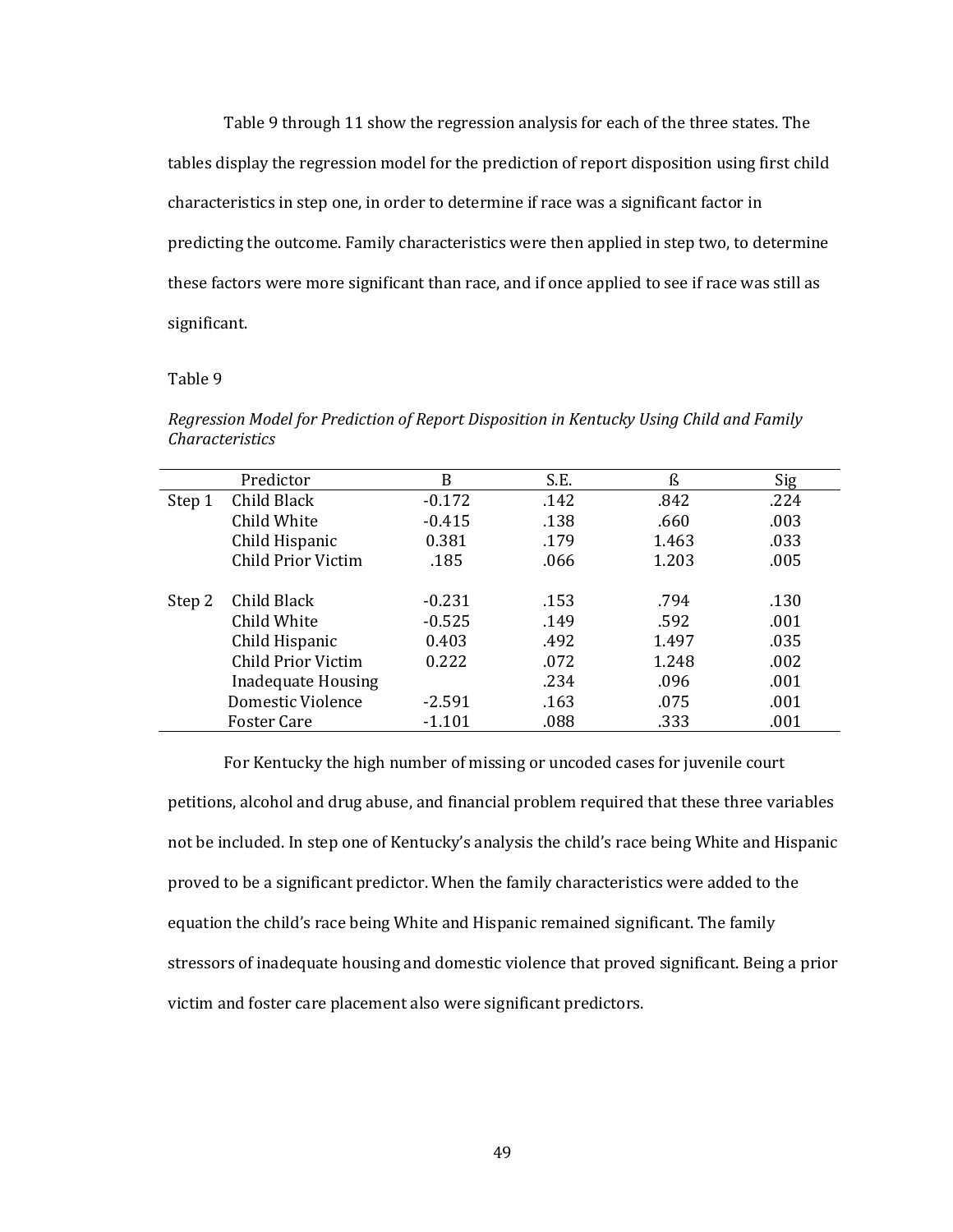Table 9 through 11 show the regression analysis for each of the three states. The tables display the regression model for the prediction of report disposition using first child characteristics in step one, in order to determine if race was a significant factor in predicting the outcome. Family characteristics were then applied in step two, to determine these factors were more significant than race, and if once applied to see if race was still as significant.

Table 9

*Regression Model for Prediction of Report Disposition in Kentucky Using Child and Family Characteristics*

| | Predictor | B | S.E. | ß | Sig |
|---|---|---|---|---|---|
| Step 1 | Child Black | -0.172 | .142 | .842 | .224 |
| | Child White | -0.415 | .138 | .660 | .003 |
| | Child Hispanic | 0.381 | .179 | 1.463 | .033 |
| | Child Prior Victim | .185 | .066 | 1.203 | .005 |
| Step 2 | Child Black | -0.231 | .153 | .794 | .130 |
| | Child White | -0.525 | .149 | .592 | .001 |
| | Child Hispanic | 0.403 | .492 | 1.497 | .035 |
| | Child Prior Victim | 0.222 | .072 | 1.248 | .002 |
| | Inadequate Housing | | .234 | .096 | .001 |
| | Domestic Violence | -2.591 | .163 | .075 | .001 |
| | Foster Care | -1.101 | .088 | .333 | .001 |

For Kentucky the high number of missing or uncoded cases for juvenile court petitions, alcohol and drug abuse, and financial problem required that these three variables not be included. In step one of Kentucky's analysis the child's race being White and Hispanic proved to be a significant predictor. When the family characteristics were added to the equation the child's race being White and Hispanic remained significant. The family stressors of inadequate housing and domestic violence that proved significant. Being a prior victim and foster care placement also were significant predictors.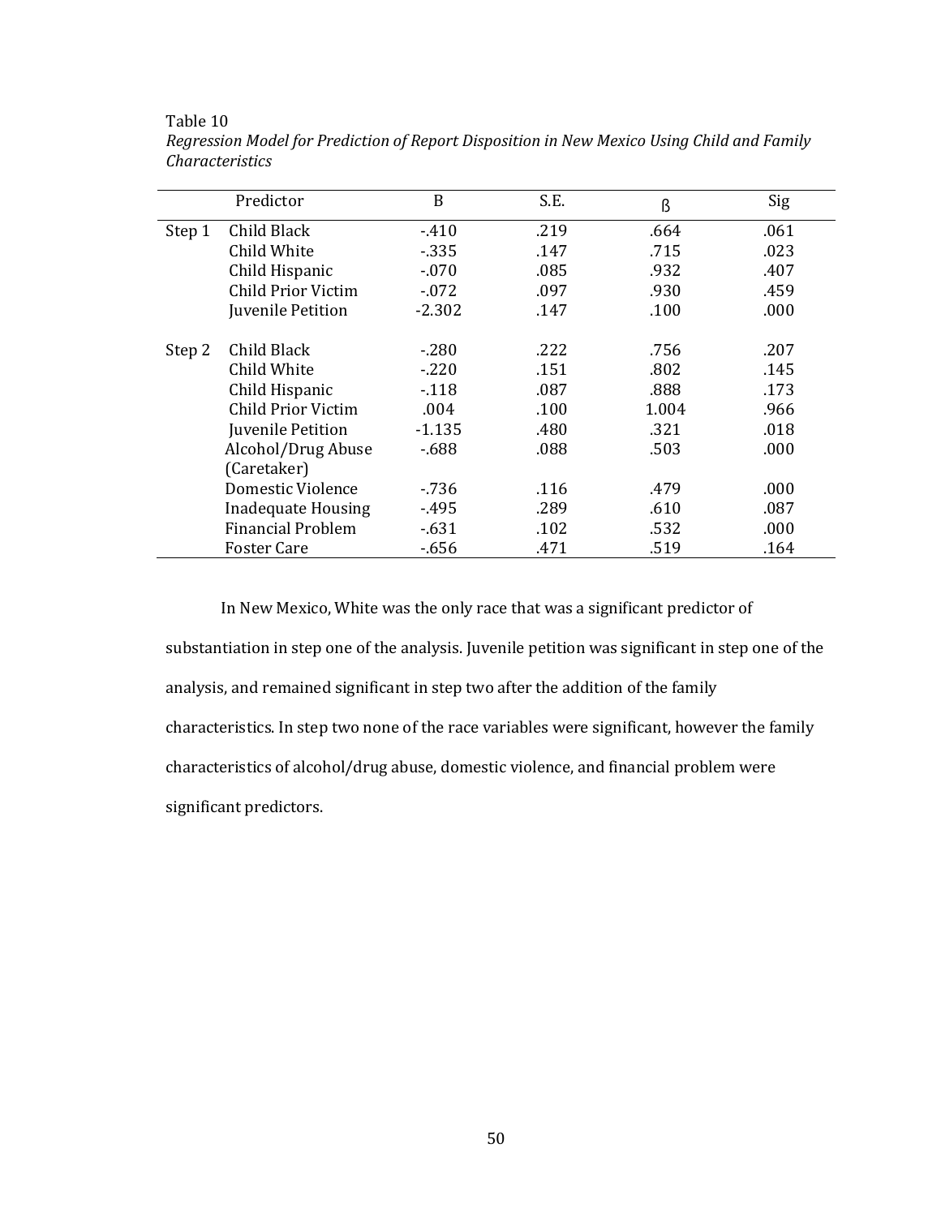Table 10

*Regression Model for Prediction of Report Disposition in New Mexico Using Child and Family Characteristics*

| | Predictor | B | S.E. | ß | Sig |
|---|---|---|---|---|---|
| Step 1 | Child Black | -.410 | .219 | .664 | .061 |
| | Child White | -.335 | .147 | .715 | .023 |
| | Child Hispanic | -.070 | .085 | .932 | .407 |
| | Child Prior Victim | -.072 | .097 | .930 | .459 |
| | Juvenile Petition | -2.302 | .147 | .100 | .000 |
| Step 2 | Child Black | -.280 | .222 | .756 | .207 |
| | Child White | -.220 | .151 | .802 | .145 |
| | Child Hispanic | -.118 | .087 | .888 | .173 |
| | Child Prior Victim | .004 | .100 | 1.004 | .966 |
| | Juvenile Petition | -1.135 | .480 | .321 | .018 |
| | Alcohol/Drug Abuse (Caretaker) | -.688 | .088 | .503 | .000 |
| | Domestic Violence | -.736 | .116 | .479 | .000 |
| | Inadequate Housing | -.495 | .289 | .610 | .087 |
| | Financial Problem | -.631 | .102 | .532 | .000 |
| | Foster Care | -.656 | .471 | .519 | .164 |

In New Mexico, White was the only race that was a significant predictor of substantiation in step one of the analysis. Juvenile petition was significant in step one of the analysis, and remained significant in step two after the addition of the family characteristics. In step two none of the race variables were significant, however the family characteristics of alcohol/drug abuse, domestic violence, and financial problem were significant predictors.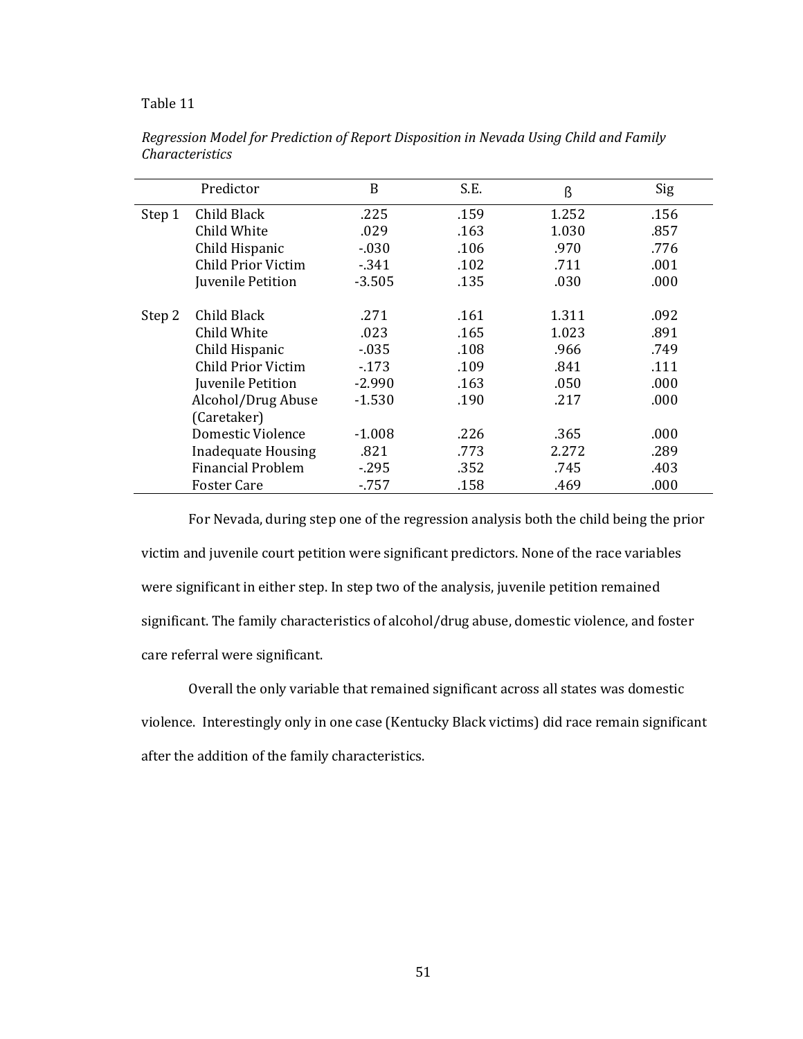Table 11

*Regression Model for Prediction of Report Disposition in Nevada Using Child and Family Characteristics*

| | Predictor | B | S.E. | ß | Sig |
|---|---|---|---|---|---|
| Step 1 | Child Black | .225 | .159 | 1.252 | .156 |
| | Child White | .029 | .163 | 1.030 | .857 |
| | Child Hispanic | -.030 | .106 | .970 | .776 |
| | Child Prior Victim | -.341 | .102 | .711 | .001 |
| | Juvenile Petition | -3.505 | .135 | .030 | .000 |
| Step 2 | Child Black | .271 | .161 | 1.311 | .092 |
| | Child White | .023 | .165 | 1.023 | .891 |
| | Child Hispanic | -.035 | .108 | .966 | .749 |
| | Child Prior Victim | -.173 | .109 | .841 | .111 |
| | Juvenile Petition | -2.990 | .163 | .050 | .000 |
| | Alcohol/Drug Abuse (Caretaker) | -1.530 | .190 | .217 | .000 |
| | Domestic Violence | -1.008 | .226 | .365 | .000 |
| | Inadequate Housing | .821 | .773 | 2.272 | .289 |
| | Financial Problem | -.295 | .352 | .745 | .403 |
| | Foster Care | -.757 | .158 | .469 | .000 |

For Nevada, during step one of the regression analysis both the child being the prior victim and juvenile court petition were significant predictors. None of the race variables were significant in either step. In step two of the analysis, juvenile petition remained significant. The family characteristics of alcohol/drug abuse, domestic violence, and foster care referral were significant.

Overall the only variable that remained significant across all states was domestic violence. Interestingly only in one case (Kentucky Black victims) did race remain significant after the addition of the family characteristics.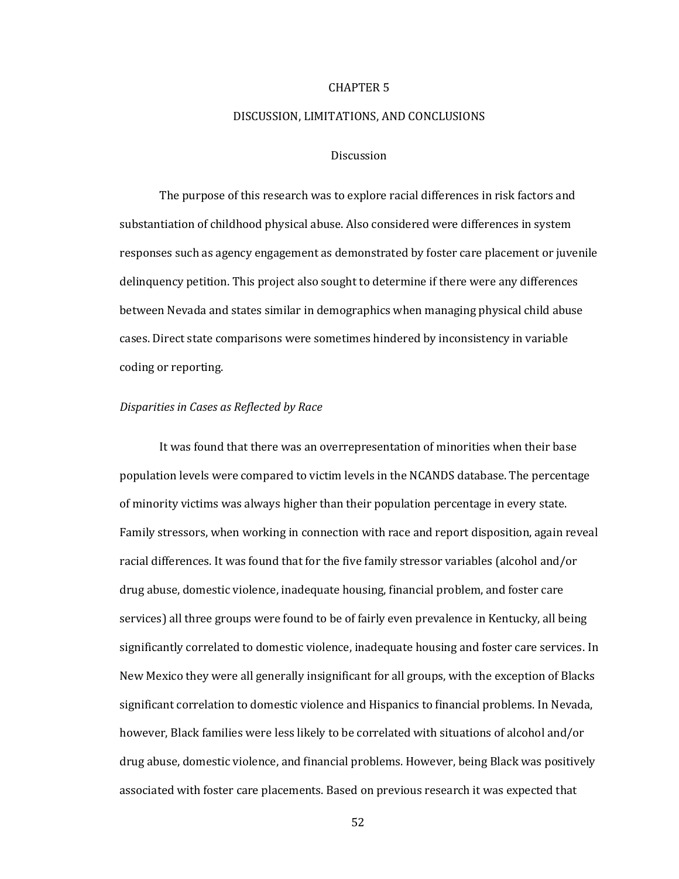# CHAPTER 5

# DISCUSSION, LIMITATIONS, AND CONCLUSIONS

## Discussion

The purpose of this research was to explore racial differences in risk factors and substantiation of childhood physical abuse. Also considered were differences in system responses such as agency engagement as demonstrated by foster care placement or juvenile delinquency petition. This project also sought to determine if there were any differences between Nevada and states similar in demographics when managing physical child abuse cases. Direct state comparisons were sometimes hindered by inconsistency in variable coding or reporting.

### *Disparities in Cases as Reflected by Race*

It was found that there was an overrepresentation of minorities when their base population levels were compared to victim levels in the NCANDS database. The percentage of minority victims was always higher than their population percentage in every state. Family stressors, when working in connection with race and report disposition, again reveal racial differences. It was found that for the five family stressor variables (alcohol and/or drug abuse, domestic violence, inadequate housing, financial problem, and foster care services) all three groups were found to be of fairly even prevalence in Kentucky, all being significantly correlated to domestic violence, inadequate housing and foster care services. In New Mexico they were all generally insignificant for all groups, with the exception of Blacks significant correlation to domestic violence and Hispanics to financial problems. In Nevada, however, Black families were less likely to be correlated with situations of alcohol and/or drug abuse, domestic violence, and financial problems. However, being Black was positively associated with foster care placements. Based on previous research it was expected that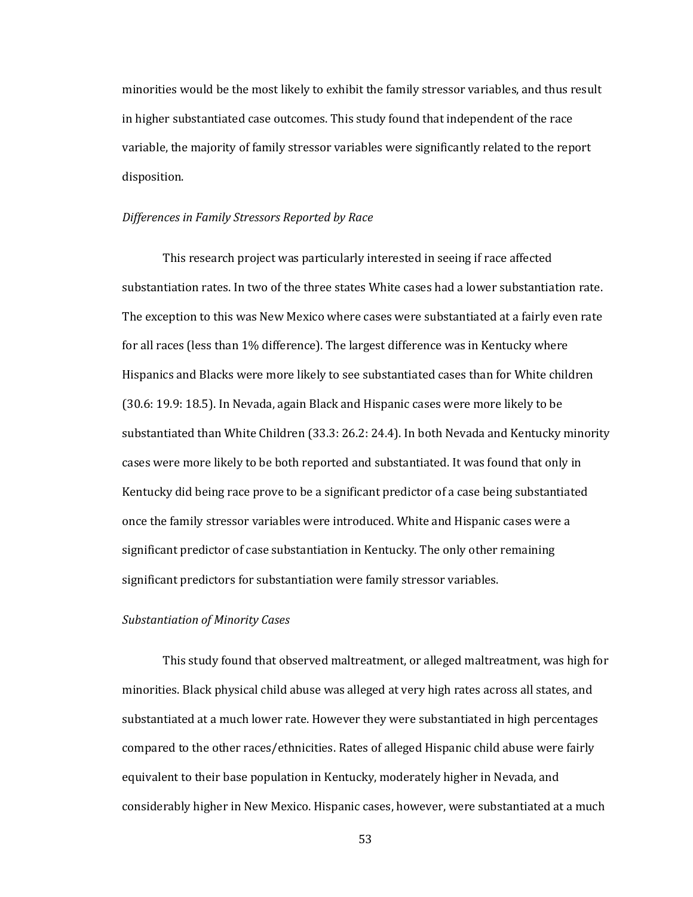minorities would be the most likely to exhibit the family stressor variables, and thus result in higher substantiated case outcomes. This study found that independent of the race variable, the majority of family stressor variables were significantly related to the report disposition.

*Differences in Family Stressors Reported by Race*

This research project was particularly interested in seeing if race affected substantiation rates. In two of the three states White cases had a lower substantiation rate. The exception to this was New Mexico where cases were substantiated at a fairly even rate for all races (less than 1% difference). The largest difference was in Kentucky where Hispanics and Blacks were more likely to see substantiated cases than for White children (30.6: 19.9: 18.5). In Nevada, again Black and Hispanic cases were more likely to be substantiated than White Children (33.3: 26.2: 24.4). In both Nevada and Kentucky minority cases were more likely to be both reported and substantiated. It was found that only in Kentucky did being race prove to be a significant predictor of a case being substantiated once the family stressor variables were introduced. White and Hispanic cases were a significant predictor of case substantiation in Kentucky. The only other remaining significant predictors for substantiation were family stressor variables.

*Substantiation of Minority Cases*

This study found that observed maltreatment, or alleged maltreatment, was high for minorities. Black physical child abuse was alleged at very high rates across all states, and substantiated at a much lower rate. However they were substantiated in high percentages compared to the other races/ethnicities. Rates of alleged Hispanic child abuse were fairly equivalent to their base population in Kentucky, moderately higher in Nevada, and considerably higher in New Mexico. Hispanic cases, however, were substantiated at a much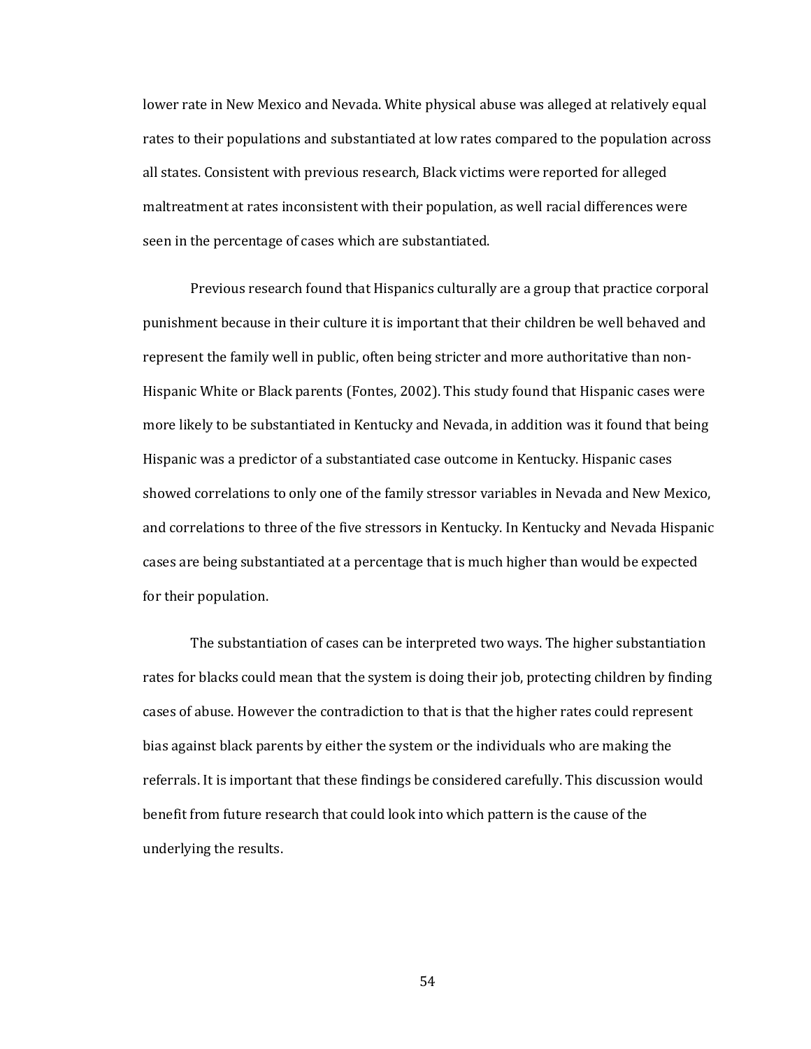lower rate in New Mexico and Nevada. White physical abuse was alleged at relatively equal rates to their populations and substantiated at low rates compared to the population across all states. Consistent with previous research, Black victims were reported for alleged maltreatment at rates inconsistent with their population, as well racial differences were seen in the percentage of cases which are substantiated.

Previous research found that Hispanics culturally are a group that practice corporal punishment because in their culture it is important that their children be well behaved and represent the family well in public, often being stricter and more authoritative than non-Hispanic White or Black parents (Fontes, 2002). This study found that Hispanic cases were more likely to be substantiated in Kentucky and Nevada, in addition was it found that being Hispanic was a predictor of a substantiated case outcome in Kentucky. Hispanic cases showed correlations to only one of the family stressor variables in Nevada and New Mexico, and correlations to three of the five stressors in Kentucky. In Kentucky and Nevada Hispanic cases are being substantiated at a percentage that is much higher than would be expected for their population.

The substantiation of cases can be interpreted two ways. The higher substantiation rates for blacks could mean that the system is doing their job, protecting children by finding cases of abuse. However the contradiction to that is that the higher rates could represent bias against black parents by either the system or the individuals who are making the referrals. It is important that these findings be considered carefully. This discussion would benefit from future research that could look into which pattern is the cause of the underlying the results.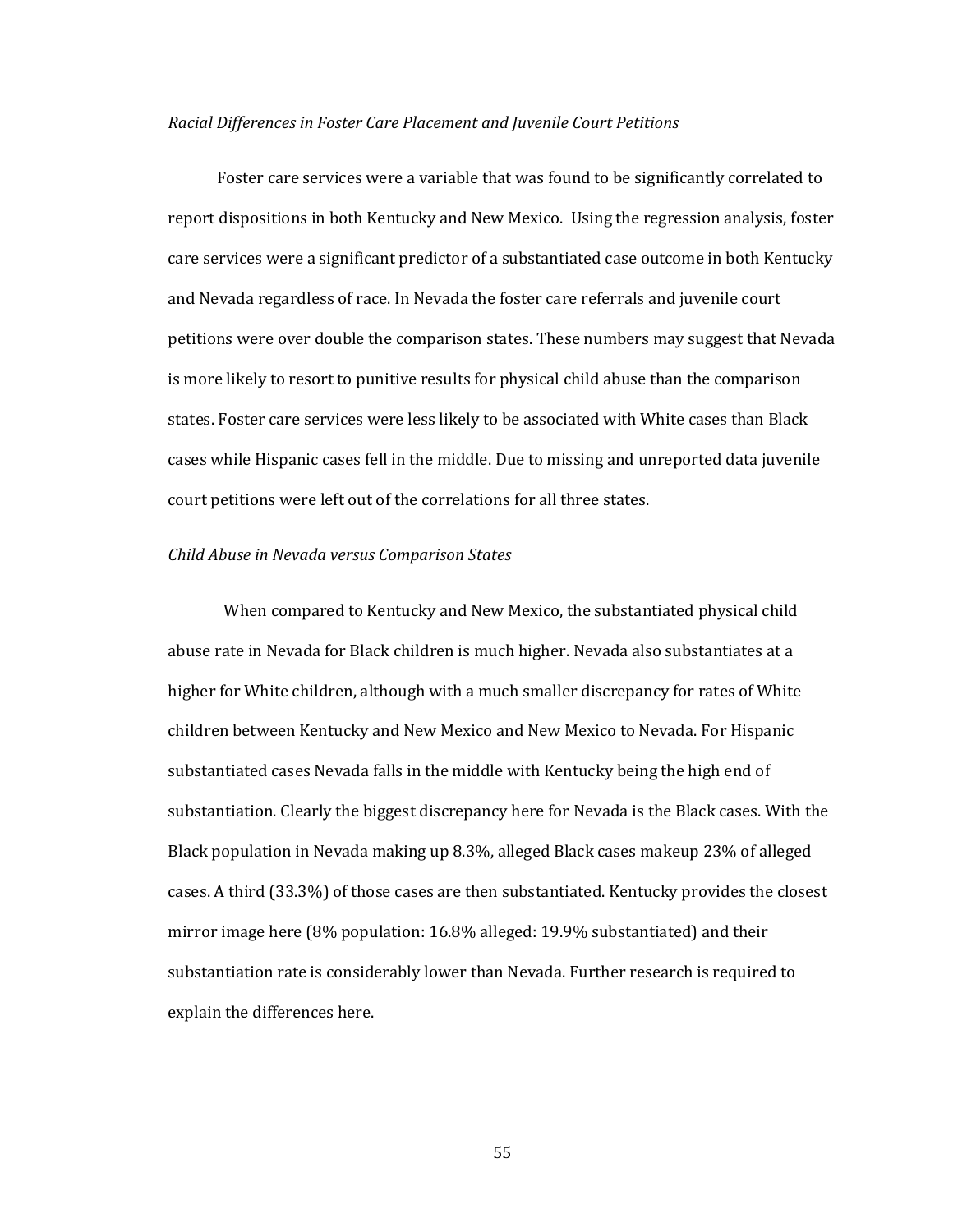*Racial Differences in Foster Care Placement and Juvenile Court Petitions*

Foster care services were a variable that was found to be significantly correlated to report dispositions in both Kentucky and New Mexico. Using the regression analysis, foster care services were a significant predictor of a substantiated case outcome in both Kentucky and Nevada regardless of race. In Nevada the foster care referrals and juvenile court petitions were over double the comparison states. These numbers may suggest that Nevada is more likely to resort to punitive results for physical child abuse than the comparison states. Foster care services were less likely to be associated with White cases than Black cases while Hispanic cases fell in the middle. Due to missing and unreported data juvenile court petitions were left out of the correlations for all three states.

*Child Abuse in Nevada versus Comparison States*

When compared to Kentucky and New Mexico, the substantiated physical child abuse rate in Nevada for Black children is much higher. Nevada also substantiates at a higher for White children, although with a much smaller discrepancy for rates of White children between Kentucky and New Mexico and New Mexico to Nevada. For Hispanic substantiated cases Nevada falls in the middle with Kentucky being the high end of substantiation. Clearly the biggest discrepancy here for Nevada is the Black cases. With the Black population in Nevada making up 8.3%, alleged Black cases makeup 23% of alleged cases. A third (33.3%) of those cases are then substantiated. Kentucky provides the closest mirror image here (8% population: 16.8% alleged: 19.9% substantiated) and their substantiation rate is considerably lower than Nevada. Further research is required to explain the differences here.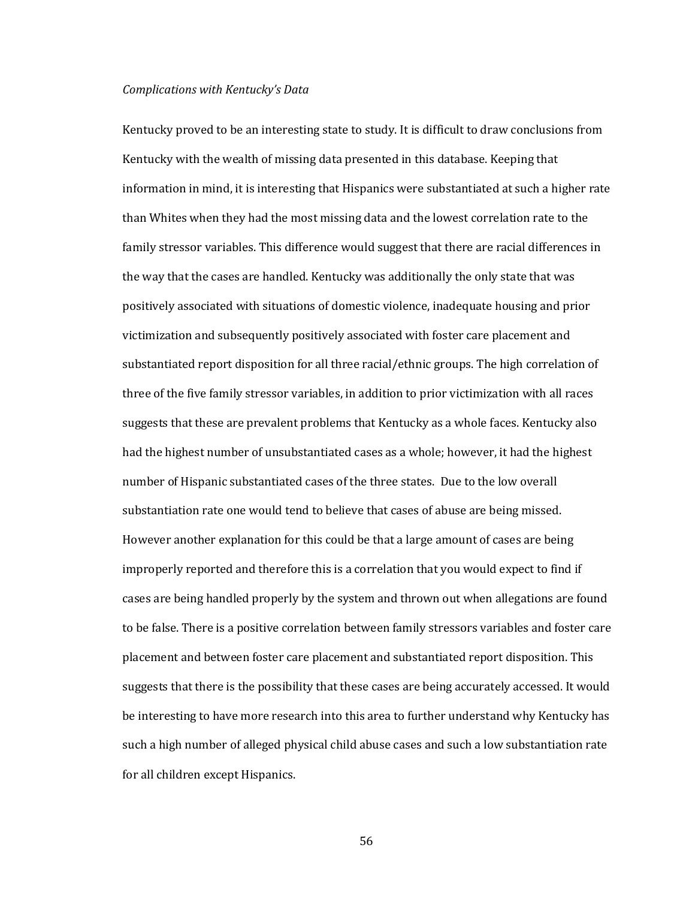*Complications with Kentucky's Data*

Kentucky proved to be an interesting state to study. It is difficult to draw conclusions from Kentucky with the wealth of missing data presented in this database. Keeping that information in mind, it is interesting that Hispanics were substantiated at such a higher rate than Whites when they had the most missing data and the lowest correlation rate to the family stressor variables. This difference would suggest that there are racial differences in the way that the cases are handled. Kentucky was additionally the only state that was positively associated with situations of domestic violence, inadequate housing and prior victimization and subsequently positively associated with foster care placement and substantiated report disposition for all three racial/ethnic groups. The high correlation of three of the five family stressor variables, in addition to prior victimization with all races suggests that these are prevalent problems that Kentucky as a whole faces. Kentucky also had the highest number of unsubstantiated cases as a whole; however, it had the highest number of Hispanic substantiated cases of the three states. Due to the low overall substantiation rate one would tend to believe that cases of abuse are being missed. However another explanation for this could be that a large amount of cases are being improperly reported and therefore this is a correlation that you would expect to find if cases are being handled properly by the system and thrown out when allegations are found to be false. There is a positive correlation between family stressors variables and foster care placement and between foster care placement and substantiated report disposition. This suggests that there is the possibility that these cases are being accurately accessed. It would be interesting to have more research into this area to further understand why Kentucky has such a high number of alleged physical child abuse cases and such a low substantiation rate for all children except Hispanics.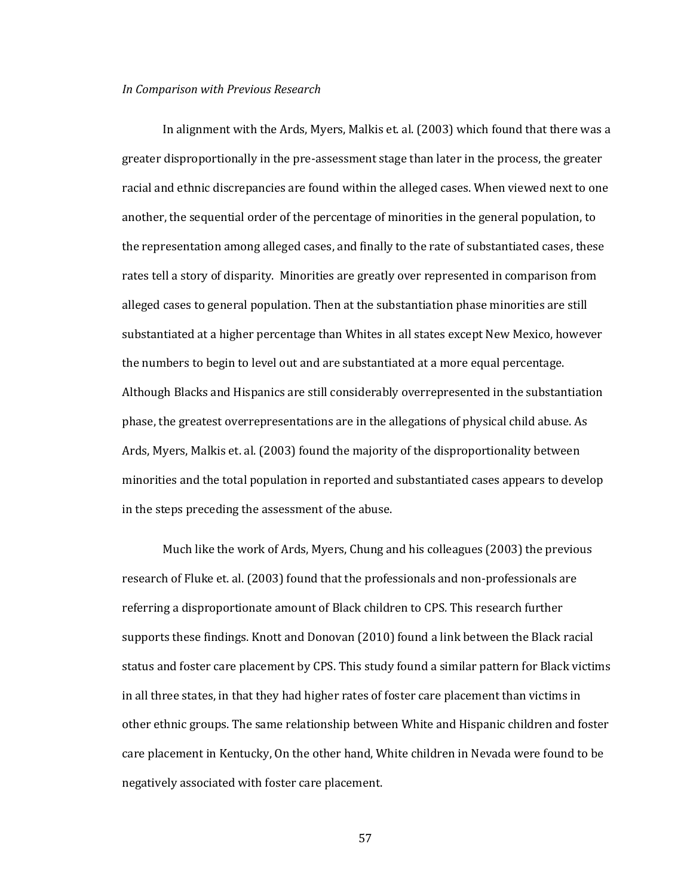*In Comparison with Previous Research*

In alignment with the Ards, Myers, Malkis et. al. (2003) which found that there was a greater disproportionally in the pre-assessment stage than later in the process, the greater racial and ethnic discrepancies are found within the alleged cases. When viewed next to one another, the sequential order of the percentage of minorities in the general population, to the representation among alleged cases, and finally to the rate of substantiated cases, these rates tell a story of disparity. Minorities are greatly over represented in comparison from alleged cases to general population. Then at the substantiation phase minorities are still substantiated at a higher percentage than Whites in all states except New Mexico, however the numbers to begin to level out and are substantiated at a more equal percentage. Although Blacks and Hispanics are still considerably overrepresented in the substantiation phase, the greatest overrepresentations are in the allegations of physical child abuse. As Ards, Myers, Malkis et. al. (2003) found the majority of the disproportionality between minorities and the total population in reported and substantiated cases appears to develop in the steps preceding the assessment of the abuse.

Much like the work of Ards, Myers, Chung and his colleagues (2003) the previous research of Fluke et. al. (2003) found that the professionals and non-professionals are referring a disproportionate amount of Black children to CPS. This research further supports these findings. Knott and Donovan (2010) found a link between the Black racial status and foster care placement by CPS. This study found a similar pattern for Black victims in all three states, in that they had higher rates of foster care placement than victims in other ethnic groups. The same relationship between White and Hispanic children and foster care placement in Kentucky, On the other hand, White children in Nevada were found to be negatively associated with foster care placement.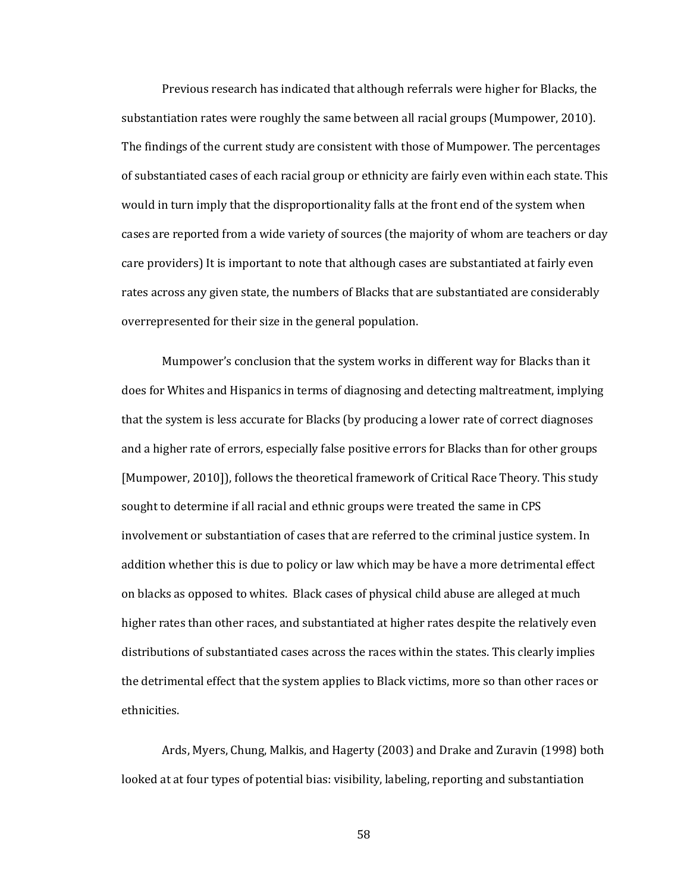Previous research has indicated that although referrals were higher for Blacks, the substantiation rates were roughly the same between all racial groups (Mumpower, 2010). The findings of the current study are consistent with those of Mumpower. The percentages of substantiated cases of each racial group or ethnicity are fairly even within each state. This would in turn imply that the disproportionality falls at the front end of the system when cases are reported from a wide variety of sources (the majority of whom are teachers or day care providers) It is important to note that although cases are substantiated at fairly even rates across any given state, the numbers of Blacks that are substantiated are considerably overrepresented for their size in the general population.

Mumpower's conclusion that the system works in different way for Blacks than it does for Whites and Hispanics in terms of diagnosing and detecting maltreatment, implying that the system is less accurate for Blacks (by producing a lower rate of correct diagnoses and a higher rate of errors, especially false positive errors for Blacks than for other groups [Mumpower, 2010]), follows the theoretical framework of Critical Race Theory. This study sought to determine if all racial and ethnic groups were treated the same in CPS involvement or substantiation of cases that are referred to the criminal justice system. In addition whether this is due to policy or law which may be have a more detrimental effect on blacks as opposed to whites. Black cases of physical child abuse are alleged at much higher rates than other races, and substantiated at higher rates despite the relatively even distributions of substantiated cases across the races within the states. This clearly implies the detrimental effect that the system applies to Black victims, more so than other races or ethnicities.

Ards, Myers, Chung, Malkis, and Hagerty (2003) and Drake and Zuravin (1998) both looked at at four types of potential bias: visibility, labeling, reporting and substantiation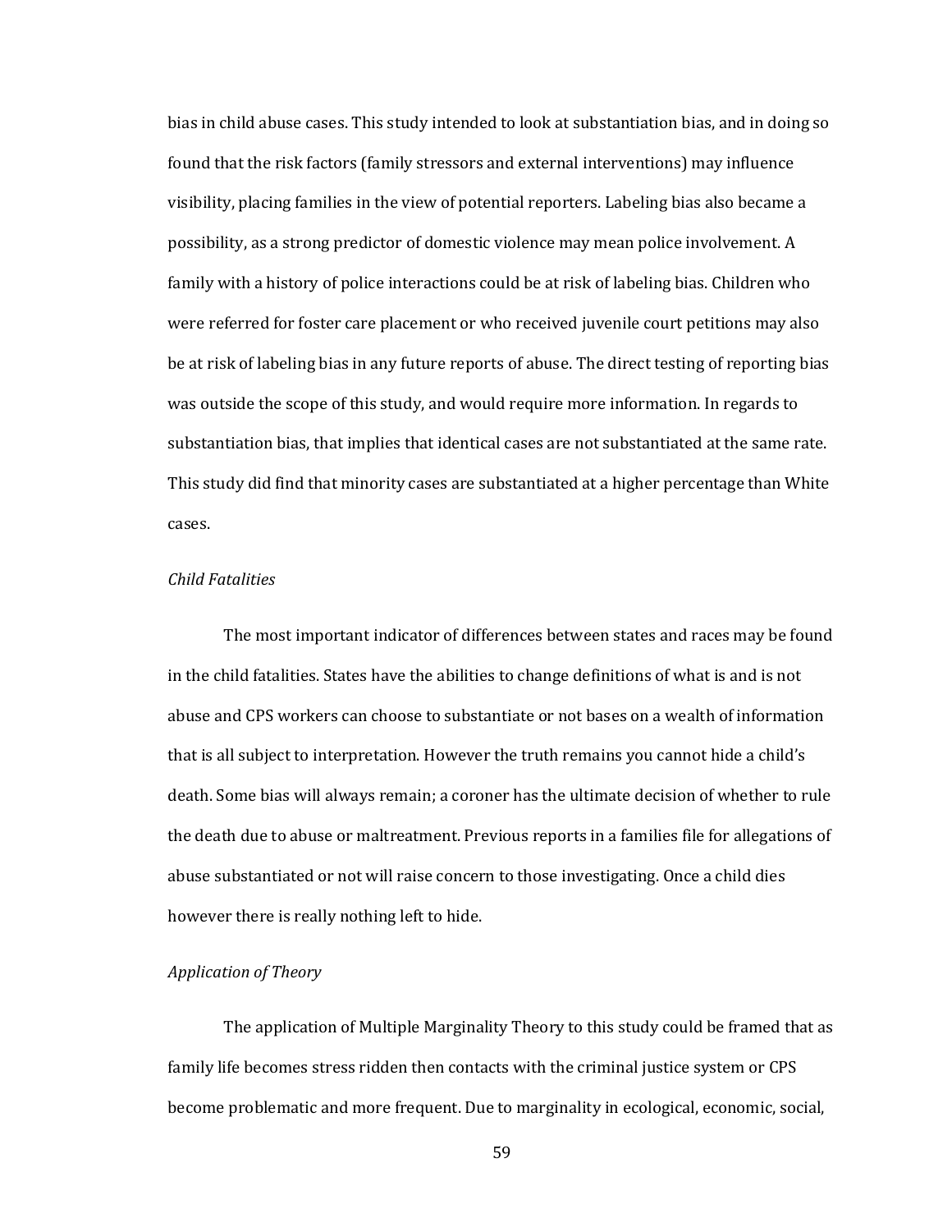bias in child abuse cases. This study intended to look at substantiation bias, and in doing so found that the risk factors (family stressors and external interventions) may influence visibility, placing families in the view of potential reporters. Labeling bias also became a possibility, as a strong predictor of domestic violence may mean police involvement. A family with a history of police interactions could be at risk of labeling bias. Children who were referred for foster care placement or who received juvenile court petitions may also be at risk of labeling bias in any future reports of abuse. The direct testing of reporting bias was outside the scope of this study, and would require more information. In regards to substantiation bias, that implies that identical cases are not substantiated at the same rate. This study did find that minority cases are substantiated at a higher percentage than White cases.

*Child Fatalities*

The most important indicator of differences between states and races may be found in the child fatalities. States have the abilities to change definitions of what is and is not abuse and CPS workers can choose to substantiate or not bases on a wealth of information that is all subject to interpretation. However the truth remains you cannot hide a child's death. Some bias will always remain; a coroner has the ultimate decision of whether to rule the death due to abuse or maltreatment. Previous reports in a families file for allegations of abuse substantiated or not will raise concern to those investigating. Once a child dies however there is really nothing left to hide.

*Application of Theory*

The application of Multiple Marginality Theory to this study could be framed that as family life becomes stress ridden then contacts with the criminal justice system or CPS become problematic and more frequent. Due to marginality in ecological, economic, social,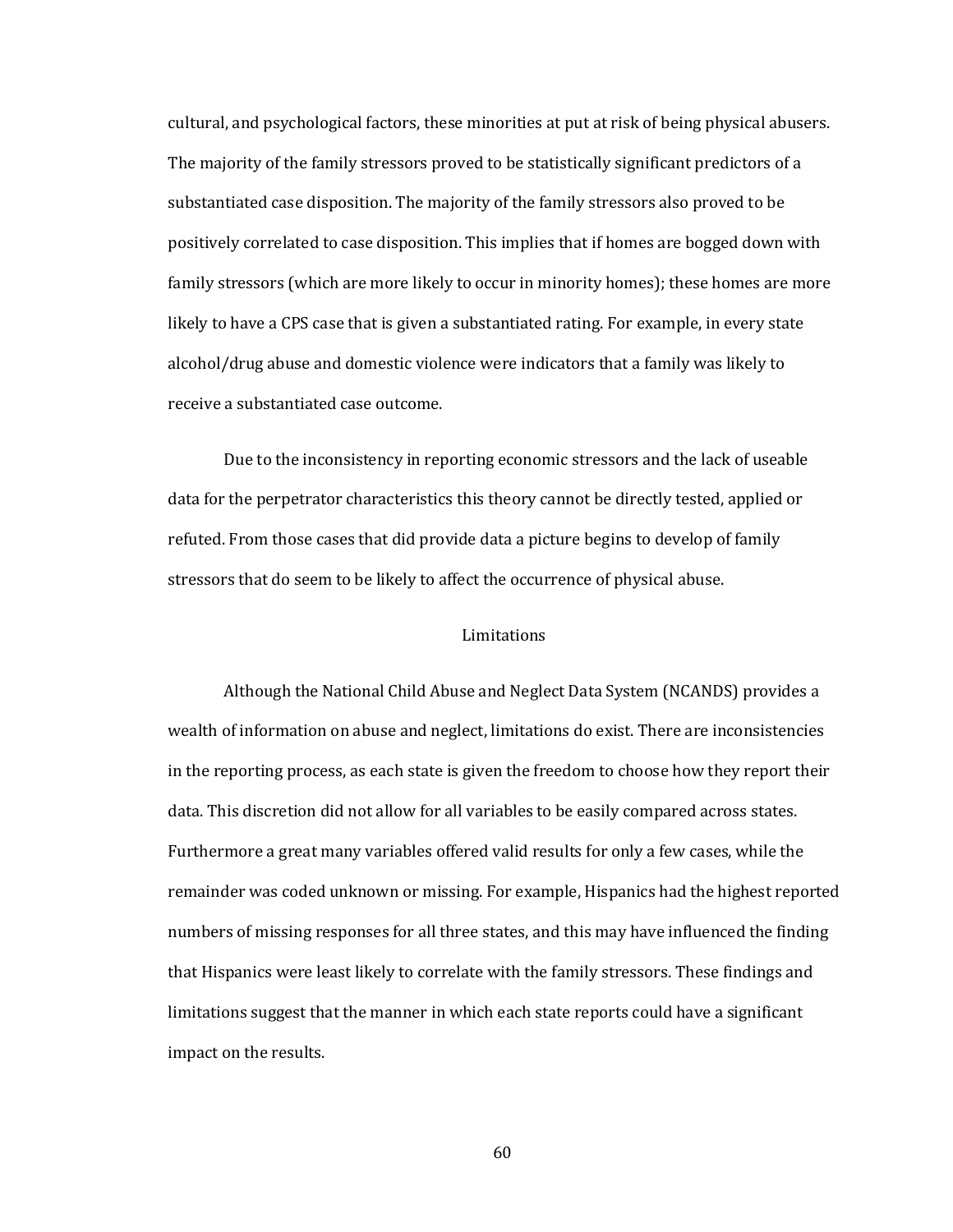cultural, and psychological factors, these minorities at put at risk of being physical abusers. The majority of the family stressors proved to be statistically significant predictors of a substantiated case disposition. The majority of the family stressors also proved to be positively correlated to case disposition. This implies that if homes are bogged down with family stressors (which are more likely to occur in minority homes); these homes are more likely to have a CPS case that is given a substantiated rating. For example, in every state alcohol/drug abuse and domestic violence were indicators that a family was likely to receive a substantiated case outcome.

Due to the inconsistency in reporting economic stressors and the lack of useable data for the perpetrator characteristics this theory cannot be directly tested, applied or refuted. From those cases that did provide data a picture begins to develop of family stressors that do seem to be likely to affect the occurrence of physical abuse.

## Limitations

Although the National Child Abuse and Neglect Data System (NCANDS) provides a wealth of information on abuse and neglect, limitations do exist. There are inconsistencies in the reporting process, as each state is given the freedom to choose how they report their data. This discretion did not allow for all variables to be easily compared across states. Furthermore a great many variables offered valid results for only a few cases, while the remainder was coded unknown or missing. For example, Hispanics had the highest reported numbers of missing responses for all three states, and this may have influenced the finding that Hispanics were least likely to correlate with the family stressors. These findings and limitations suggest that the manner in which each state reports could have a significant impact on the results.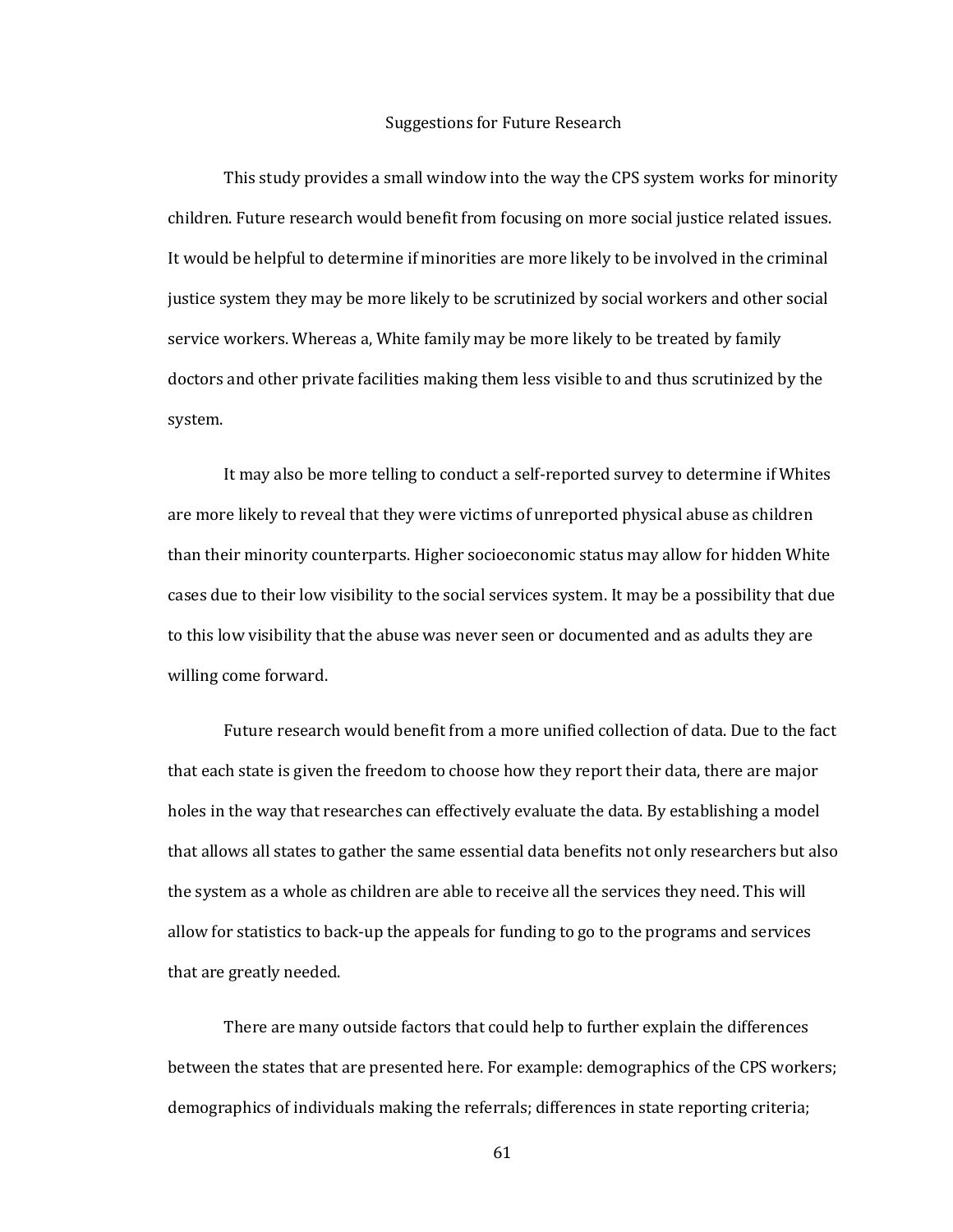## Suggestions for Future Research

This study provides a small window into the way the CPS system works for minority children. Future research would benefit from focusing on more social justice related issues. It would be helpful to determine if minorities are more likely to be involved in the criminal justice system they may be more likely to be scrutinized by social workers and other social service workers. Whereas a, White family may be more likely to be treated by family doctors and other private facilities making them less visible to and thus scrutinized by the system.

It may also be more telling to conduct a self-reported survey to determine if Whites are more likely to reveal that they were victims of unreported physical abuse as children than their minority counterparts. Higher socioeconomic status may allow for hidden White cases due to their low visibility to the social services system. It may be a possibility that due to this low visibility that the abuse was never seen or documented and as adults they are willing come forward.

Future research would benefit from a more unified collection of data. Due to the fact that each state is given the freedom to choose how they report their data, there are major holes in the way that researches can effectively evaluate the data. By establishing a model that allows all states to gather the same essential data benefits not only researchers but also the system as a whole as children are able to receive all the services they need. This will allow for statistics to back-up the appeals for funding to go to the programs and services that are greatly needed.

There are many outside factors that could help to further explain the differences between the states that are presented here. For example: demographics of the CPS workers; demographics of individuals making the referrals; differences in state reporting criteria;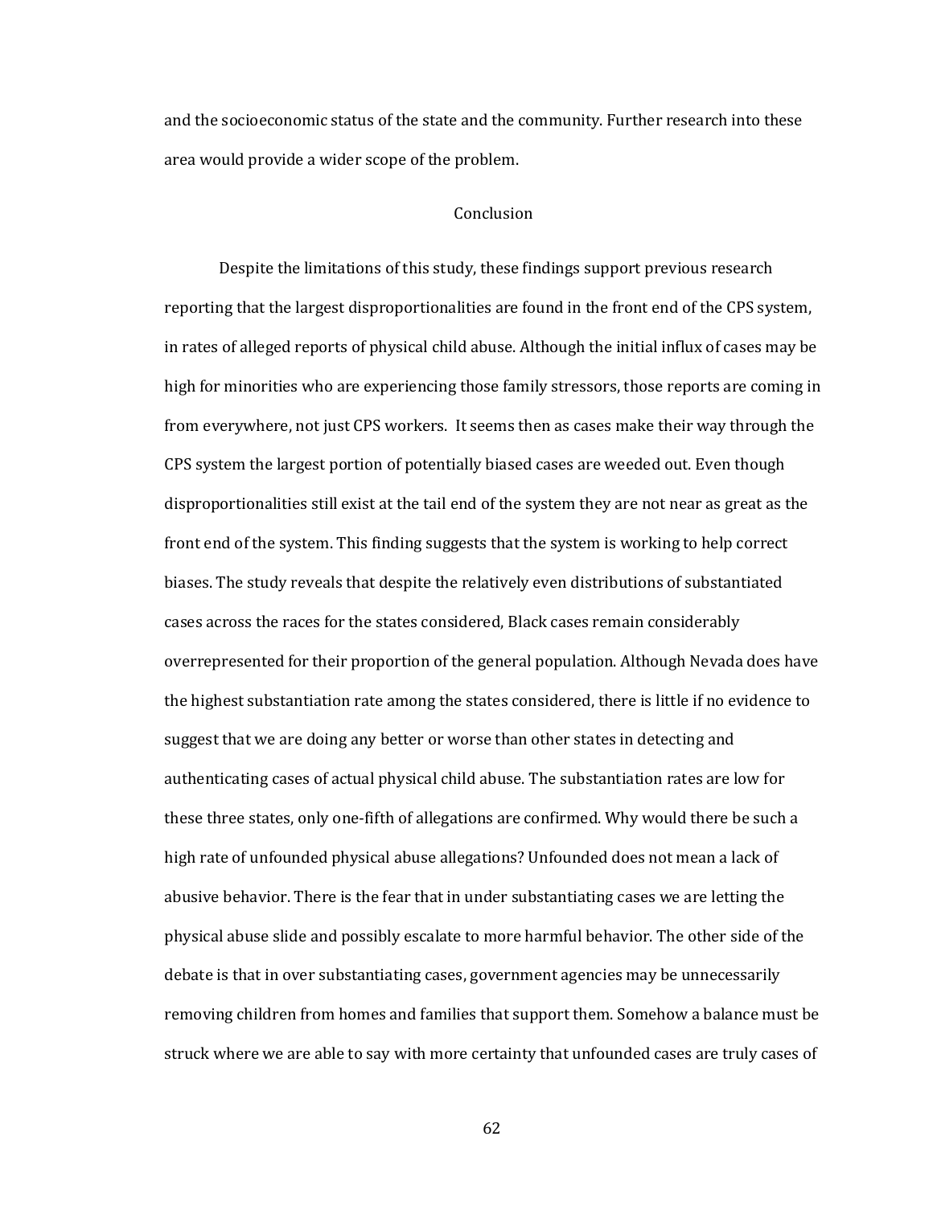and the socioeconomic status of the state and the community. Further research into these area would provide a wider scope of the problem.

## Conclusion

Despite the limitations of this study, these findings support previous research reporting that the largest disproportionalities are found in the front end of the CPS system, in rates of alleged reports of physical child abuse. Although the initial influx of cases may be high for minorities who are experiencing those family stressors, those reports are coming in from everywhere, not just CPS workers. It seems then as cases make their way through the CPS system the largest portion of potentially biased cases are weeded out. Even though disproportionalities still exist at the tail end of the system they are not near as great as the front end of the system. This finding suggests that the system is working to help correct biases. The study reveals that despite the relatively even distributions of substantiated cases across the races for the states considered, Black cases remain considerably overrepresented for their proportion of the general population. Although Nevada does have the highest substantiation rate among the states considered, there is little if no evidence to suggest that we are doing any better or worse than other states in detecting and authenticating cases of actual physical child abuse. The substantiation rates are low for these three states, only one-fifth of allegations are confirmed. Why would there be such a high rate of unfounded physical abuse allegations? Unfounded does not mean a lack of abusive behavior. There is the fear that in under substantiating cases we are letting the physical abuse slide and possibly escalate to more harmful behavior. The other side of the debate is that in over substantiating cases, government agencies may be unnecessarily removing children from homes and families that support them. Somehow a balance must be struck where we are able to say with more certainty that unfounded cases are truly cases of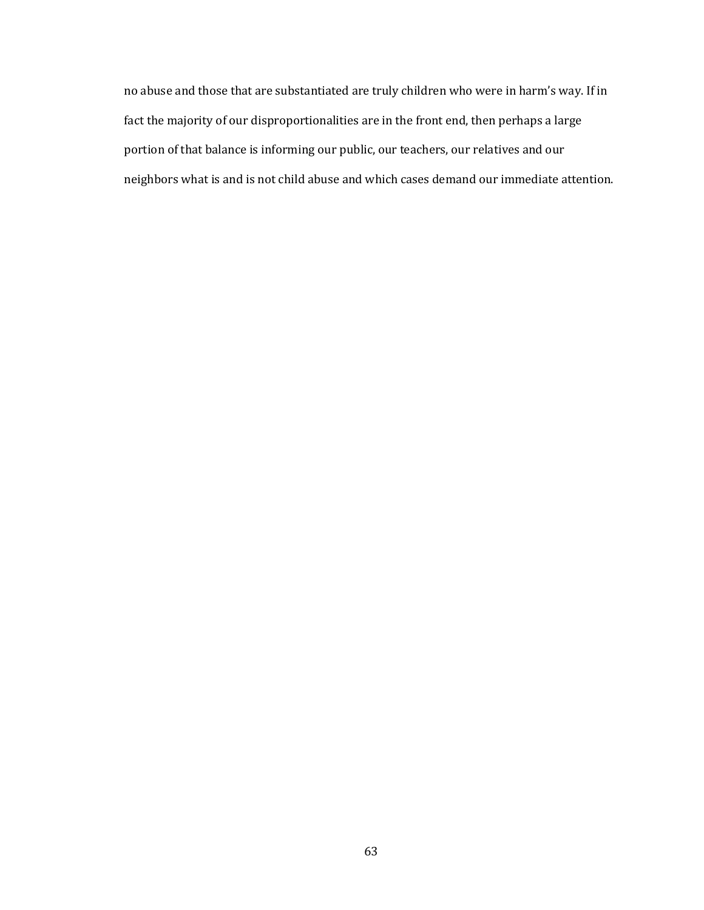no abuse and those that are substantiated are truly children who were in harm's way. If in fact the majority of our disproportionalities are in the front end, then perhaps a large portion of that balance is informing our public, our teachers, our relatives and our neighbors what is and is not child abuse and which cases demand our immediate attention.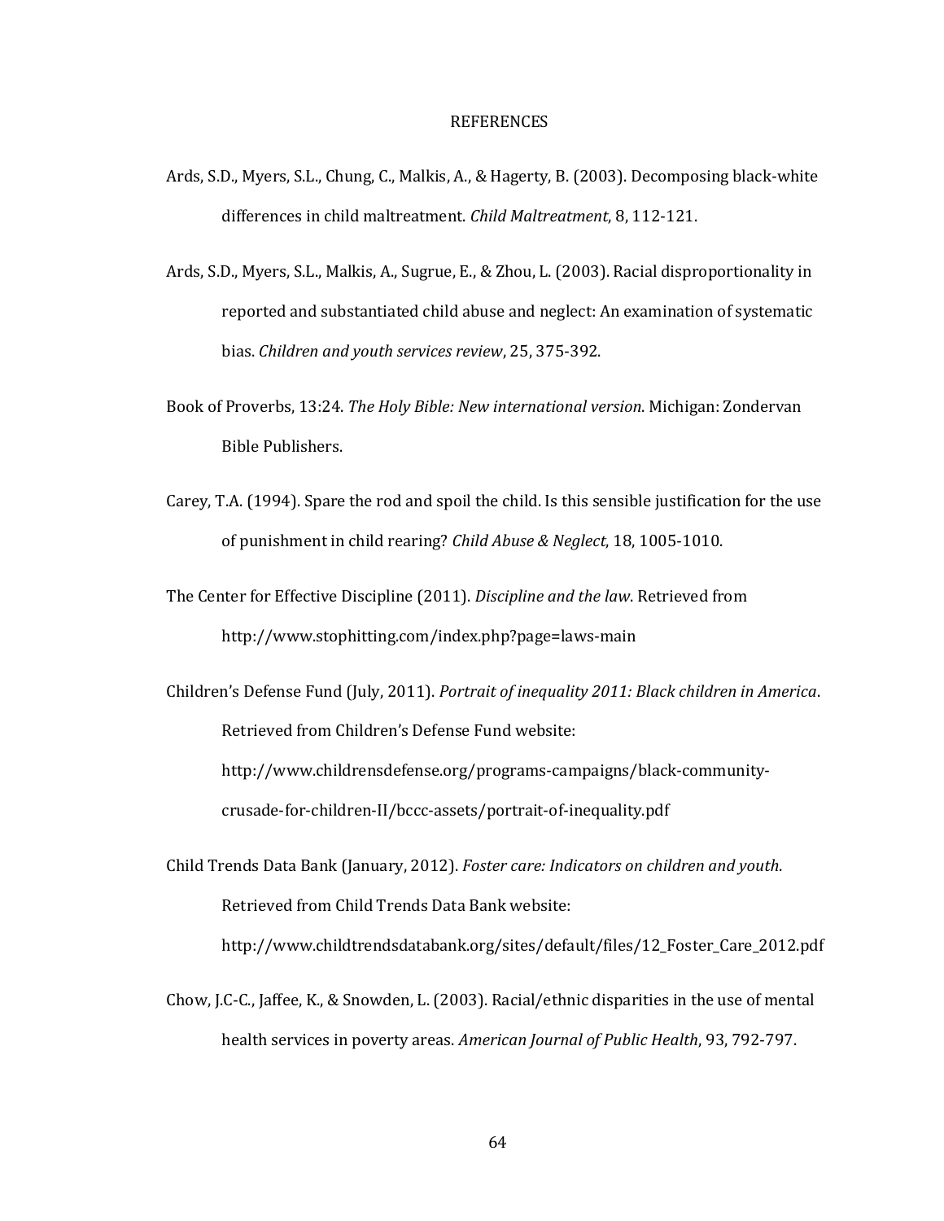# REFERENCES

Ards, S.D., Myers, S.L., Chung, C., Malkis, A., & Hagerty, B. (2003). Decomposing black-white differences in child maltreatment. *Child Maltreatment*, 8, 112-121.

Ards, S.D., Myers, S.L., Malkis, A., Sugrue, E., & Zhou, L. (2003). Racial disproportionality in reported and substantiated child abuse and neglect: An examination of systematic bias. *Children and youth services review*, 25, 375-392.

Book of Proverbs, 13:24. *The Holy Bible: New international version*. Michigan: Zondervan Bible Publishers.

Carey, T.A. (1994). Spare the rod and spoil the child. Is this sensible justification for the use of punishment in child rearing? *Child Abuse & Neglect*, 18, 1005-1010.

The Center for Effective Discipline (2011). *Discipline and the law*. Retrieved from http://www.stophitting.com/index.php?page=laws-main

Children's Defense Fund (July, 2011). *Portrait of inequality 2011: Black children in America*. Retrieved from Children's Defense Fund website: http://www.childrensdefense.org/programs-campaigns/black-community-crusade-for-children-II/bccc-assets/portrait-of-inequality.pdf

Child Trends Data Bank (January, 2012). *Foster care: Indicators on children and youth*. Retrieved from Child Trends Data Bank website: http://www.childtrendsdatabank.org/sites/default/files/12_Foster_Care_2012.pdf

Chow, J.C-C., Jaffee, K., & Snowden, L. (2003). Racial/ethnic disparities in the use of mental health services in poverty areas. *American Journal of Public Health*, 93, 792-797.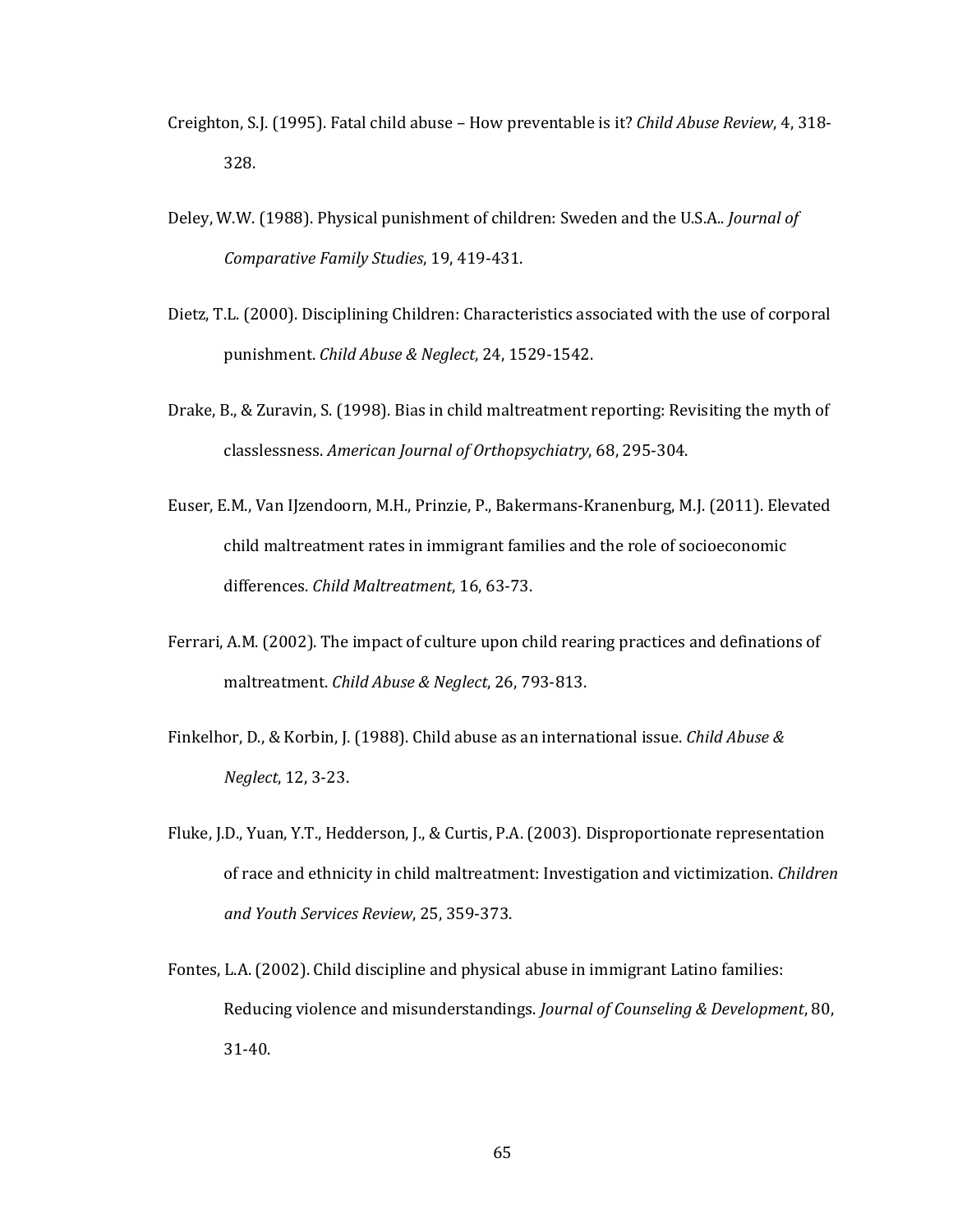Creighton, S.J. (1995). Fatal child abuse – How preventable is it? *Child Abuse Review*, 4, 318-328.

Deley, W.W. (1988). Physical punishment of children: Sweden and the U.S.A.. *Journal of Comparative Family Studies*, 19, 419-431.

Dietz, T.L. (2000). Disciplining Children: Characteristics associated with the use of corporal punishment. *Child Abuse & Neglect*, 24, 1529-1542.

Drake, B., & Zuravin, S. (1998). Bias in child maltreatment reporting: Revisiting the myth of classlessness. *American Journal of Orthopsychiatry*, 68, 295-304.

Euser, E.M., Van IJzendoorn, M.H., Prinzie, P., Bakermans-Kranenburg, M.J. (2011). Elevated child maltreatment rates in immigrant families and the role of socioeconomic differences. *Child Maltreatment*, 16, 63-73.

Ferrari, A.M. (2002). The impact of culture upon child rearing practices and definations of maltreatment. *Child Abuse & Neglect*, 26, 793-813.

Finkelhor, D., & Korbin, J. (1988). Child abuse as an international issue. *Child Abuse & Neglect*, 12, 3-23.

Fluke, J.D., Yuan, Y.T., Hedderson, J., & Curtis, P.A. (2003). Disproportionate representation of race and ethnicity in child maltreatment: Investigation and victimization. *Children and Youth Services Review*, 25, 359-373.

Fontes, L.A. (2002). Child discipline and physical abuse in immigrant Latino families: Reducing violence and misunderstandings. *Journal of Counseling & Development*, 80, 31-40.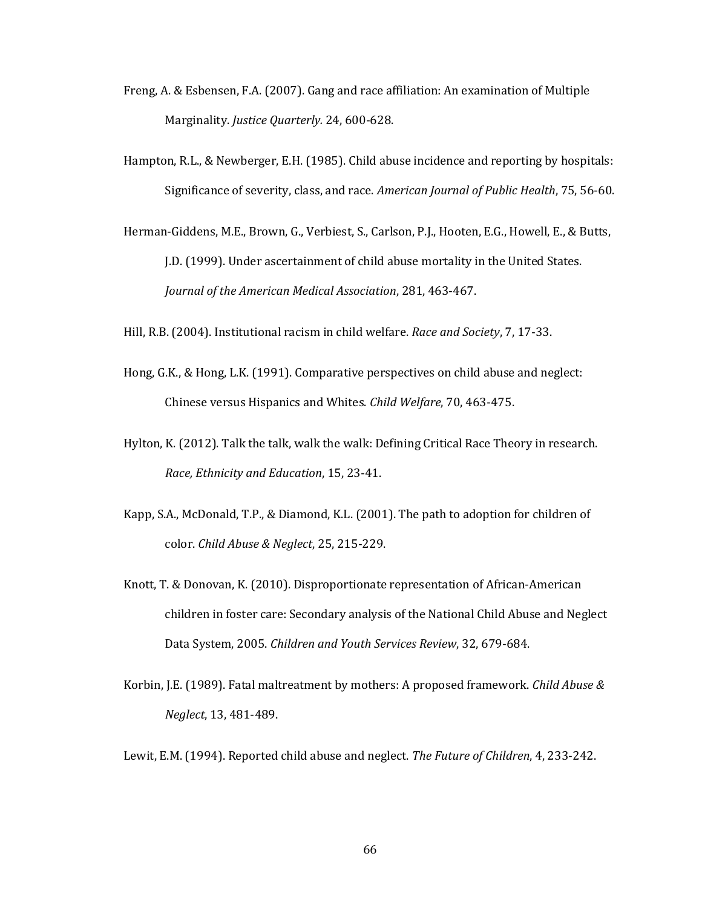Freng, A. & Esbensen, F.A. (2007). Gang and race affiliation: An examination of Multiple Marginality. *Justice Quarterly.* 24, 600-628.

Hampton, R.L., & Newberger, E.H. (1985). Child abuse incidence and reporting by hospitals: Significance of severity, class, and race. *American Journal of Public Health*, 75, 56-60.

Herman-Giddens, M.E., Brown, G., Verbiest, S., Carlson, P.J., Hooten, E.G., Howell, E., & Butts, J.D. (1999). Under ascertainment of child abuse mortality in the United States. *Journal of the American Medical Association*, 281, 463-467.

Hill, R.B. (2004). Institutional racism in child welfare. *Race and Society*, 7, 17-33.

Hong, G.K., & Hong, L.K. (1991). Comparative perspectives on child abuse and neglect: Chinese versus Hispanics and Whites. *Child Welfare*, 70, 463-475.

Hylton, K. (2012). Talk the talk, walk the walk: Defining Critical Race Theory in research. *Race, Ethnicity and Education*, 15, 23-41.

Kapp, S.A., McDonald, T.P., & Diamond, K.L. (2001). The path to adoption for children of color. *Child Abuse & Neglect*, 25, 215-229.

Knott, T. & Donovan, K. (2010). Disproportionate representation of African-American children in foster care: Secondary analysis of the National Child Abuse and Neglect Data System, 2005. *Children and Youth Services Review*, 32, 679-684.

Korbin, J.E. (1989). Fatal maltreatment by mothers: A proposed framework. *Child Abuse & Neglect*, 13, 481-489.

Lewit, E.M. (1994). Reported child abuse and neglect. *The Future of Children*, 4, 233-242.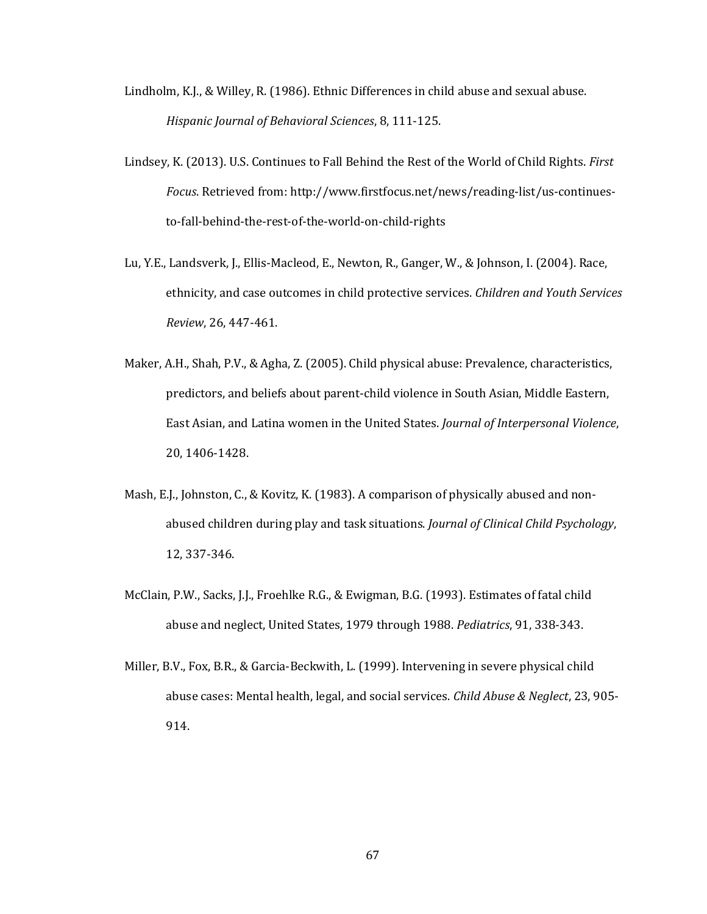Lindholm, K.J., & Willey, R. (1986). Ethnic Differences in child abuse and sexual abuse. *Hispanic Journal of Behavioral Sciences*, 8, 111-125.

Lindsey, K. (2013). U.S. Continues to Fall Behind the Rest of the World of Child Rights. *First Focus*. Retrieved from: http://www.firstfocus.net/news/reading-list/us-continues-to-fall-behind-the-rest-of-the-world-on-child-rights

Lu, Y.E., Landsverk, J., Ellis-Macleod, E., Newton, R., Ganger, W., & Johnson, I. (2004). Race, ethnicity, and case outcomes in child protective services. *Children and Youth Services Review*, 26, 447-461.

Maker, A.H., Shah, P.V., & Agha, Z. (2005). Child physical abuse: Prevalence, characteristics, predictors, and beliefs about parent-child violence in South Asian, Middle Eastern, East Asian, and Latina women in the United States. *Journal of Interpersonal Violence*, 20, 1406-1428.

Mash, E.J., Johnston, C., & Kovitz, K. (1983). A comparison of physically abused and non-abused children during play and task situations. *Journal of Clinical Child Psychology*, 12, 337-346.

McClain, P.W., Sacks, J.J., Froehlke R.G., & Ewigman, B.G. (1993). Estimates of fatal child abuse and neglect, United States, 1979 through 1988. *Pediatrics*, 91, 338-343.

Miller, B.V., Fox, B.R., & Garcia-Beckwith, L. (1999). Intervening in severe physical child abuse cases: Mental health, legal, and social services. *Child Abuse & Neglect*, 23, 905-914.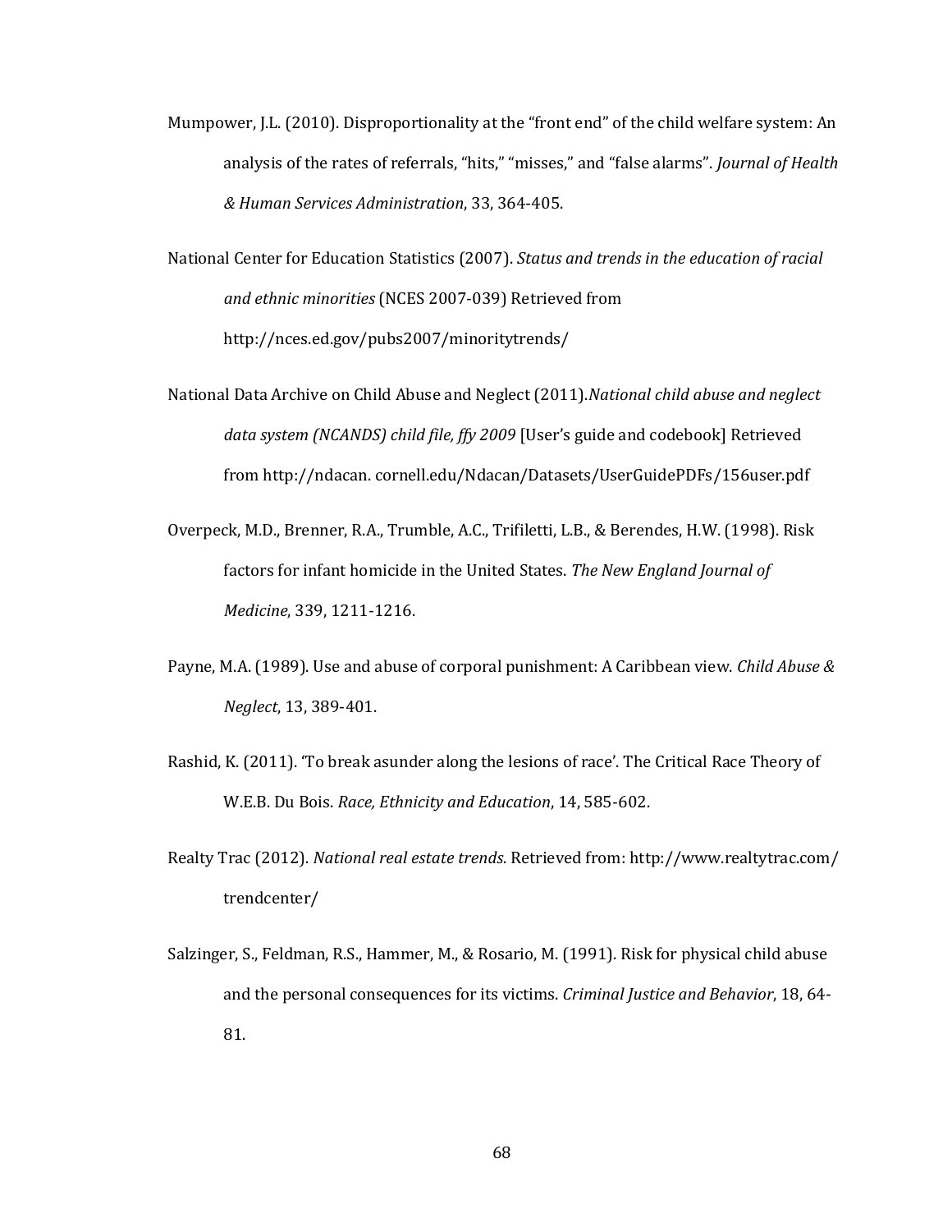Mumpower, J.L. (2010). Disproportionality at the "front end" of the child welfare system: An analysis of the rates of referrals, "hits," "misses," and "false alarms". *Journal of Health & Human Services Administration*, 33, 364-405.

National Center for Education Statistics (2007). *Status and trends in the education of racial and ethnic minorities* (NCES 2007-039) Retrieved from http://nces.ed.gov/pubs2007/minoritytrends/

National Data Archive on Child Abuse and Neglect (2011).*National child abuse and neglect data system (NCANDS) child file, ffy 2009* [User's guide and codebook] Retrieved from http://ndacan. cornell.edu/Ndacan/Datasets/UserGuidePDFs/156user.pdf

Overpeck, M.D., Brenner, R.A., Trumble, A.C., Trifiletti, L.B., & Berendes, H.W. (1998). Risk factors for infant homicide in the United States. *The New England Journal of Medicine*, 339, 1211-1216.

Payne, M.A. (1989). Use and abuse of corporal punishment: A Caribbean view. *Child Abuse & Neglect*, 13, 389-401.

Rashid, K. (2011). 'To break asunder along the lesions of race'. The Critical Race Theory of W.E.B. Du Bois. *Race, Ethnicity and Education*, 14, 585-602.

Realty Trac (2012). *National real estate trends*. Retrieved from: http://www.realtytrac.com/ trendcenter/

Salzinger, S., Feldman, R.S., Hammer, M., & Rosario, M. (1991). Risk for physical child abuse and the personal consequences for its victims. *Criminal Justice and Behavior*, 18, 64-81.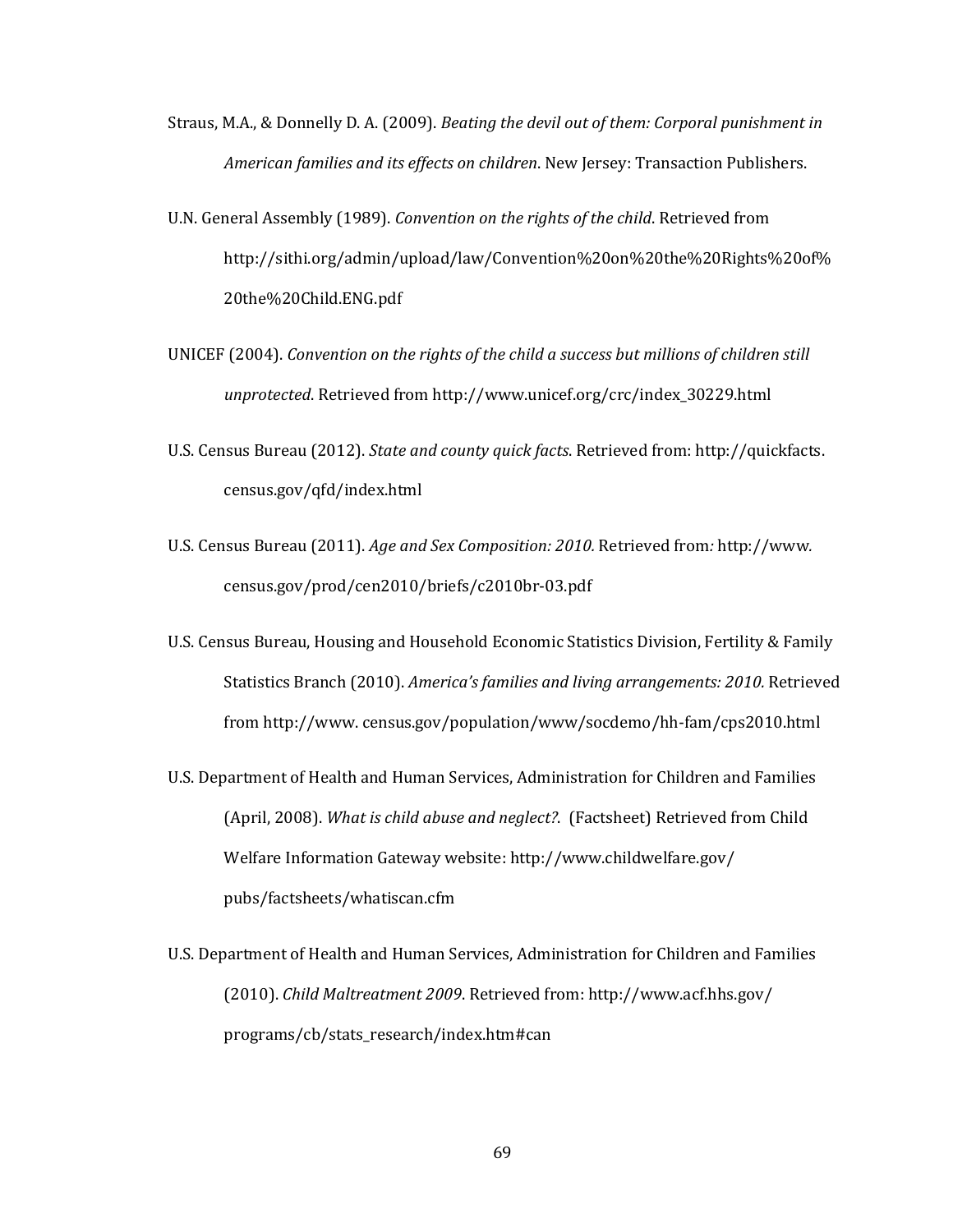Straus, M.A., & Donnelly D. A. (2009). *Beating the devil out of them: Corporal punishment in American families and its effects on children*. New Jersey: Transaction Publishers.

U.N. General Assembly (1989). *Convention on the rights of the child*. Retrieved from http://sithi.org/admin/upload/law/Convention%20on%20the%20Rights%20of%20the%20Child.ENG.pdf

UNICEF (2004). *Convention on the rights of the child a success but millions of children still unprotected*. Retrieved from http://www.unicef.org/crc/index_30229.html

U.S. Census Bureau (2012). *State and county quick facts*. Retrieved from: http://quickfacts.census.gov/qfd/index.html

U.S. Census Bureau (2011). *Age and Sex Composition: 2010.* Retrieved from*:* http://www.census.gov/prod/cen2010/briefs/c2010br-03.pdf

U.S. Census Bureau, Housing and Household Economic Statistics Division, Fertility & Family Statistics Branch (2010). *America's families and living arrangements: 2010.* Retrieved from http://www. census.gov/population/www/socdemo/hh-fam/cps2010.html

U.S. Department of Health and Human Services, Administration for Children and Families (April, 2008). *What is child abuse and neglect?*. (Factsheet) Retrieved from Child Welfare Information Gateway website: http://www.childwelfare.gov/pubs/factsheets/whatiscan.cfm

U.S. Department of Health and Human Services, Administration for Children and Families (2010). *Child Maltreatment 2009*. Retrieved from: http://www.acf.hhs.gov/programs/cb/stats_research/index.htm#can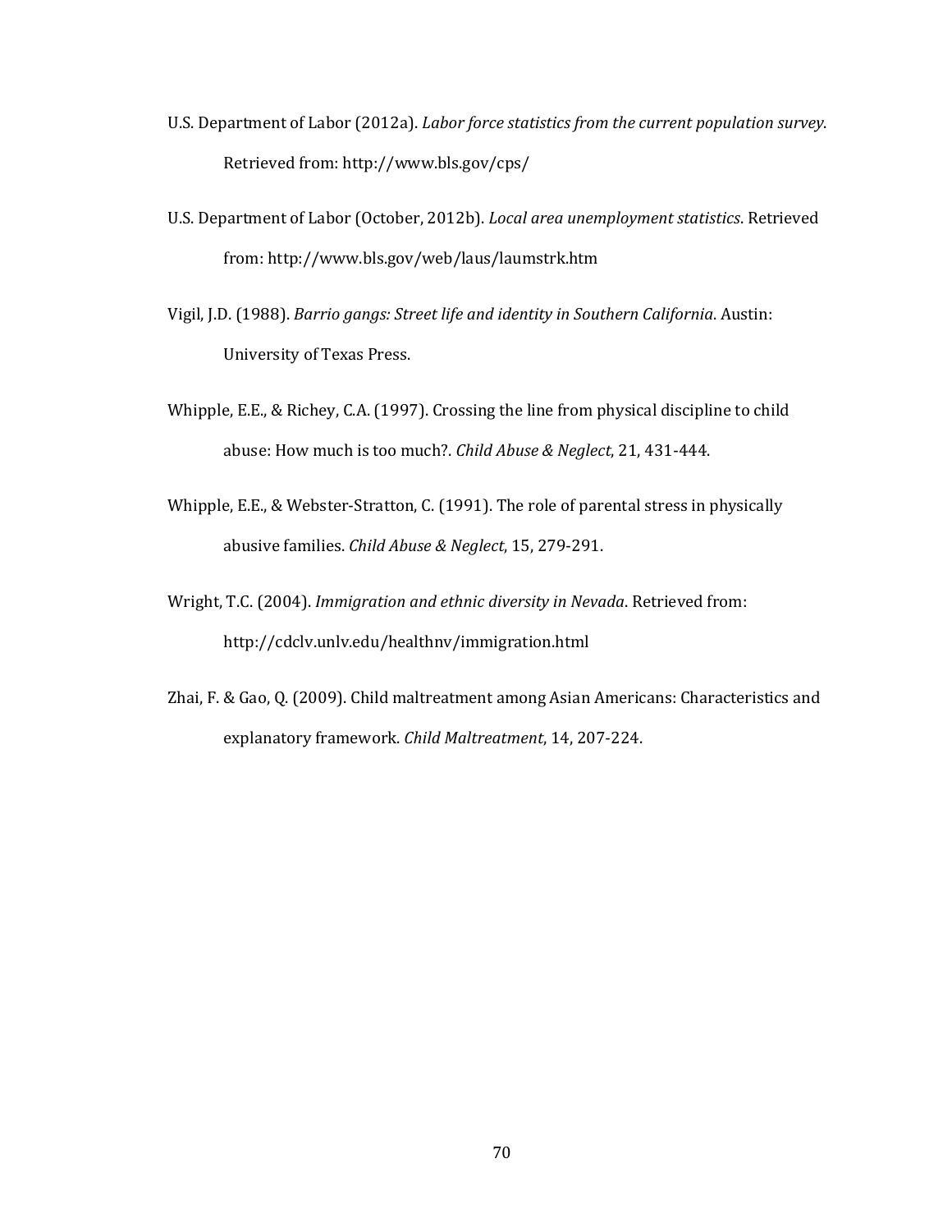U.S. Department of Labor (2012a). *Labor force statistics from the current population survey.* Retrieved from: http://www.bls.gov/cps/

U.S. Department of Labor (October, 2012b). *Local area unemployment statistics*. Retrieved from: http://www.bls.gov/web/laus/laumstrk.htm

Vigil, J.D. (1988). *Barrio gangs: Street life and identity in Southern California*. Austin: University of Texas Press.

Whipple, E.E., & Richey, C.A. (1997). Crossing the line from physical discipline to child abuse: How much is too much?. *Child Abuse & Neglect*, 21, 431-444.

Whipple, E.E., & Webster-Stratton, C. (1991). The role of parental stress in physically abusive families. *Child Abuse & Neglect*, 15, 279-291.

Wright, T.C. (2004). *Immigration and ethnic diversity in Nevada*. Retrieved from: http://cdclv.unlv.edu/healthnv/immigration.html

Zhai, F. & Gao, Q. (2009). Child maltreatment among Asian Americans: Characteristics and explanatory framework. *Child Maltreatment*, 14, 207-224.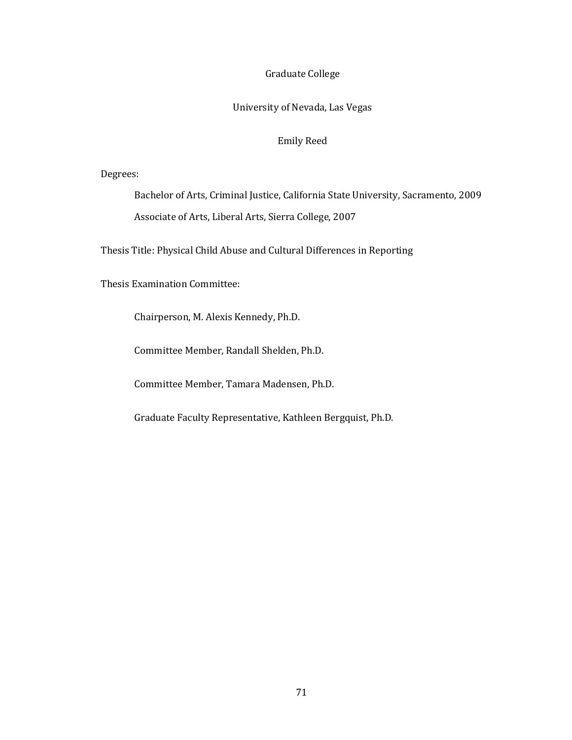Graduate College

University of Nevada, Las Vegas

Emily Reed

Degrees:

Bachelor of Arts, Criminal Justice, California State University, Sacramento, 2009

Associate of Arts, Liberal Arts, Sierra College, 2007

Thesis Title: Physical Child Abuse and Cultural Differences in Reporting

Thesis Examination Committee:

Chairperson, M. Alexis Kennedy, Ph.D.

Committee Member, Randall Shelden, Ph.D.

Committee Member, Tamara Madensen, Ph.D.

Graduate Faculty Representative, Kathleen Bergquist, Ph.D.